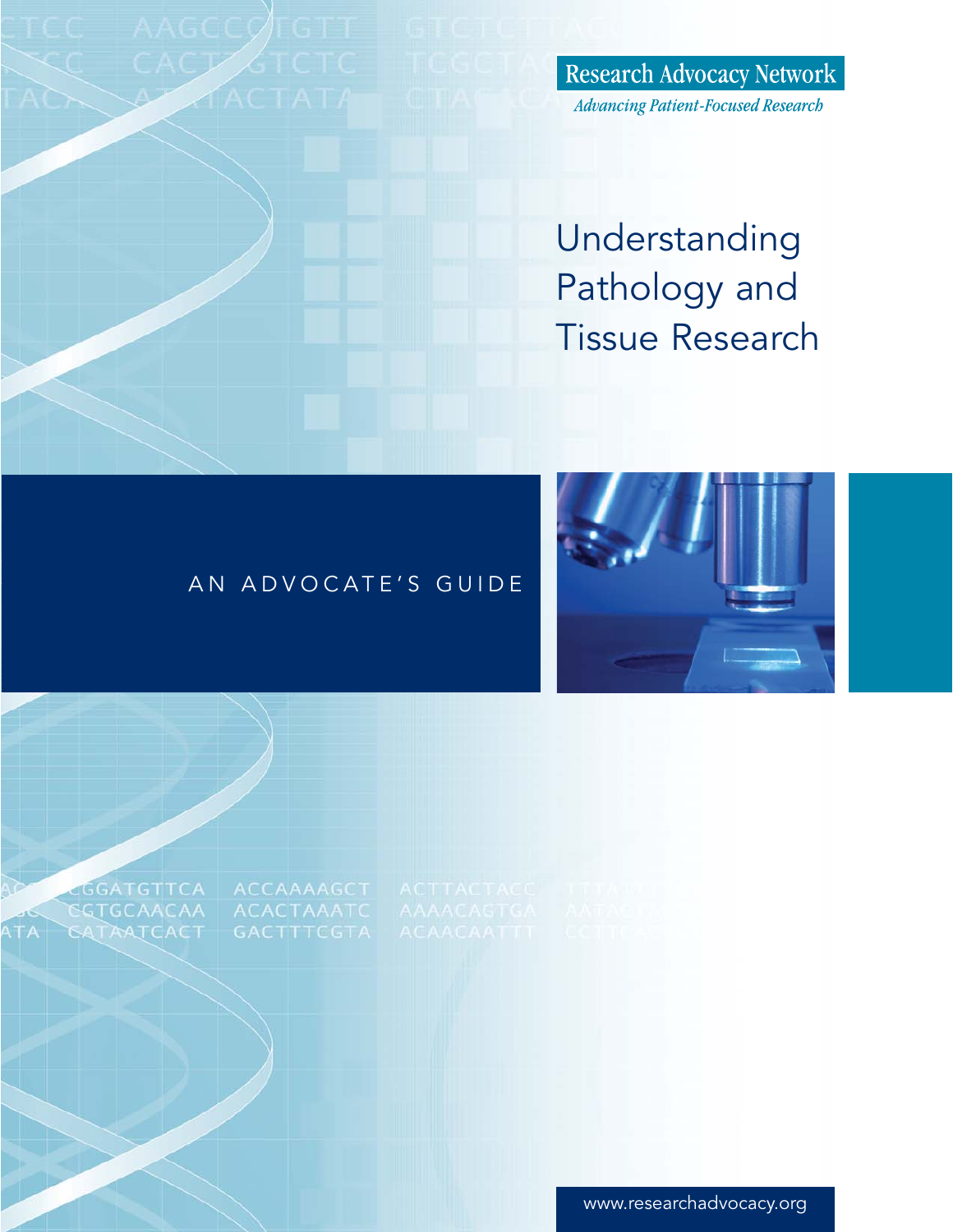Research Advocacy Network

*Advancing Patient-Focused Research*

# Understanding Pathology and Tissue Research

AN ADVOCATE'S GUIDE

www.researchadvocacy.org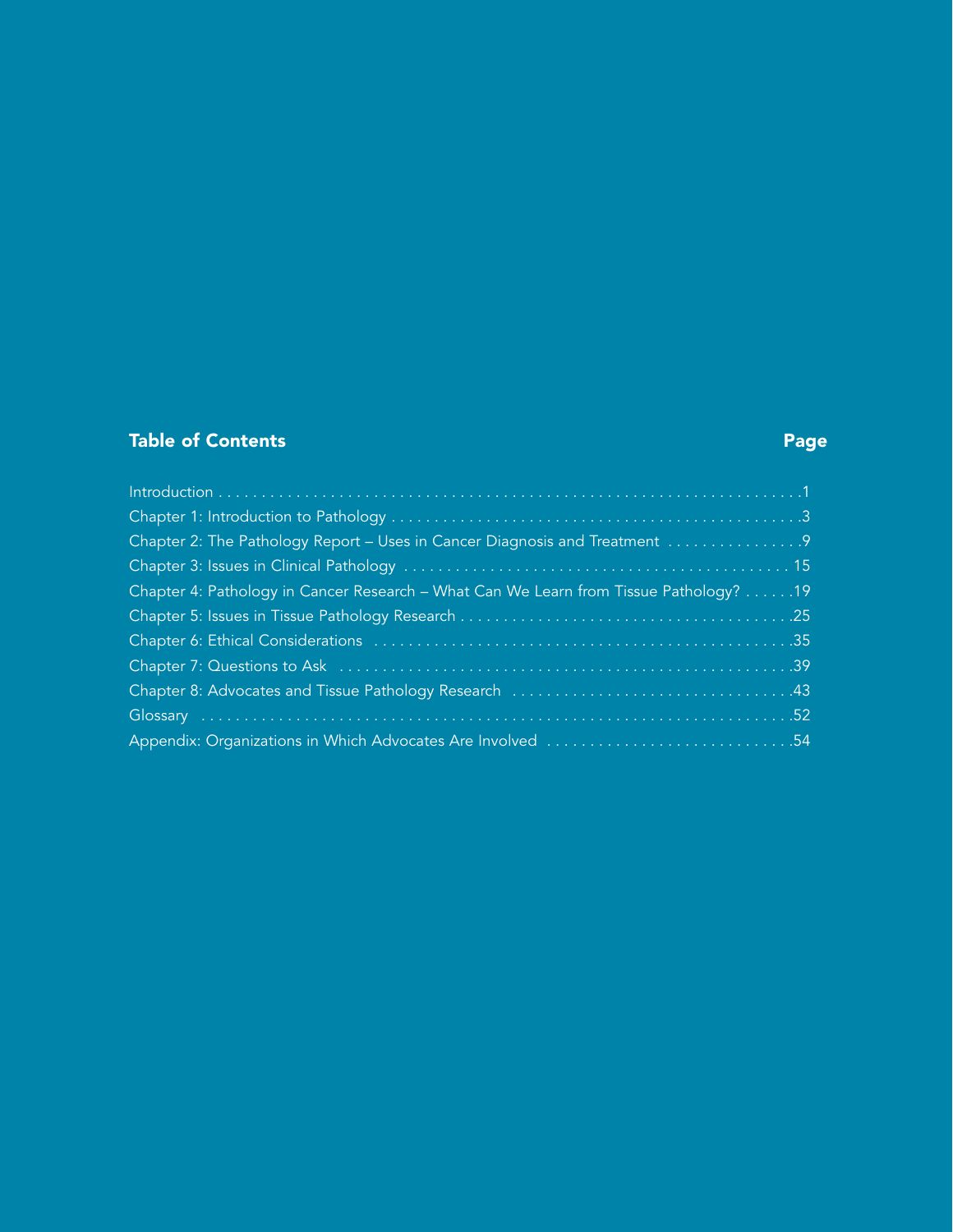## Table of Contents

| | Page |
|---|---|
| Introduction | 1 |
| Chapter 1: Introduction to Pathology | 3 |
| Chapter 2: The Pathology Report – Uses in Cancer Diagnosis and Treatment | 9 |
| Chapter 3: Issues in Clinical Pathology | 15 |
| Chapter 4: Pathology in Cancer Research – What Can We Learn from Tissue Pathology? | 19 |
| Chapter 5: Issues in Tissue Pathology Research | 25 |
| Chapter 6: Ethical Considerations | 35 |
| Chapter 7: Questions to Ask | 39 |
| Chapter 8: Advocates and Tissue Pathology Research | 43 |
| Glossary | 52 |
| Appendix: Organizations in Which Advocates Are Involved | 54 |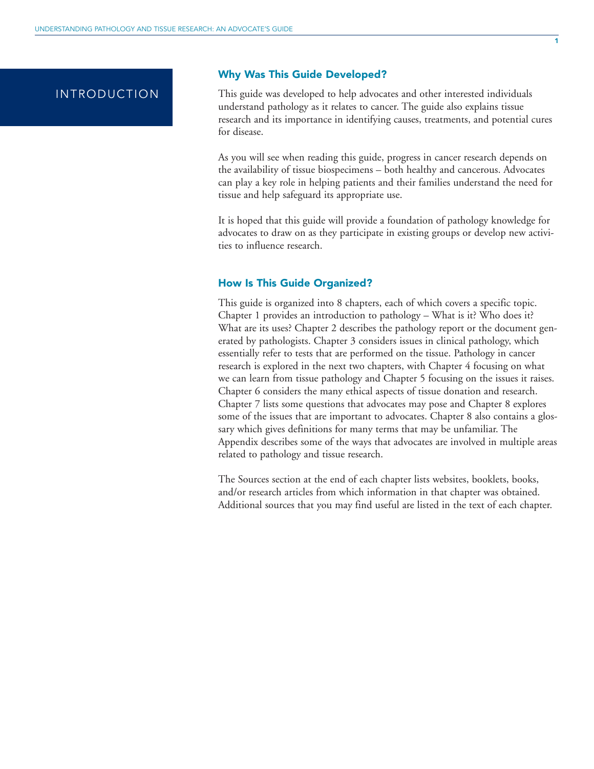# INTRODUCTION

## Why Was This Guide Developed?

This guide was developed to help advocates and other interested individuals understand pathology as it relates to cancer. The guide also explains tissue research and its importance in identifying causes, treatments, and potential cures for disease.

As you will see when reading this guide, progress in cancer research depends on the availability of tissue biospecimens – both healthy and cancerous. Advocates can play a key role in helping patients and their families understand the need for tissue and help safeguard its appropriate use.

It is hoped that this guide will provide a foundation of pathology knowledge for advocates to draw on as they participate in existing groups or develop new activities to influence research.

## How Is This Guide Organized?

This guide is organized into 8 chapters, each of which covers a specific topic. Chapter 1 provides an introduction to pathology – What is it? Who does it? What are its uses? Chapter 2 describes the pathology report or the document generated by pathologists. Chapter 3 considers issues in clinical pathology, which essentially refer to tests that are performed on the tissue. Pathology in cancer research is explored in the next two chapters, with Chapter 4 focusing on what we can learn from tissue pathology and Chapter 5 focusing on the issues it raises. Chapter 6 considers the many ethical aspects of tissue donation and research. Chapter 7 lists some questions that advocates may pose and Chapter 8 explores some of the issues that are important to advocates. Chapter 8 also contains a glossary which gives definitions for many terms that may be unfamiliar. The Appendix describes some of the ways that advocates are involved in multiple areas related to pathology and tissue research.

The Sources section at the end of each chapter lists websites, booklets, books, and/or research articles from which information in that chapter was obtained. Additional sources that you may find useful are listed in the text of each chapter.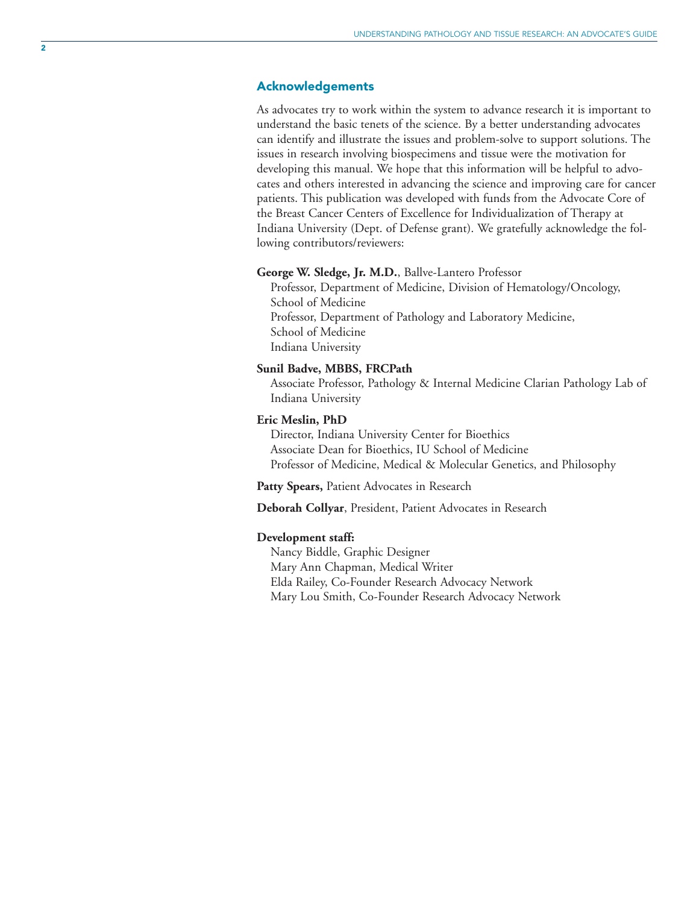## Acknowledgements

As advocates try to work within the system to advance research it is important to understand the basic tenets of the science. By a better understanding advocates can identify and illustrate the issues and problem-solve to support solutions. The issues in research involving biospecimens and tissue were the motivation for developing this manual. We hope that this information will be helpful to advocates and others interested in advancing the science and improving care for cancer patients. This publication was developed with funds from the Advocate Core of the Breast Cancer Centers of Excellence for Individualization of Therapy at Indiana University (Dept. of Defense grant). We gratefully acknowledge the following contributors/reviewers:

**George W. Sledge, Jr. M.D.**, Ballve-Lantero Professor
Professor, Department of Medicine, Division of Hematology/Oncology, School of Medicine
Professor, Department of Pathology and Laboratory Medicine, School of Medicine
Indiana University

**Sunil Badve, MBBS, FRCPath**
Associate Professor, Pathology & Internal Medicine Clarian Pathology Lab of Indiana University

**Eric Meslin, PhD**
Director, Indiana University Center for Bioethics
Associate Dean for Bioethics, IU School of Medicine
Professor of Medicine, Medical & Molecular Genetics, and Philosophy

**Patty Spears,** Patient Advocates in Research

**Deborah Collyar**, President, Patient Advocates in Research

**Development staff:**
Nancy Biddle, Graphic Designer
Mary Ann Chapman, Medical Writer
Elda Railey, Co-Founder Research Advocacy Network
Mary Lou Smith, Co-Founder Research Advocacy Network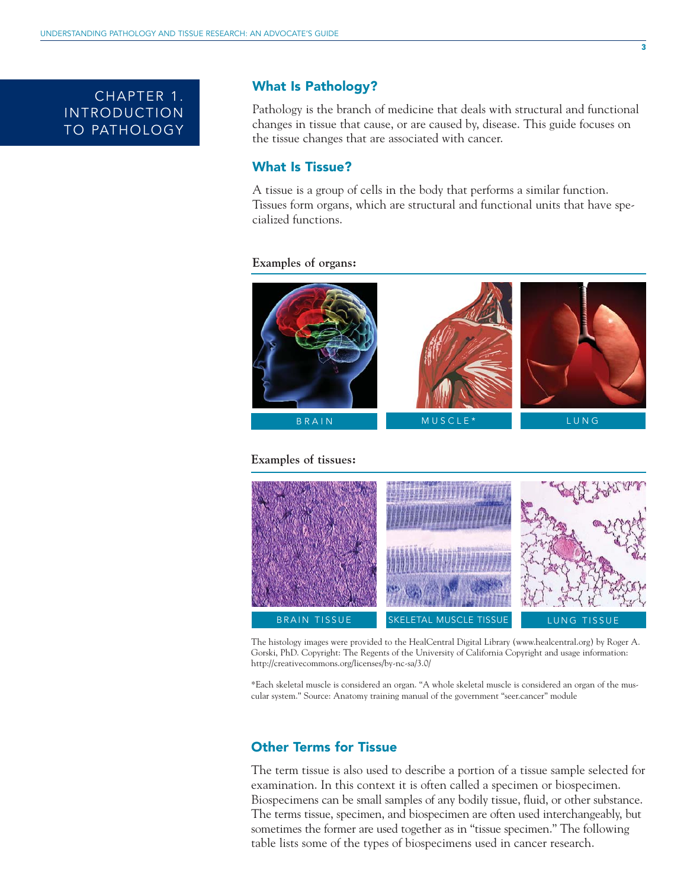# CHAPTER 1. INTRODUCTION TO PATHOLOGY

## What Is Pathology?

Pathology is the branch of medicine that deals with structural and functional changes in tissue that cause, or are caused by, disease. This guide focuses on the tissue changes that are associated with cancer.

## What Is Tissue?

A tissue is a group of cells in the body that performs a similar function. Tissues form organs, which are structural and functional units that have specialized functions.

**Examples of organs:**

BRAIN

MUSCLE*

LUNG

**Examples of tissues:**

BRAIN TISSUE

SKELETAL MUSCLE TISSUE

LUNG TISSUE

The histology images were provided to the HealCentral Digital Library (www.healcentral.org) by Roger A. Gorski, PhD. Copyright: The Regents of the University of California Copyright and usage information: http://creativecommons.org/licenses/by-nc-sa/3.0/

*Each skeletal muscle is considered an organ. "A whole skeletal muscle is considered an organ of the muscular system." Source: Anatomy training manual of the government "seer.cancer" module

## Other Terms for Tissue

The term tissue is also used to describe a portion of a tissue sample selected for examination. In this context it is often called a specimen or biospecimen. Biospecimens can be small samples of any bodily tissue, fluid, or other substance. The terms tissue, specimen, and biospecimen are often used interchangeably, but sometimes the former are used together as in "tissue specimen." The following table lists some of the types of biospecimens used in cancer research.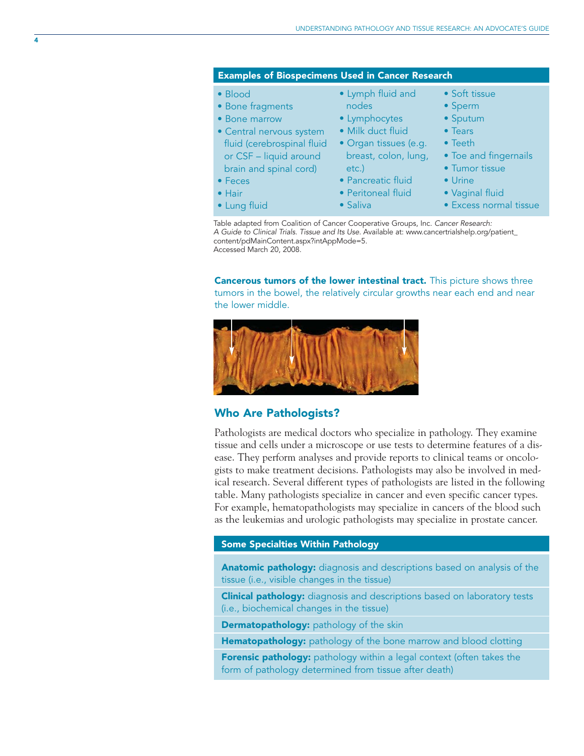### Examples of Biospecimens Used in Cancer Research

- Blood
- Bone fragments
- Bone marrow
- Central nervous system fluid (cerebrospinal fluid or CSF – liquid around brain and spinal cord)
- Feces
- Hair
- Lung fluid
- Lymph fluid and nodes
- Lymphocytes
- Milk duct fluid
- Organ tissues (e.g. breast, colon, lung, etc.)
- Pancreatic fluid
- Peritoneal fluid
- Saliva
- Soft tissue
- Sperm
- Sputum
- Tears
- Teeth
- Toe and fingernails
- Tumor tissue
- Urine
- Vaginal fluid
- Excess normal tissue

Table adapted from Coalition of Cancer Cooperative Groups, Inc. *Cancer Research: A Guide to Clinical Trials. Tissue and Its Use.* Available at: www.cancertrialshelp.org/patient_content/pdMainContent.aspx?intAppMode=5. Accessed March 20, 2008.

**Cancerous tumors of the lower intestinal tract.** This picture shows three tumors in the bowel, the relatively circular growths near each end and near the lower middle.

## Who Are Pathologists?

Pathologists are medical doctors who specialize in pathology. They examine tissue and cells under a microscope or use tests to determine features of a disease. They perform analyses and provide reports to clinical teams or oncologists to make treatment decisions. Pathologists may also be involved in medical research. Several different types of pathologists are listed in the following table. Many pathologists specialize in cancer and even specific cancer types. For example, hematopathologists may specialize in cancers of the blood such as the leukemias and urologic pathologists may specialize in prostate cancer.

### Some Specialties Within Pathology

**Anatomic pathology:** diagnosis and descriptions based on analysis of the tissue (i.e., visible changes in the tissue)

**Clinical pathology:** diagnosis and descriptions based on laboratory tests (i.e., biochemical changes in the tissue)

**Dermatopathology:** pathology of the skin

**Hematopathology:** pathology of the bone marrow and blood clotting

**Forensic pathology:** pathology within a legal context (often takes the form of pathology determined from tissue after death)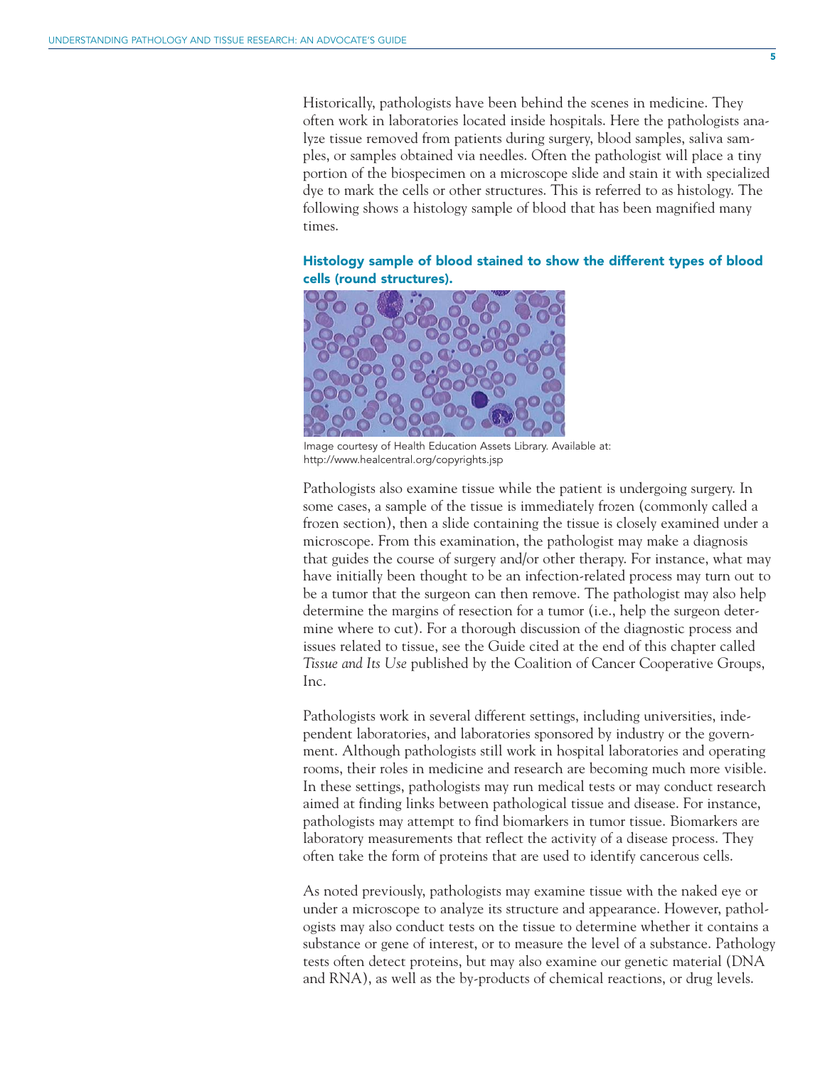Historically, pathologists have been behind the scenes in medicine. They often work in laboratories located inside hospitals. Here the pathologists analyze tissue removed from patients during surgery, blood samples, saliva samples, or samples obtained via needles. Often the pathologist will place a tiny portion of the biospecimen on a microscope slide and stain it with specialized dye to mark the cells or other structures. This is referred to as histology. The following shows a histology sample of blood that has been magnified many times.

**Histology sample of blood stained to show the different types of blood cells (round structures).**

Image courtesy of Health Education Assets Library. Available at: http://www.healcentral.org/copyrights.jsp

Pathologists also examine tissue while the patient is undergoing surgery. In some cases, a sample of the tissue is immediately frozen (commonly called a frozen section), then a slide containing the tissue is closely examined under a microscope. From this examination, the pathologist may make a diagnosis that guides the course of surgery and/or other therapy. For instance, what may have initially been thought to be an infection-related process may turn out to be a tumor that the surgeon can then remove. The pathologist may also help determine the margins of resection for a tumor (i.e., help the surgeon determine where to cut). For a thorough discussion of the diagnostic process and issues related to tissue, see the Guide cited at the end of this chapter called *Tissue and Its Use* published by the Coalition of Cancer Cooperative Groups, Inc.

Pathologists work in several different settings, including universities, independent laboratories, and laboratories sponsored by industry or the government. Although pathologists still work in hospital laboratories and operating rooms, their roles in medicine and research are becoming much more visible. In these settings, pathologists may run medical tests or may conduct research aimed at finding links between pathological tissue and disease. For instance, pathologists may attempt to find biomarkers in tumor tissue. Biomarkers are laboratory measurements that reflect the activity of a disease process. They often take the form of proteins that are used to identify cancerous cells.

As noted previously, pathologists may examine tissue with the naked eye or under a microscope to analyze its structure and appearance. However, pathologists may also conduct tests on the tissue to determine whether it contains a substance or gene of interest, or to measure the level of a substance. Pathology tests often detect proteins, but may also examine our genetic material (DNA and RNA), as well as the by-products of chemical reactions, or drug levels.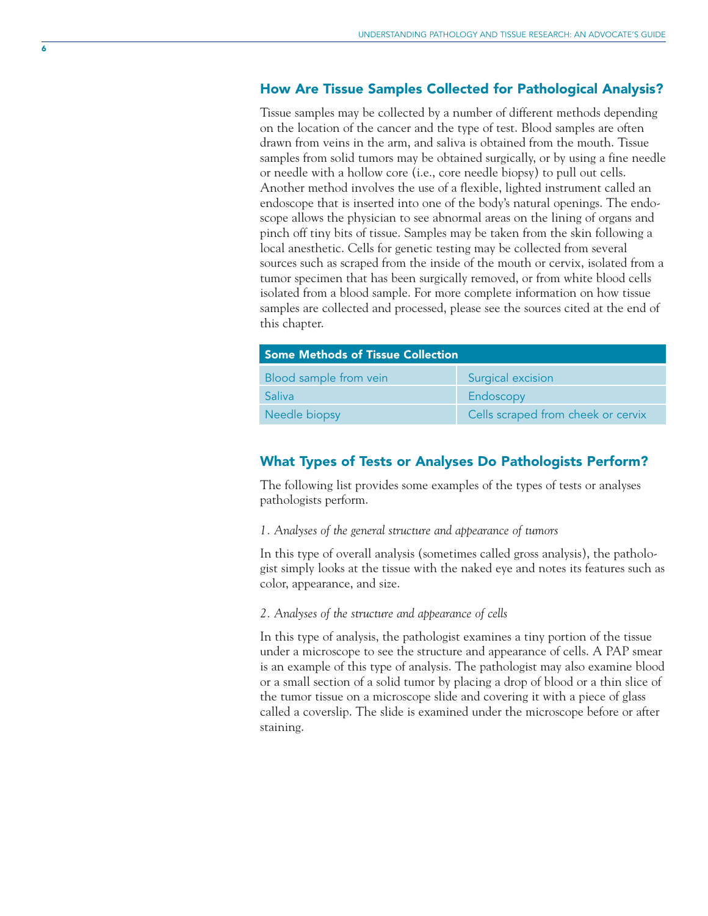## How Are Tissue Samples Collected for Pathological Analysis?

Tissue samples may be collected by a number of different methods depending on the location of the cancer and the type of test. Blood samples are often drawn from veins in the arm, and saliva is obtained from the mouth. Tissue samples from solid tumors may be obtained surgically, or by using a fine needle or needle with a hollow core (i.e., core needle biopsy) to pull out cells. Another method involves the use of a flexible, lighted instrument called an endoscope that is inserted into one of the body's natural openings. The endoscope allows the physician to see abnormal areas on the lining of organs and pinch off tiny bits of tissue. Samples may be taken from the skin following a local anesthetic. Cells for genetic testing may be collected from several sources such as scraped from the inside of the mouth or cervix, isolated from a tumor specimen that has been surgically removed, or from white blood cells isolated from a blood sample. For more complete information on how tissue samples are collected and processed, please see the sources cited at the end of this chapter.

| Some Methods of Tissue Collection | |
|---|---|
| Blood sample from vein | Surgical excision |
| Saliva | Endoscopy |
| Needle biopsy | Cells scraped from cheek or cervix |

## What Types of Tests or Analyses Do Pathologists Perform?

The following list provides some examples of the types of tests or analyses pathologists perform.

*1. Analyses of the general structure and appearance of tumors*

In this type of overall analysis (sometimes called gross analysis), the pathologist simply looks at the tissue with the naked eye and notes its features such as color, appearance, and size.

*2. Analyses of the structure and appearance of cells*

In this type of analysis, the pathologist examines a tiny portion of the tissue under a microscope to see the structure and appearance of cells. A PAP smear is an example of this type of analysis. The pathologist may also examine blood or a small section of a solid tumor by placing a drop of blood or a thin slice of the tumor tissue on a microscope slide and covering it with a piece of glass called a coverslip. The slide is examined under the microscope before or after staining.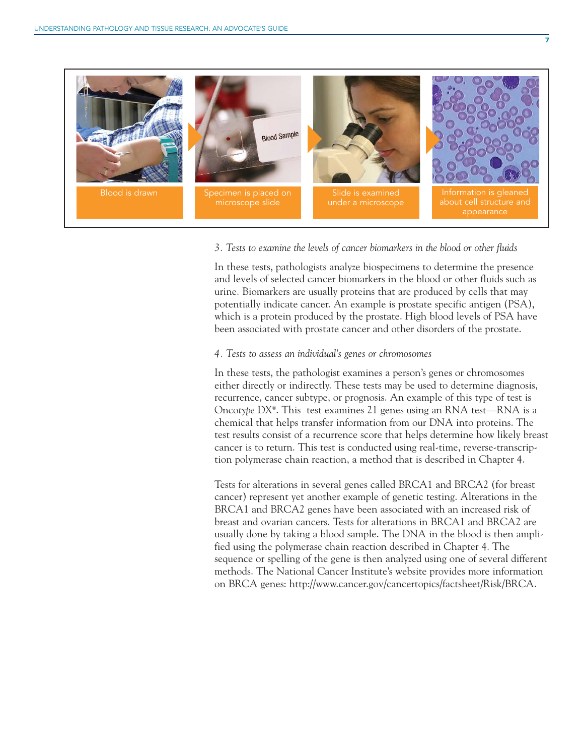Blood is drawn → Specimen is placed on microscope slide → Slide is examined under a microscope → Information is gleaned about cell structure and appearance

*3. Tests to examine the levels of cancer biomarkers in the blood or other fluids*

In these tests, pathologists analyze biospecimens to determine the presence and levels of selected cancer biomarkers in the blood or other fluids such as urine. Biomarkers are usually proteins that are produced by cells that may potentially indicate cancer. An example is prostate specific antigen (PSA), which is a protein produced by the prostate. High blood levels of PSA have been associated with prostate cancer and other disorders of the prostate.

*4. Tests to assess an individual's genes or chromosomes*

In these tests, the pathologist examines a person's genes or chromosomes either directly or indirectly. These tests may be used to determine diagnosis, recurrence, cancer subtype, or prognosis. An example of this type of test is Onco*type* DX®. This test examines 21 genes using an RNA test—RNA is a chemical that helps transfer information from our DNA into proteins. The test results consist of a recurrence score that helps determine how likely breast cancer is to return. This test is conducted using real-time, reverse-transcription polymerase chain reaction, a method that is described in Chapter 4.

Tests for alterations in several genes called BRCA1 and BRCA2 (for breast cancer) represent yet another example of genetic testing. Alterations in the BRCA1 and BRCA2 genes have been associated with an increased risk of breast and ovarian cancers. Tests for alterations in BRCA1 and BRCA2 are usually done by taking a blood sample. The DNA in the blood is then amplified using the polymerase chain reaction described in Chapter 4. The sequence or spelling of the gene is then analyzed using one of several different methods. The National Cancer Institute's website provides more information on BRCA genes: http://www.cancer.gov/cancertopics/factsheet/Risk/BRCA.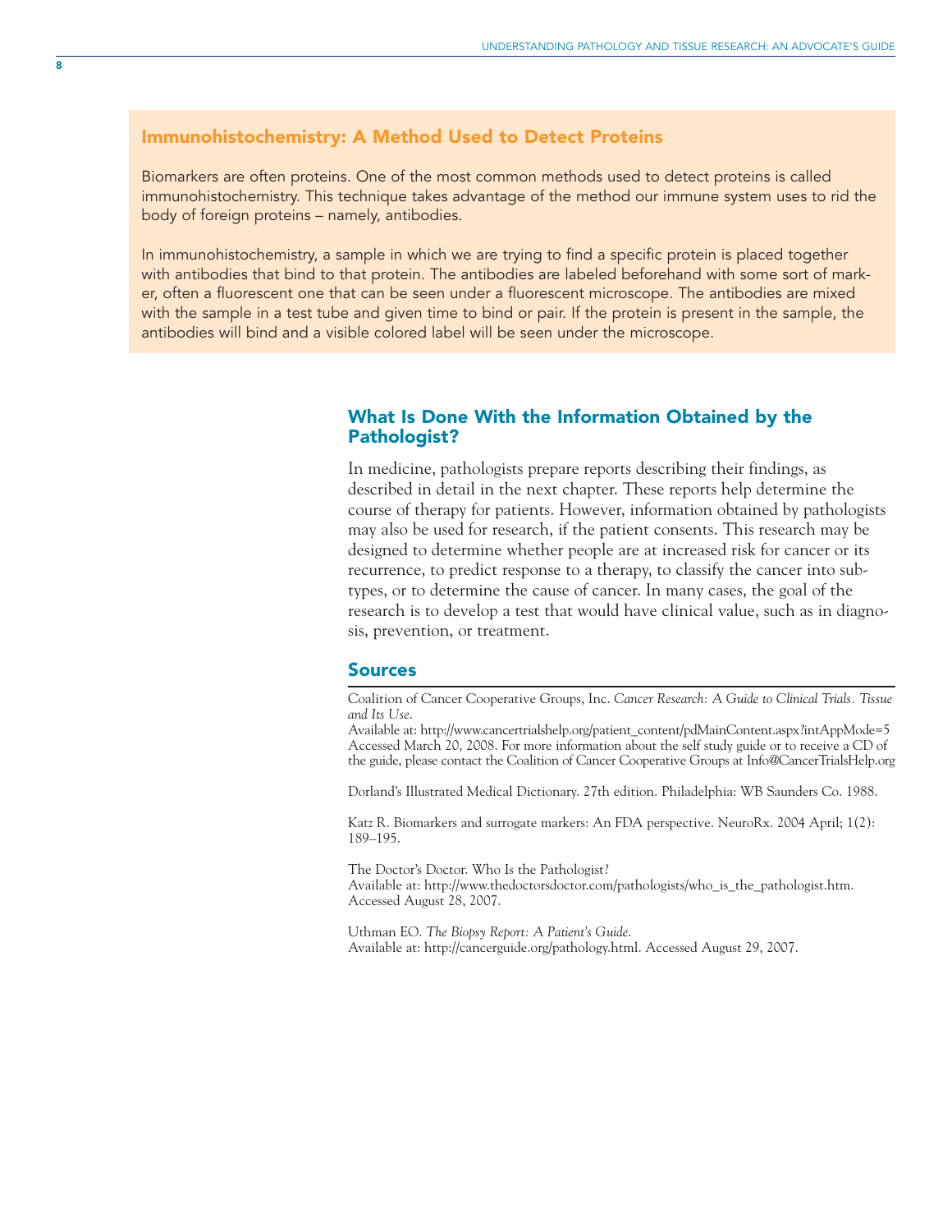## Immunohistochemistry: A Method Used to Detect Proteins

Biomarkers are often proteins. One of the most common methods used to detect proteins is called immunohistochemistry. This technique takes advantage of the method our immune system uses to rid the body of foreign proteins – namely, antibodies.

In immunohistochemistry, a sample in which we are trying to find a specific protein is placed together with antibodies that bind to that protein. The antibodies are labeled beforehand with some sort of marker, often a fluorescent one that can be seen under a fluorescent microscope. The antibodies are mixed with the sample in a test tube and given time to bind or pair. If the protein is present in the sample, the antibodies will bind and a visible colored label will be seen under the microscope.

## What Is Done With the Information Obtained by the Pathologist?

In medicine, pathologists prepare reports describing their findings, as described in detail in the next chapter. These reports help determine the course of therapy for patients. However, information obtained by pathologists may also be used for research, if the patient consents. This research may be designed to determine whether people are at increased risk for cancer or its recurrence, to predict response to a therapy, to classify the cancer into subtypes, or to determine the cause of cancer. In many cases, the goal of the research is to develop a test that would have clinical value, such as in diagnosis, prevention, or treatment.

## Sources

Coalition of Cancer Cooperative Groups, Inc. *Cancer Research: A Guide to Clinical Trials. Tissue and Its Use.*
Available at: http://www.cancertrialshelp.org/patient_content/pdMainContent.aspx?intAppMode=5 Accessed March 20, 2008. For more information about the self study guide or to receive a CD of the guide, please contact the Coalition of Cancer Cooperative Groups at Info@CancerTrialsHelp.org

Dorland's Illustrated Medical Dictionary. 27th edition. Philadelphia: WB Saunders Co. 1988.

Katz R. Biomarkers and surrogate markers: An FDA perspective. NeuroRx. 2004 April; 1(2): 189–195.

The Doctor's Doctor. Who Is the Pathologist?
Available at: http://www.thedoctorsdoctor.com/pathologists/who_is_the_pathologist.htm. Accessed August 28, 2007.

Uthman EO. *The Biopsy Report: A Patient's Guide.*
Available at: http://cancerguide.org/pathology.html. Accessed August 29, 2007.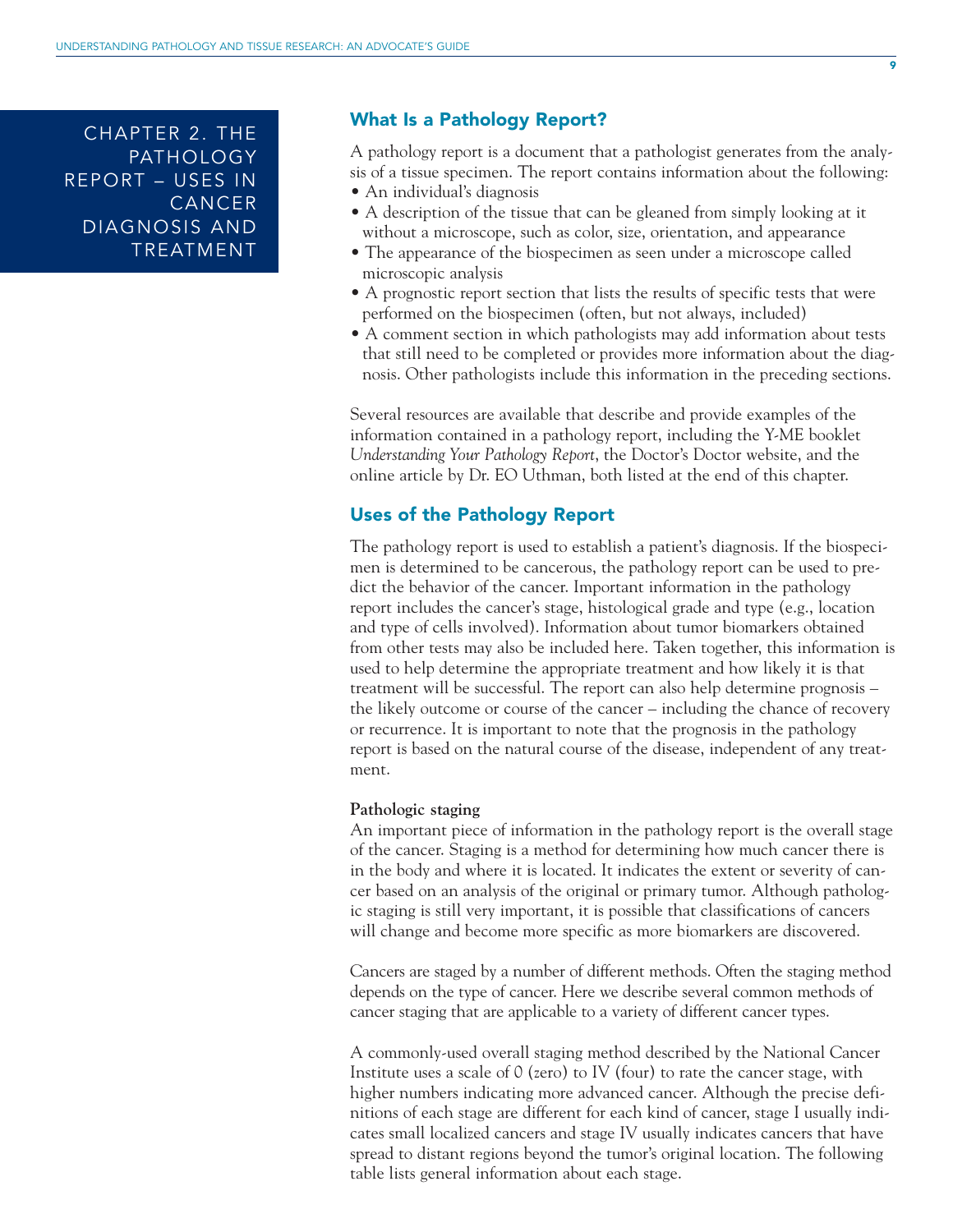# CHAPTER 2. THE PATHOLOGY REPORT – USES IN CANCER DIAGNOSIS AND TREATMENT

## What Is a Pathology Report?

A pathology report is a document that a pathologist generates from the analysis of a tissue specimen. The report contains information about the following:

- An individual's diagnosis
- A description of the tissue that can be gleaned from simply looking at it without a microscope, such as color, size, orientation, and appearance
- The appearance of the biospecimen as seen under a microscope called microscopic analysis
- A prognostic report section that lists the results of specific tests that were performed on the biospecimen (often, but not always, included)
- A comment section in which pathologists may add information about tests that still need to be completed or provides more information about the diagnosis. Other pathologists include this information in the preceding sections.

Several resources are available that describe and provide examples of the information contained in a pathology report, including the Y-ME booklet *Understanding Your Pathology Report*, the Doctor's Doctor website, and the online article by Dr. EO Uthman, both listed at the end of this chapter.

## Uses of the Pathology Report

The pathology report is used to establish a patient's diagnosis. If the biospecimen is determined to be cancerous, the pathology report can be used to predict the behavior of the cancer. Important information in the pathology report includes the cancer's stage, histological grade and type (e.g., location and type of cells involved). Information about tumor biomarkers obtained from other tests may also be included here. Taken together, this information is used to help determine the appropriate treatment and how likely it is that treatment will be successful. The report can also help determine prognosis – the likely outcome or course of the cancer – including the chance of recovery or recurrence. It is important to note that the prognosis in the pathology report is based on the natural course of the disease, independent of any treatment.

**Pathologic staging**

An important piece of information in the pathology report is the overall stage of the cancer. Staging is a method for determining how much cancer there is in the body and where it is located. It indicates the extent or severity of cancer based on an analysis of the original or primary tumor. Although pathologic staging is still very important, it is possible that classifications of cancers will change and become more specific as more biomarkers are discovered.

Cancers are staged by a number of different methods. Often the staging method depends on the type of cancer. Here we describe several common methods of cancer staging that are applicable to a variety of different cancer types.

A commonly-used overall staging method described by the National Cancer Institute uses a scale of 0 (zero) to IV (four) to rate the cancer stage, with higher numbers indicating more advanced cancer. Although the precise definitions of each stage are different for each kind of cancer, stage I usually indicates small localized cancers and stage IV usually indicates cancers that have spread to distant regions beyond the tumor's original location. The following table lists general information about each stage.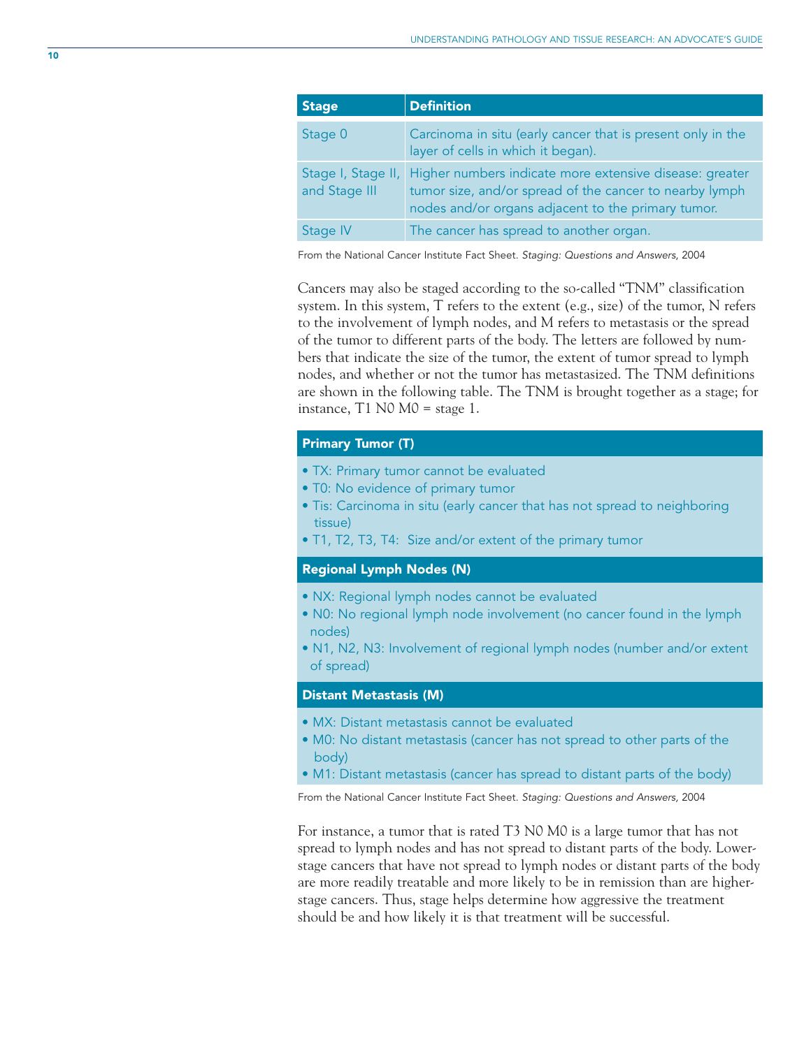| Stage | Definition |
|---|---|
| Stage 0 | Carcinoma in situ (early cancer that is present only in the layer of cells in which it began). |
| Stage I, Stage II, and Stage III | Higher numbers indicate more extensive disease: greater tumor size, and/or spread of the cancer to nearby lymph nodes and/or organs adjacent to the primary tumor. |
| Stage IV | The cancer has spread to another organ. |

From the National Cancer Institute Fact Sheet. *Staging: Questions and Answers,* 2004

Cancers may also be staged according to the so-called "TNM" classification system. In this system, T refers to the extent (e.g., size) of the tumor, N refers to the involvement of lymph nodes, and M refers to metastasis or the spread of the tumor to different parts of the body. The letters are followed by numbers that indicate the size of the tumor, the extent of tumor spread to lymph nodes, and whether or not the tumor has metastasized. The TNM definitions are shown in the following table. The TNM is brought together as a stage; for instance, T1 N0 M0 = stage 1.

**Primary Tumor (T)**

- TX: Primary tumor cannot be evaluated
- T0: No evidence of primary tumor
- Tis: Carcinoma in situ (early cancer that has not spread to neighboring tissue)
- T1, T2, T3, T4: Size and/or extent of the primary tumor

**Regional Lymph Nodes (N)**

- NX: Regional lymph nodes cannot be evaluated
- N0: No regional lymph node involvement (no cancer found in the lymph nodes)
- N1, N2, N3: Involvement of regional lymph nodes (number and/or extent of spread)

**Distant Metastasis (M)**

- MX: Distant metastasis cannot be evaluated
- M0: No distant metastasis (cancer has not spread to other parts of the body)
- M1: Distant metastasis (cancer has spread to distant parts of the body)

From the National Cancer Institute Fact Sheet. *Staging: Questions and Answers,* 2004

For instance, a tumor that is rated T3 N0 M0 is a large tumor that has not spread to lymph nodes and has not spread to distant parts of the body. Lower-stage cancers that have not spread to lymph nodes or distant parts of the body are more readily treatable and more likely to be in remission than are higher-stage cancers. Thus, stage helps determine how aggressive the treatment should be and how likely it is that treatment will be successful.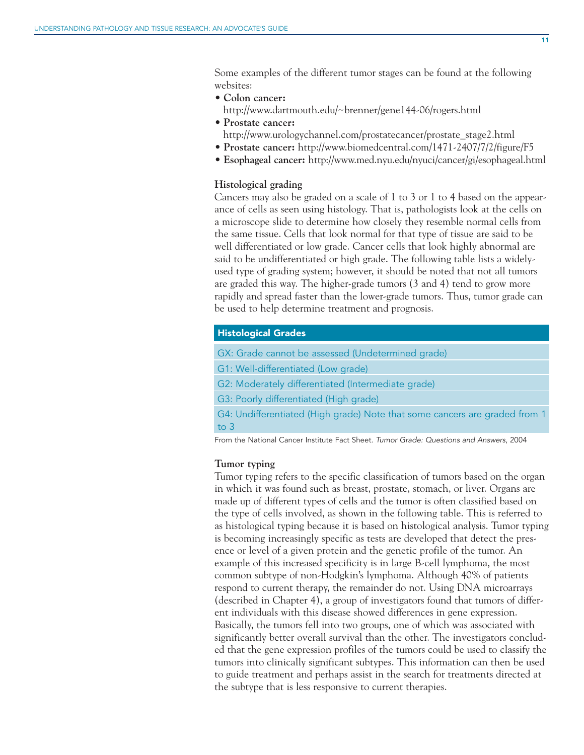Some examples of the different tumor stages can be found at the following websites:

- **Colon cancer:** http://www.dartmouth.edu/~brenner/gene144-06/rogers.html
- **Prostate cancer:** http://www.urologychannel.com/prostatecancer/prostate_stage2.html
- **Prostate cancer:** http://www.biomedcentral.com/1471-2407/7/2/figure/F5
- **Esophageal cancer:** http://www.med.nyu.edu/nyuci/cancer/gi/esophageal.html

### Histological grading

Cancers may also be graded on a scale of 1 to 3 or 1 to 4 based on the appearance of cells as seen using histology. That is, pathologists look at the cells on a microscope slide to determine how closely they resemble normal cells from the same tissue. Cells that look normal for that type of tissue are said to be well differentiated or low grade. Cancer cells that look highly abnormal are said to be undifferentiated or high grade. The following table lists a widely-used type of grading system; however, it should be noted that not all tumors are graded this way. The higher-grade tumors (3 and 4) tend to grow more rapidly and spread faster than the lower-grade tumors. Thus, tumor grade can be used to help determine treatment and prognosis.

| Histological Grades |
| --- |
| GX: Grade cannot be assessed (Undetermined grade) |
| G1: Well-differentiated (Low grade) |
| G2: Moderately differentiated (Intermediate grade) |
| G3: Poorly differentiated (High grade) |
| G4: Undifferentiated (High grade) Note that some cancers are graded from 1 to 3 |

From the National Cancer Institute Fact Sheet. *Tumor Grade: Questions and Answers,* 2004

### Tumor typing

Tumor typing refers to the specific classification of tumors based on the organ in which it was found such as breast, prostate, stomach, or liver. Organs are made up of different types of cells and the tumor is often classified based on the type of cells involved, as shown in the following table. This is referred to as histological typing because it is based on histological analysis. Tumor typing is becoming increasingly specific as tests are developed that detect the presence or level of a given protein and the genetic profile of the tumor. An example of this increased specificity is in large B-cell lymphoma, the most common subtype of non-Hodgkin's lymphoma. Although 40% of patients respond to current therapy, the remainder do not. Using DNA microarrays (described in Chapter 4), a group of investigators found that tumors of different individuals with this disease showed differences in gene expression. Basically, the tumors fell into two groups, one of which was associated with significantly better overall survival than the other. The investigators concluded that the gene expression profiles of the tumors could be used to classify the tumors into clinically significant subtypes. This information can then be used to guide treatment and perhaps assist in the search for treatments directed at the subtype that is less responsive to current therapies.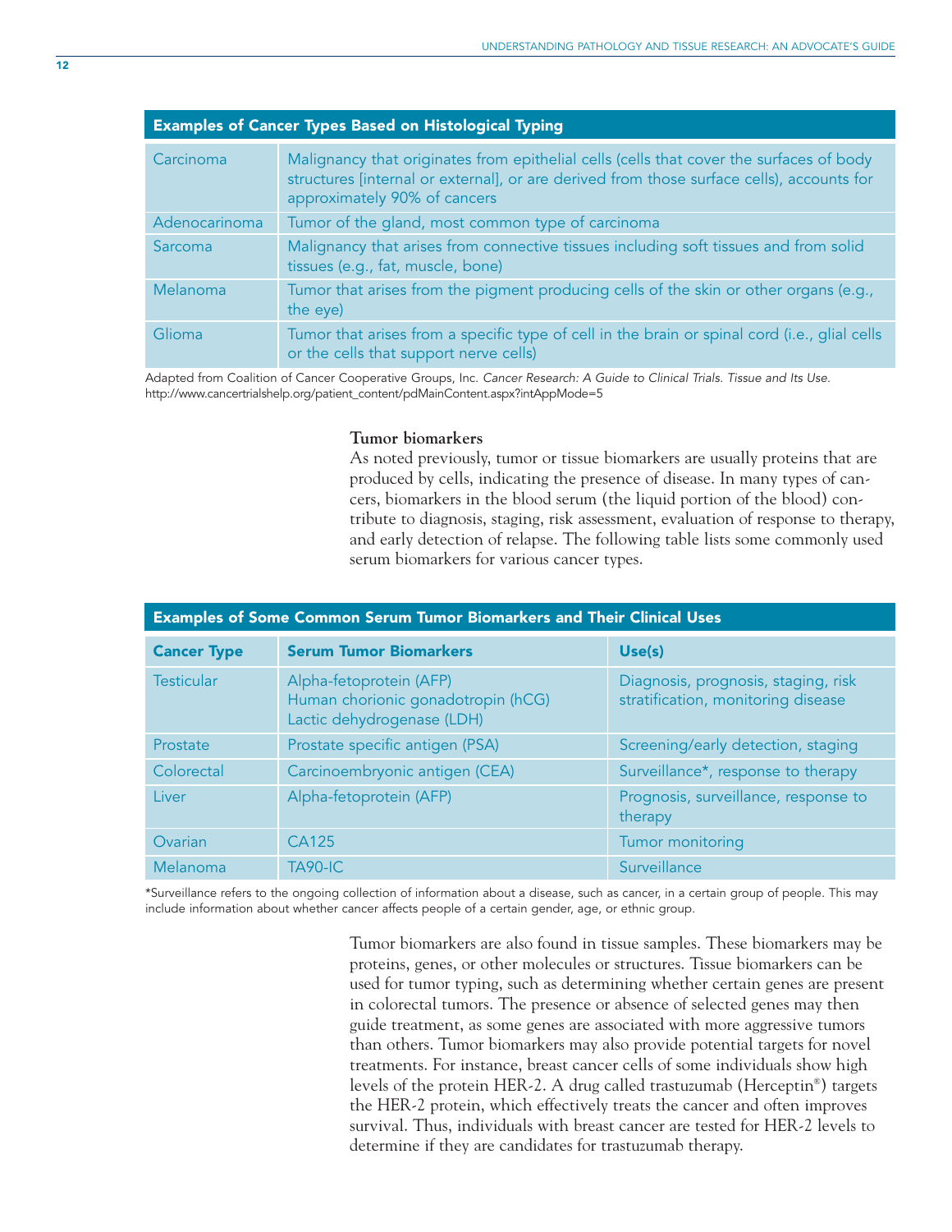| Examples of Cancer Types Based on Histological Typing | |
|---|---|
| Carcinoma | Malignancy that originates from epithelial cells (cells that cover the surfaces of body structures [internal or external], or are derived from those surface cells), accounts for approximately 90% of cancers |
| Adenocarinoma | Tumor of the gland, most common type of carcinoma |
| Sarcoma | Malignancy that arises from connective tissues including soft tissues and from solid tissues (e.g., fat, muscle, bone) |
| Melanoma | Tumor that arises from the pigment producing cells of the skin or other organs (e.g., the eye) |
| Glioma | Tumor that arises from a specific type of cell in the brain or spinal cord (i.e., glial cells or the cells that support nerve cells) |

Adapted from Coalition of Cancer Cooperative Groups, Inc. *Cancer Research: A Guide to Clinical Trials. Tissue and Its Use.* http://www.cancertrialshelp.org/patient_content/pdMainContent.aspx?intAppMode=5

**Tumor biomarkers**

As noted previously, tumor or tissue biomarkers are usually proteins that are produced by cells, indicating the presence of disease. In many types of cancers, biomarkers in the blood serum (the liquid portion of the blood) contribute to diagnosis, staging, risk assessment, evaluation of response to therapy, and early detection of relapse. The following table lists some commonly used serum biomarkers for various cancer types.

**Examples of Some Common Serum Tumor Biomarkers and Their Clinical Uses**

| Cancer Type | Serum Tumor Biomarkers | Use(s) |
|---|---|---|
| Testicular | Alpha-fetoprotein (AFP)<br>Human chorionic gonadotropin (hCG)<br>Lactic dehydrogenase (LDH) | Diagnosis, prognosis, staging, risk stratification, monitoring disease |
| Prostate | Prostate specific antigen (PSA) | Screening/early detection, staging |
| Colorectal | Carcinoembryonic antigen (CEA) | Surveillance*, response to therapy |
| Liver | Alpha-fetoprotein (AFP) | Prognosis, surveillance, response to therapy |
| Ovarian | CA125 | Tumor monitoring |
| Melanoma | TA90-IC | Surveillance |

*Surveillance refers to the ongoing collection of information about a disease, such as cancer, in a certain group of people. This may include information about whether cancer affects people of a certain gender, age, or ethnic group.

Tumor biomarkers are also found in tissue samples. These biomarkers may be proteins, genes, or other molecules or structures. Tissue biomarkers can be used for tumor typing, such as determining whether certain genes are present in colorectal tumors. The presence or absence of selected genes may then guide treatment, as some genes are associated with more aggressive tumors than others. Tumor biomarkers may also provide potential targets for novel treatments. For instance, breast cancer cells of some individuals show high levels of the protein HER-2. A drug called trastuzumab (Herceptin®) targets the HER-2 protein, which effectively treats the cancer and often improves survival. Thus, individuals with breast cancer are tested for HER-2 levels to determine if they are candidates for trastuzumab therapy.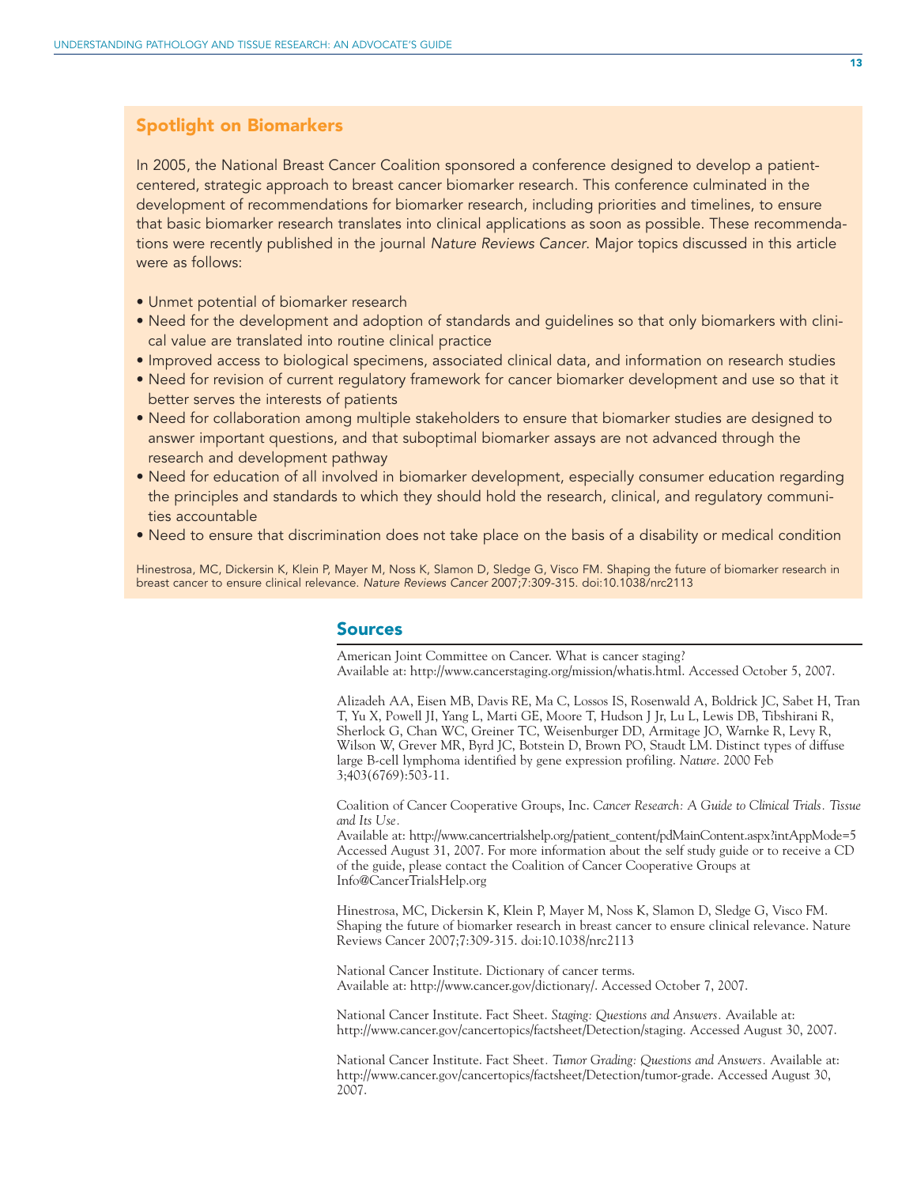## Spotlight on Biomarkers

In 2005, the National Breast Cancer Coalition sponsored a conference designed to develop a patient-centered, strategic approach to breast cancer biomarker research. This conference culminated in the development of recommendations for biomarker research, including priorities and timelines, to ensure that basic biomarker research translates into clinical applications as soon as possible. These recommendations were recently published in the journal *Nature Reviews Cancer.* Major topics discussed in this article were as follows:

- Unmet potential of biomarker research
- Need for the development and adoption of standards and guidelines so that only biomarkers with clinical value are translated into routine clinical practice
- Improved access to biological specimens, associated clinical data, and information on research studies
- Need for revision of current regulatory framework for cancer biomarker development and use so that it better serves the interests of patients
- Need for collaboration among multiple stakeholders to ensure that biomarker studies are designed to answer important questions, and that suboptimal biomarker assays are not advanced through the research and development pathway
- Need for education of all involved in biomarker development, especially consumer education regarding the principles and standards to which they should hold the research, clinical, and regulatory communities accountable
- Need to ensure that discrimination does not take place on the basis of a disability or medical condition

Hinestrosa, MC, Dickersin K, Klein P, Mayer M, Noss K, Slamon D, Sledge G, Visco FM. Shaping the future of biomarker research in breast cancer to ensure clinical relevance. *Nature Reviews Cancer* 2007;7:309-315. doi:10.1038/nrc2113

## Sources

American Joint Committee on Cancer. What is cancer staging?
Available at: http://www.cancerstaging.org/mission/whatis.html. Accessed October 5, 2007.

Alizadeh AA, Eisen MB, Davis RE, Ma C, Lossos IS, Rosenwald A, Boldrick JC, Sabet H, Tran T, Yu X, Powell JI, Yang L, Marti GE, Moore T, Hudson J Jr, Lu L, Lewis DB, Tibshirani R, Sherlock G, Chan WC, Greiner TC, Weisenburger DD, Armitage JO, Warnke R, Levy R, Wilson W, Grever MR, Byrd JC, Botstein D, Brown PO, Staudt LM. Distinct types of diffuse large B-cell lymphoma identified by gene expression profiling. *Nature*. 2000 Feb 3;403(6769):503-11.

Coalition of Cancer Cooperative Groups, Inc. *Cancer Research: A Guide to Clinical Trials. Tissue and Its Use.*
Available at: http://www.cancertrialshelp.org/patient_content/pdMainContent.aspx?intAppMode=5 Accessed August 31, 2007. For more information about the self study guide or to receive a CD of the guide, please contact the Coalition of Cancer Cooperative Groups at Info@CancerTrialsHelp.org

Hinestrosa, MC, Dickersin K, Klein P, Mayer M, Noss K, Slamon D, Sledge G, Visco FM. Shaping the future of biomarker research in breast cancer to ensure clinical relevance. Nature Reviews Cancer 2007;7:309-315. doi:10.1038/nrc2113

National Cancer Institute. Dictionary of cancer terms.
Available at: http://www.cancer.gov/dictionary/. Accessed October 7, 2007.

National Cancer Institute. Fact Sheet. *Staging: Questions and Answers*. Available at: http://www.cancer.gov/cancertopics/factsheet/Detection/staging. Accessed August 30, 2007.

National Cancer Institute. Fact Sheet. *Tumor Grading: Questions and Answers*. Available at: http://www.cancer.gov/cancertopics/factsheet/Detection/tumor-grade. Accessed August 30, 2007.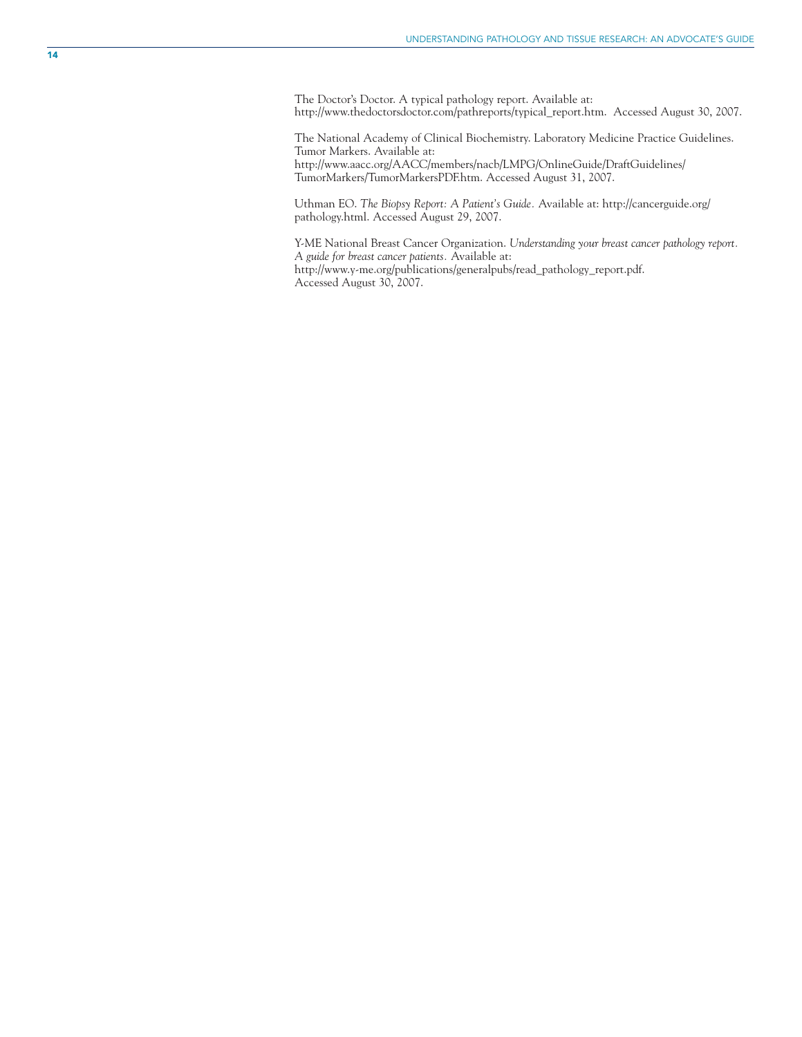The Doctor's Doctor. A typical pathology report. Available at: http://www.thedoctorsdoctor.com/pathreports/typical_report.htm. Accessed August 30, 2007.

The National Academy of Clinical Biochemistry. Laboratory Medicine Practice Guidelines. Tumor Markers. Available at: http://www.aacc.org/AACC/members/nacb/LMPG/OnlineGuide/DraftGuidelines/TumorMarkers/TumorMarkersPDF.htm. Accessed August 31, 2007.

Uthman EO. *The Biopsy Report: A Patient's Guide*. Available at: http://cancerguide.org/pathology.html. Accessed August 29, 2007.

Y-ME National Breast Cancer Organization. *Understanding your breast cancer pathology report. A guide for breast cancer patients.* Available at: http://www.y-me.org/publications/generalpubs/read_pathology_report.pdf. Accessed August 30, 2007.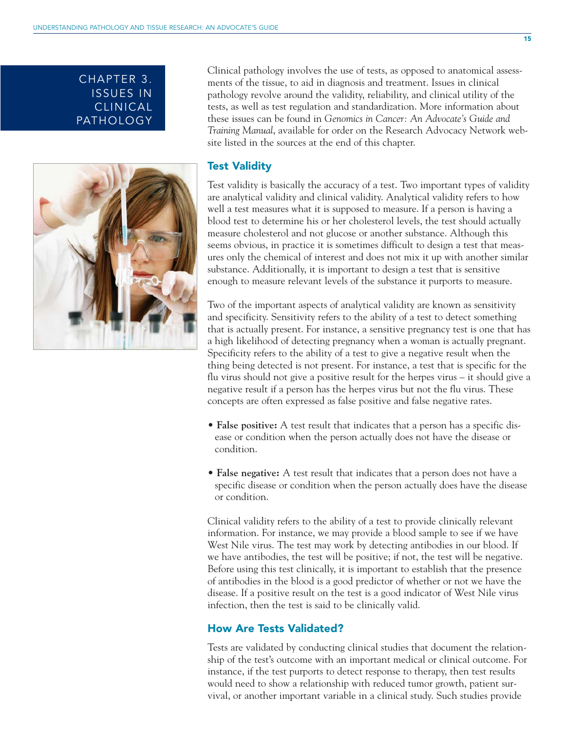# CHAPTER 3. ISSUES IN CLINICAL PATHOLOGY

Clinical pathology involves the use of tests, as opposed to anatomical assessments of the tissue, to aid in diagnosis and treatment. Issues in clinical pathology revolve around the validity, reliability, and clinical utility of the tests, as well as test regulation and standardization. More information about these issues can be found in *Genomics in Cancer: An Advocate's Guide and Training Manual*, available for order on the Research Advocacy Network website listed in the sources at the end of this chapter.

## Test Validity

Test validity is basically the accuracy of a test. Two important types of validity are analytical validity and clinical validity. Analytical validity refers to how well a test measures what it is supposed to measure. If a person is having a blood test to determine his or her cholesterol levels, the test should actually measure cholesterol and not glucose or another substance. Although this seems obvious, in practice it is sometimes difficult to design a test that measures only the chemical of interest and does not mix it up with another similar substance. Additionally, it is important to design a test that is sensitive enough to measure relevant levels of the substance it purports to measure.

Two of the important aspects of analytical validity are known as sensitivity and specificity. Sensitivity refers to the ability of a test to detect something that is actually present. For instance, a sensitive pregnancy test is one that has a high likelihood of detecting pregnancy when a woman is actually pregnant. Specificity refers to the ability of a test to give a negative result when the thing being detected is not present. For instance, a test that is specific for the flu virus should not give a positive result for the herpes virus – it should give a negative result if a person has the herpes virus but not the flu virus. These concepts are often expressed as false positive and false negative rates.

- **False positive:** A test result that indicates that a person has a specific disease or condition when the person actually does not have the disease or condition.
- **False negative:** A test result that indicates that a person does not have a specific disease or condition when the person actually does have the disease or condition.

Clinical validity refers to the ability of a test to provide clinically relevant information. For instance, we may provide a blood sample to see if we have West Nile virus. The test may work by detecting antibodies in our blood. If we have antibodies, the test will be positive; if not, the test will be negative. Before using this test clinically, it is important to establish that the presence of antibodies in the blood is a good predictor of whether or not we have the disease. If a positive result on the test is a good indicator of West Nile virus infection, then the test is said to be clinically valid.

## How Are Tests Validated?

Tests are validated by conducting clinical studies that document the relationship of the test's outcome with an important medical or clinical outcome. For instance, if the test purports to detect response to therapy, then test results would need to show a relationship with reduced tumor growth, patient survival, or another important variable in a clinical study. Such studies provide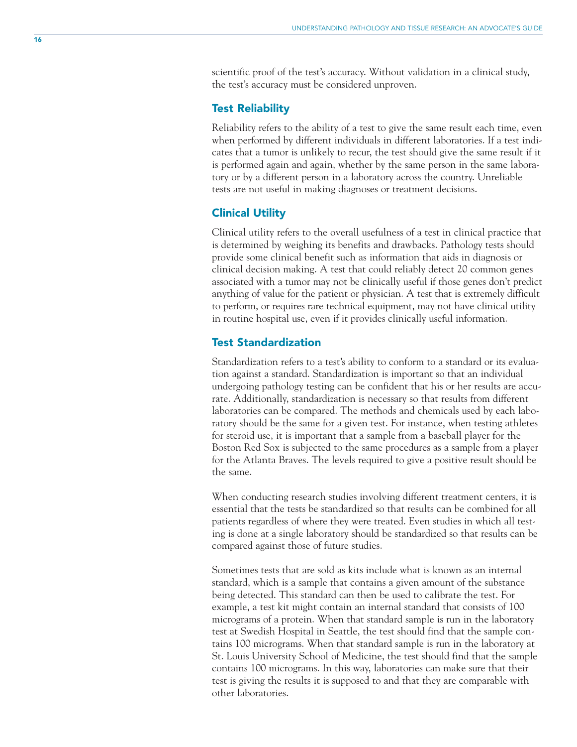scientific proof of the test's accuracy. Without validation in a clinical study, the test's accuracy must be considered unproven.

## Test Reliability

Reliability refers to the ability of a test to give the same result each time, even when performed by different individuals in different laboratories. If a test indicates that a tumor is unlikely to recur, the test should give the same result if it is performed again and again, whether by the same person in the same laboratory or by a different person in a laboratory across the country. Unreliable tests are not useful in making diagnoses or treatment decisions.

## Clinical Utility

Clinical utility refers to the overall usefulness of a test in clinical practice that is determined by weighing its benefits and drawbacks. Pathology tests should provide some clinical benefit such as information that aids in diagnosis or clinical decision making. A test that could reliably detect 20 common genes associated with a tumor may not be clinically useful if those genes don't predict anything of value for the patient or physician. A test that is extremely difficult to perform, or requires rare technical equipment, may not have clinical utility in routine hospital use, even if it provides clinically useful information.

## Test Standardization

Standardization refers to a test's ability to conform to a standard or its evaluation against a standard. Standardization is important so that an individual undergoing pathology testing can be confident that his or her results are accurate. Additionally, standardization is necessary so that results from different laboratories can be compared. The methods and chemicals used by each laboratory should be the same for a given test. For instance, when testing athletes for steroid use, it is important that a sample from a baseball player for the Boston Red Sox is subjected to the same procedures as a sample from a player for the Atlanta Braves. The levels required to give a positive result should be the same.

When conducting research studies involving different treatment centers, it is essential that the tests be standardized so that results can be combined for all patients regardless of where they were treated. Even studies in which all testing is done at a single laboratory should be standardized so that results can be compared against those of future studies.

Sometimes tests that are sold as kits include what is known as an internal standard, which is a sample that contains a given amount of the substance being detected. This standard can then be used to calibrate the test. For example, a test kit might contain an internal standard that consists of 100 micrograms of a protein. When that standard sample is run in the laboratory test at Swedish Hospital in Seattle, the test should find that the sample contains 100 micrograms. When that standard sample is run in the laboratory at St. Louis University School of Medicine, the test should find that the sample contains 100 micrograms. In this way, laboratories can make sure that their test is giving the results it is supposed to and that they are comparable with other laboratories.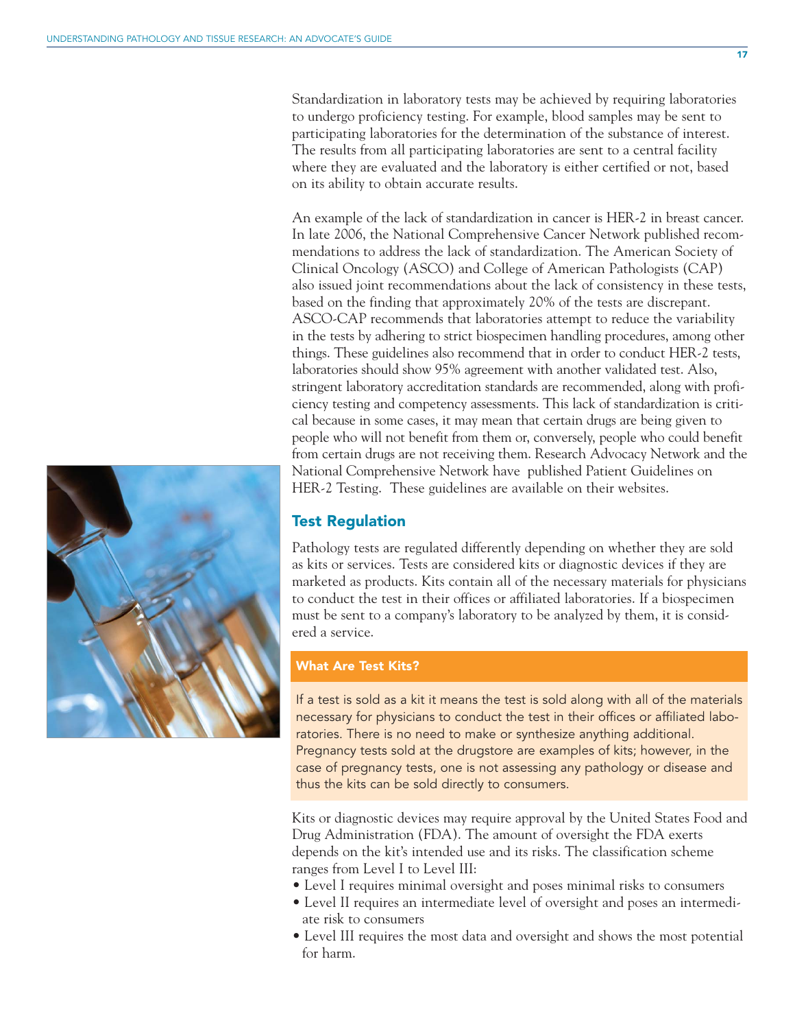Standardization in laboratory tests may be achieved by requiring laboratories to undergo proficiency testing. For example, blood samples may be sent to participating laboratories for the determination of the substance of interest. The results from all participating laboratories are sent to a central facility where they are evaluated and the laboratory is either certified or not, based on its ability to obtain accurate results.

An example of the lack of standardization in cancer is HER-2 in breast cancer. In late 2006, the National Comprehensive Cancer Network published recommendations to address the lack of standardization. The American Society of Clinical Oncology (ASCO) and College of American Pathologists (CAP) also issued joint recommendations about the lack of consistency in these tests, based on the finding that approximately 20% of the tests are discrepant. ASCO-CAP recommends that laboratories attempt to reduce the variability in the tests by adhering to strict biospecimen handling procedures, among other things. These guidelines also recommend that in order to conduct HER-2 tests, laboratories should show 95% agreement with another validated test. Also, stringent laboratory accreditation standards are recommended, along with proficiency testing and competency assessments. This lack of standardization is critical because in some cases, it may mean that certain drugs are being given to people who will not benefit from them or, conversely, people who could benefit from certain drugs are not receiving them. Research Advocacy Network and the National Comprehensive Network have published Patient Guidelines on HER-2 Testing. These guidelines are available on their websites.

## Test Regulation

Pathology tests are regulated differently depending on whether they are sold as kits or services. Tests are considered kits or diagnostic devices if they are marketed as products. Kits contain all of the necessary materials for physicians to conduct the test in their offices or affiliated laboratories. If a biospecimen must be sent to a company's laboratory to be analyzed by them, it is considered a service.

### What Are Test Kits?

If a test is sold as a kit it means the test is sold along with all of the materials necessary for physicians to conduct the test in their offices or affiliated laboratories. There is no need to make or synthesize anything additional. Pregnancy tests sold at the drugstore are examples of kits; however, in the case of pregnancy tests, one is not assessing any pathology or disease and thus the kits can be sold directly to consumers.

Kits or diagnostic devices may require approval by the United States Food and Drug Administration (FDA). The amount of oversight the FDA exerts depends on the kit's intended use and its risks. The classification scheme ranges from Level I to Level III:

- Level I requires minimal oversight and poses minimal risks to consumers
- Level II requires an intermediate level of oversight and poses an intermediate risk to consumers
- Level III requires the most data and oversight and shows the most potential for harm.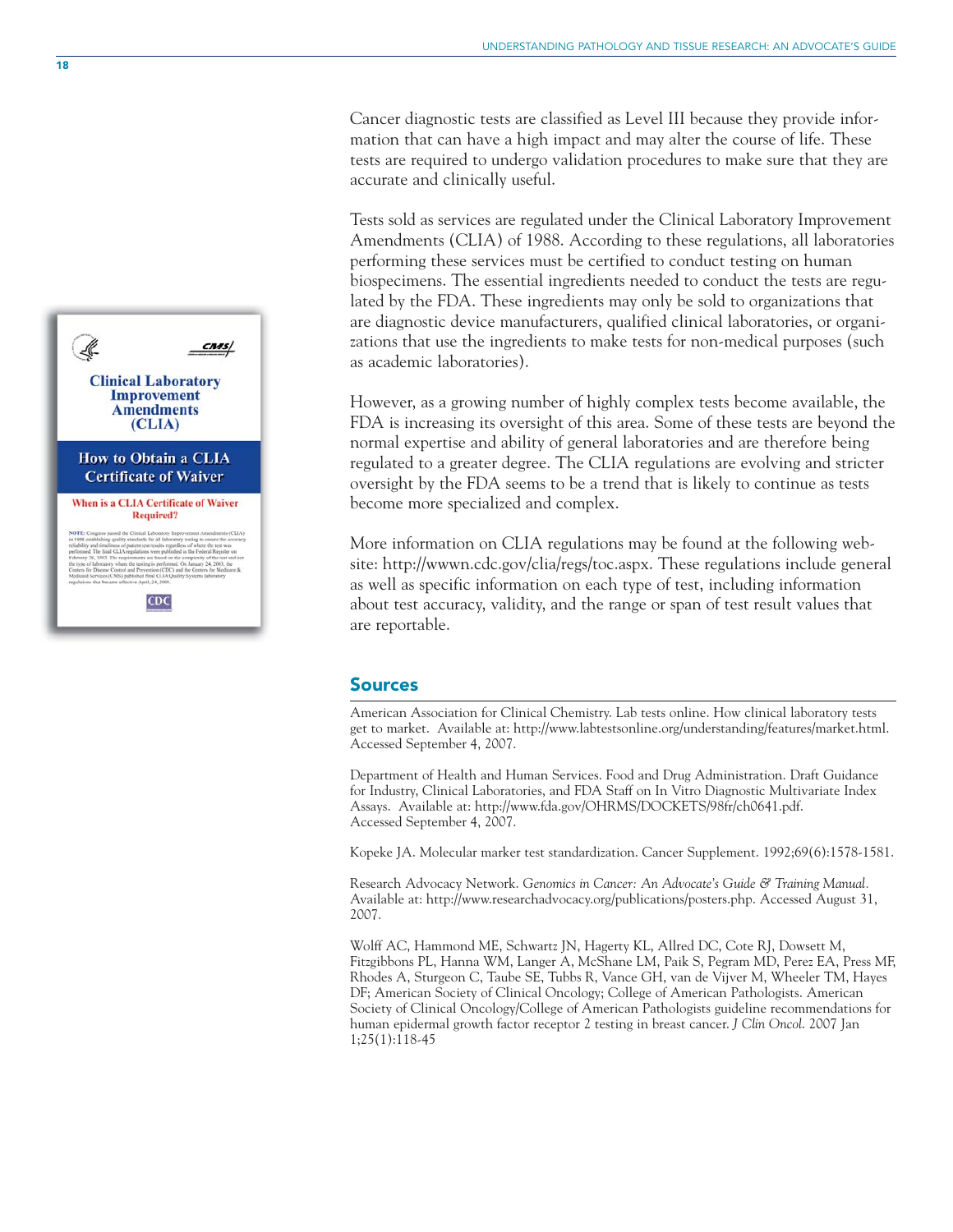Cancer diagnostic tests are classified as Level III because they provide information that can have a high impact and may alter the course of life. These tests are required to undergo validation procedures to make sure that they are accurate and clinically useful.

Tests sold as services are regulated under the Clinical Laboratory Improvement Amendments (CLIA) of 1988. According to these regulations, all laboratories performing these services must be certified to conduct testing on human biospecimens. The essential ingredients needed to conduct the tests are regulated by the FDA. These ingredients may only be sold to organizations that are diagnostic device manufacturers, qualified clinical laboratories, or organizations that use the ingredients to make tests for non-medical purposes (such as academic laboratories).

However, as a growing number of highly complex tests become available, the FDA is increasing its oversight of this area. Some of these tests are beyond the normal expertise and ability of general laboratories and are therefore being regulated to a greater degree. The CLIA regulations are evolving and stricter oversight by the FDA seems to be a trend that is likely to continue as tests become more specialized and complex.

More information on CLIA regulations may be found at the following website: http://wwwn.cdc.gov/clia/regs/toc.aspx. These regulations include general as well as specific information on each type of test, including information about test accuracy, validity, and the range or span of test result values that are reportable.

## Sources

American Association for Clinical Chemistry. Lab tests online. How clinical laboratory tests get to market. Available at: http://www.labtestsonline.org/understanding/features/market.html. Accessed September 4, 2007.

Department of Health and Human Services. Food and Drug Administration. Draft Guidance for Industry, Clinical Laboratories, and FDA Staff on In Vitro Diagnostic Multivariate Index Assays. Available at: http://www.fda.gov/OHRMS/DOCKETS/98fr/ch0641.pdf. Accessed September 4, 2007.

Kopeke JA. Molecular marker test standardization. Cancer Supplement. 1992;69(6):1578-1581.

Research Advocacy Network. *Genomics in Cancer: An Advocate's Guide & Training Manual*. Available at: http://www.researchadvocacy.org/publications/posters.php. Accessed August 31, 2007.

Wolff AC, Hammond ME, Schwartz JN, Hagerty KL, Allred DC, Cote RJ, Dowsett M, Fitzgibbons PL, Hanna WM, Langer A, McShane LM, Paik S, Pegram MD, Perez EA, Press MF, Rhodes A, Sturgeon C, Taube SE, Tubbs R, Vance GH, van de Vijver M, Wheeler TM, Hayes DF; American Society of Clinical Oncology; College of American Pathologists. American Society of Clinical Oncology/College of American Pathologists guideline recommendations for human epidermal growth factor receptor 2 testing in breast cancer. *J Clin Oncol*. 2007 Jan 1;25(1):118-45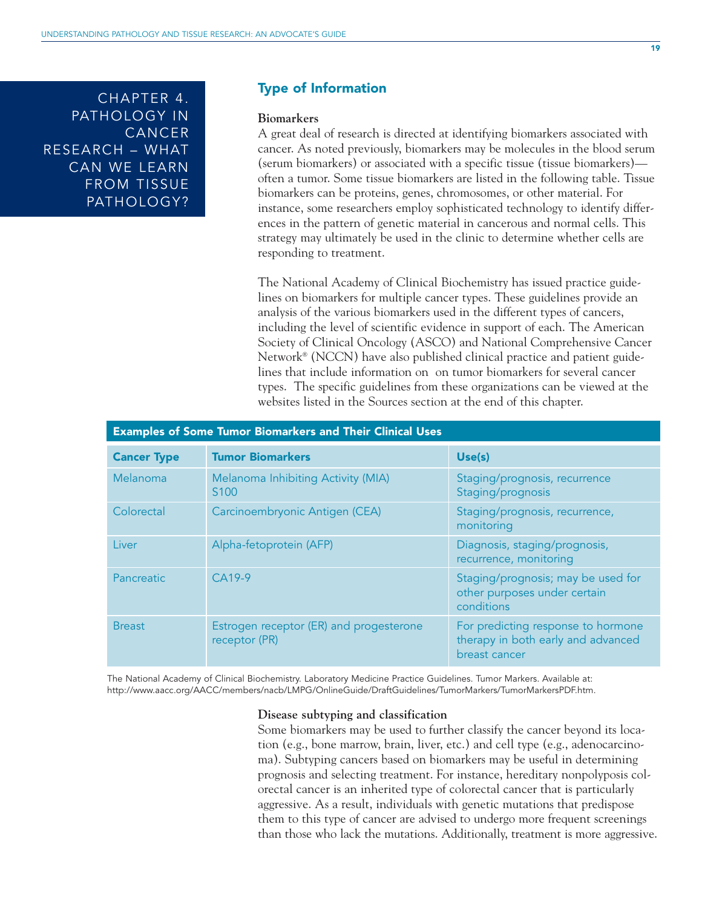CHAPTER 4. PATHOLOGY IN CANCER RESEARCH – WHAT CAN WE LEARN FROM TISSUE PATHOLOGY?

## Type of Information

**Biomarkers**

A great deal of research is directed at identifying biomarkers associated with cancer. As noted previously, biomarkers may be molecules in the blood serum (serum biomarkers) or associated with a specific tissue (tissue biomarkers)—often a tumor. Some tissue biomarkers are listed in the following table. Tissue biomarkers can be proteins, genes, chromosomes, or other material. For instance, some researchers employ sophisticated technology to identify differences in the pattern of genetic material in cancerous and normal cells. This strategy may ultimately be used in the clinic to determine whether cells are responding to treatment.

The National Academy of Clinical Biochemistry has issued practice guidelines on biomarkers for multiple cancer types. These guidelines provide an analysis of the various biomarkers used in the different types of cancers, including the level of scientific evidence in support of each. The American Society of Clinical Oncology (ASCO) and National Comprehensive Cancer Network® (NCCN) have also published clinical practice and patient guidelines that include information on on tumor biomarkers for several cancer types. The specific guidelines from these organizations can be viewed at the websites listed in the Sources section at the end of this chapter.

**Examples of Some Tumor Biomarkers and Their Clinical Uses**

| Cancer Type | Tumor Biomarkers | Use(s) |
|---|---|---|
| Melanoma | Melanoma Inhibiting Activity (MIA)<br>S100 | Staging/prognosis, recurrence<br>Staging/prognosis |
| Colorectal | Carcinoembryonic Antigen (CEA) | Staging/prognosis, recurrence, monitoring |
| Liver | Alpha-fetoprotein (AFP) | Diagnosis, staging/prognosis, recurrence, monitoring |
| Pancreatic | CA19-9 | Staging/prognosis; may be used for other purposes under certain conditions |
| Breast | Estrogen receptor (ER) and progesterone receptor (PR) | For predicting response to hormone therapy in both early and advanced breast cancer |

The National Academy of Clinical Biochemistry. Laboratory Medicine Practice Guidelines. Tumor Markers. Available at: http://www.aacc.org/AACC/members/nacb/LMPG/OnlineGuide/DraftGuidelines/TumorMarkers/TumorMarkersPDF.htm.

**Disease subtyping and classification**

Some biomarkers may be used to further classify the cancer beyond its location (e.g., bone marrow, brain, liver, etc.) and cell type (e.g., adenocarcinoma). Subtyping cancers based on biomarkers may be useful in determining prognosis and selecting treatment. For instance, hereditary nonpolyposis colorectal cancer is an inherited type of colorectal cancer that is particularly aggressive. As a result, individuals with genetic mutations that predispose them to this type of cancer are advised to undergo more frequent screenings than those who lack the mutations. Additionally, treatment is more aggressive.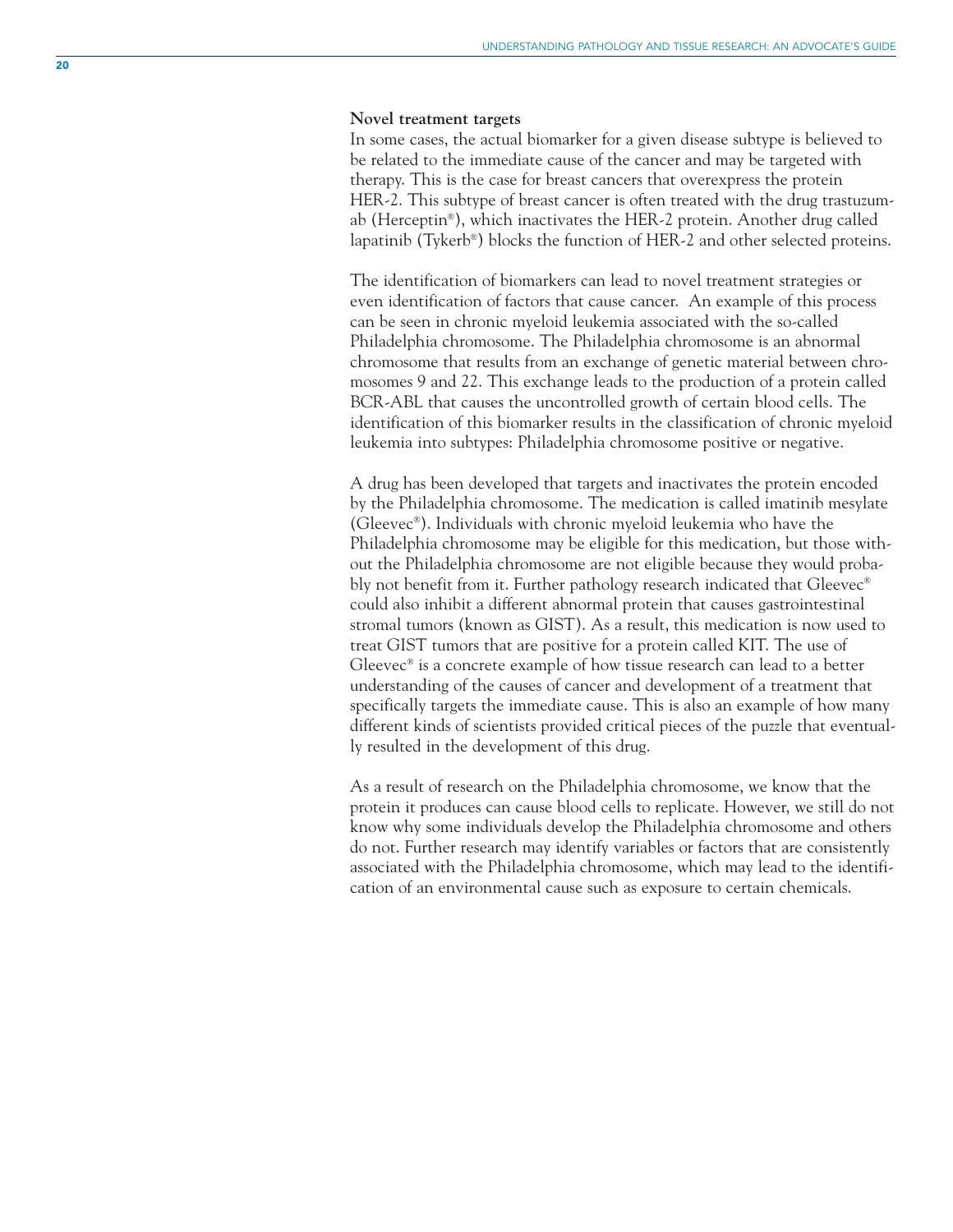### Novel treatment targets

In some cases, the actual biomarker for a given disease subtype is believed to be related to the immediate cause of the cancer and may be targeted with therapy. This is the case for breast cancers that overexpress the protein HER-2. This subtype of breast cancer is often treated with the drug trastuzumab (Herceptin®), which inactivates the HER-2 protein. Another drug called lapatinib (Tykerb®) blocks the function of HER-2 and other selected proteins.

The identification of biomarkers can lead to novel treatment strategies or even identification of factors that cause cancer. An example of this process can be seen in chronic myeloid leukemia associated with the so-called Philadelphia chromosome. The Philadelphia chromosome is an abnormal chromosome that results from an exchange of genetic material between chromosomes 9 and 22. This exchange leads to the production of a protein called BCR-ABL that causes the uncontrolled growth of certain blood cells. The identification of this biomarker results in the classification of chronic myeloid leukemia into subtypes: Philadelphia chromosome positive or negative.

A drug has been developed that targets and inactivates the protein encoded by the Philadelphia chromosome. The medication is called imatinib mesylate (Gleevec®). Individuals with chronic myeloid leukemia who have the Philadelphia chromosome may be eligible for this medication, but those without the Philadelphia chromosome are not eligible because they would probably not benefit from it. Further pathology research indicated that Gleevec® could also inhibit a different abnormal protein that causes gastrointestinal stromal tumors (known as GIST). As a result, this medication is now used to treat GIST tumors that are positive for a protein called KIT. The use of Gleevec® is a concrete example of how tissue research can lead to a better understanding of the causes of cancer and development of a treatment that specifically targets the immediate cause. This is also an example of how many different kinds of scientists provided critical pieces of the puzzle that eventually resulted in the development of this drug.

As a result of research on the Philadelphia chromosome, we know that the protein it produces can cause blood cells to replicate. However, we still do not know why some individuals develop the Philadelphia chromosome and others do not. Further research may identify variables or factors that are consistently associated with the Philadelphia chromosome, which may lead to the identification of an environmental cause such as exposure to certain chemicals.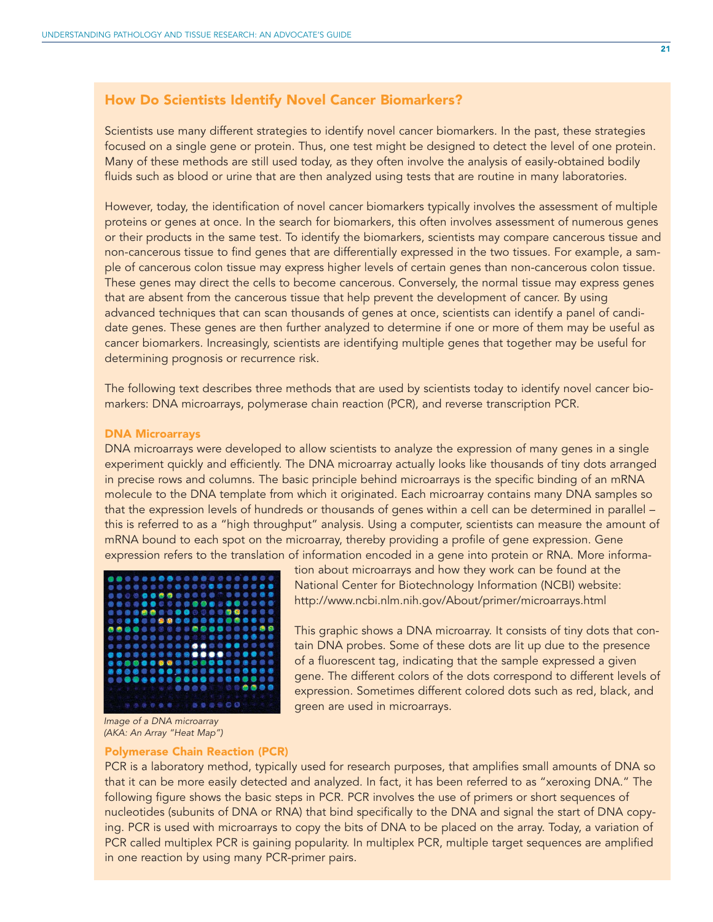## How Do Scientists Identify Novel Cancer Biomarkers?

Scientists use many different strategies to identify novel cancer biomarkers. In the past, these strategies focused on a single gene or protein. Thus, one test might be designed to detect the level of one protein. Many of these methods are still used today, as they often involve the analysis of easily-obtained bodily fluids such as blood or urine that are then analyzed using tests that are routine in many laboratories.

However, today, the identification of novel cancer biomarkers typically involves the assessment of multiple proteins or genes at once. In the search for biomarkers, this often involves assessment of numerous genes or their products in the same test. To identify the biomarkers, scientists may compare cancerous tissue and non-cancerous tissue to find genes that are differentially expressed in the two tissues. For example, a sample of cancerous colon tissue may express higher levels of certain genes than non-cancerous colon tissue. These genes may direct the cells to become cancerous. Conversely, the normal tissue may express genes that are absent from the cancerous tissue that help prevent the development of cancer. By using advanced techniques that can scan thousands of genes at once, scientists can identify a panel of candidate genes. These genes are then further analyzed to determine if one or more of them may be useful as cancer biomarkers. Increasingly, scientists are identifying multiple genes that together may be useful for determining prognosis or recurrence risk.

The following text describes three methods that are used by scientists today to identify novel cancer biomarkers: DNA microarrays, polymerase chain reaction (PCR), and reverse transcription PCR.

### DNA Microarrays

DNA microarrays were developed to allow scientists to analyze the expression of many genes in a single experiment quickly and efficiently. The DNA microarray actually looks like thousands of tiny dots arranged in precise rows and columns. The basic principle behind microarrays is the specific binding of an mRNA molecule to the DNA template from which it originated. Each microarray contains many DNA samples so that the expression levels of hundreds or thousands of genes within a cell can be determined in parallel – this is referred to as a "high throughput" analysis. Using a computer, scientists can measure the amount of mRNA bound to each spot on the microarray, thereby providing a profile of gene expression. Gene expression refers to the translation of information encoded in a gene into protein or RNA. More information about microarrays and how they work can be found at the National Center for Biotechnology Information (NCBI) website: http://www.ncbi.nlm.nih.gov/About/primer/microarrays.html

This graphic shows a DNA microarray. It consists of tiny dots that contain DNA probes. Some of these dots are lit up due to the presence of a fluorescent tag, indicating that the sample expressed a given gene. The different colors of the dots correspond to different levels of expression. Sometimes different colored dots such as red, black, and green are used in microarrays.

*Image of a DNA microarray (AKA: An Array "Heat Map")*

### Polymerase Chain Reaction (PCR)

PCR is a laboratory method, typically used for research purposes, that amplifies small amounts of DNA so that it can be more easily detected and analyzed. In fact, it has been referred to as "xeroxing DNA." The following figure shows the basic steps in PCR. PCR involves the use of primers or short sequences of nucleotides (subunits of DNA or RNA) that bind specifically to the DNA and signal the start of DNA copying. PCR is used with microarrays to copy the bits of DNA to be placed on the array. Today, a variation of PCR called multiplex PCR is gaining popularity. In multiplex PCR, multiple target sequences are amplified in one reaction by using many PCR-primer pairs.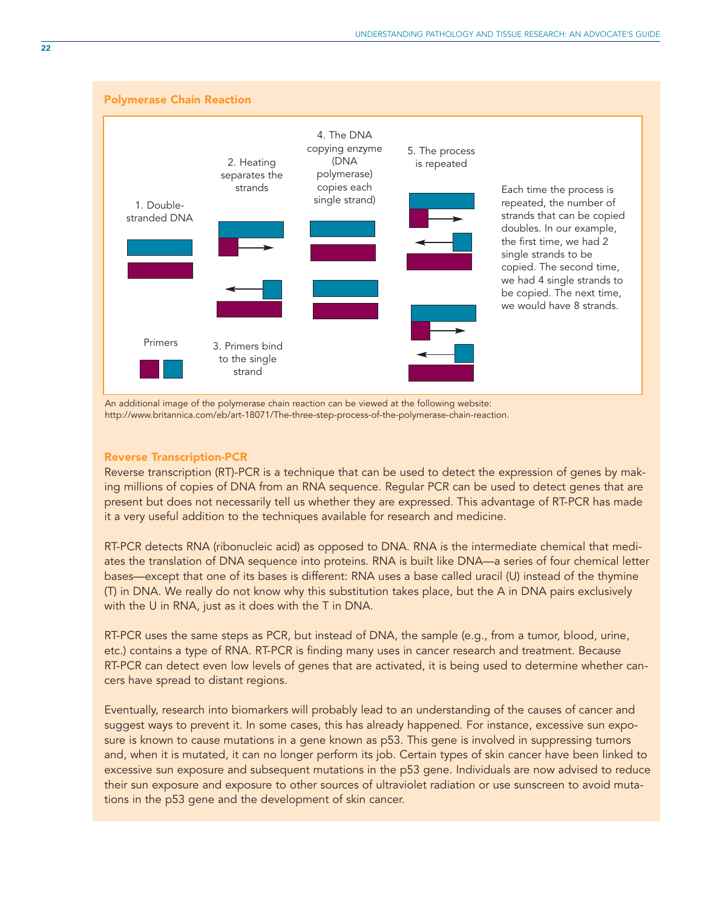## Polymerase Chain Reaction

1. Double-stranded DNA

Primers

2. Heating separates the strands

3. Primers bind to the single strand

4. The DNA copying enzyme (DNA polymerase) copies each single strand)

5. The process is repeated

Each time the process is repeated, the number of strands that can be copied doubles. In our example, the first time, we had 2 single strands to be copied. The second time, we had 4 single strands to be copied. The next time, we would have 8 strands.

An additional image of the polymerase chain reaction can be viewed at the following website: http://www.britannica.com/eb/art-18071/The-three-step-process-of-the-polymerase-chain-reaction.

## Reverse Transcription-PCR

Reverse transcription (RT)-PCR is a technique that can be used to detect the expression of genes by making millions of copies of DNA from an RNA sequence. Regular PCR can be used to detect genes that are present but does not necessarily tell us whether they are expressed. This advantage of RT-PCR has made it a very useful addition to the techniques available for research and medicine.

RT-PCR detects RNA (ribonucleic acid) as opposed to DNA. RNA is the intermediate chemical that mediates the translation of DNA sequence into proteins. RNA is built like DNA—a series of four chemical letter bases—except that one of its bases is different: RNA uses a base called uracil (U) instead of the thymine (T) in DNA. We really do not know why this substitution takes place, but the A in DNA pairs exclusively with the U in RNA, just as it does with the T in DNA.

RT-PCR uses the same steps as PCR, but instead of DNA, the sample (e.g., from a tumor, blood, urine, etc.) contains a type of RNA. RT-PCR is finding many uses in cancer research and treatment. Because RT-PCR can detect even low levels of genes that are activated, it is being used to determine whether cancers have spread to distant regions.

Eventually, research into biomarkers will probably lead to an understanding of the causes of cancer and suggest ways to prevent it. In some cases, this has already happened. For instance, excessive sun exposure is known to cause mutations in a gene known as p53. This gene is involved in suppressing tumors and, when it is mutated, it can no longer perform its job. Certain types of skin cancer have been linked to excessive sun exposure and subsequent mutations in the p53 gene. Individuals are now advised to reduce their sun exposure and exposure to other sources of ultraviolet radiation or use sunscreen to avoid mutations in the p53 gene and the development of skin cancer.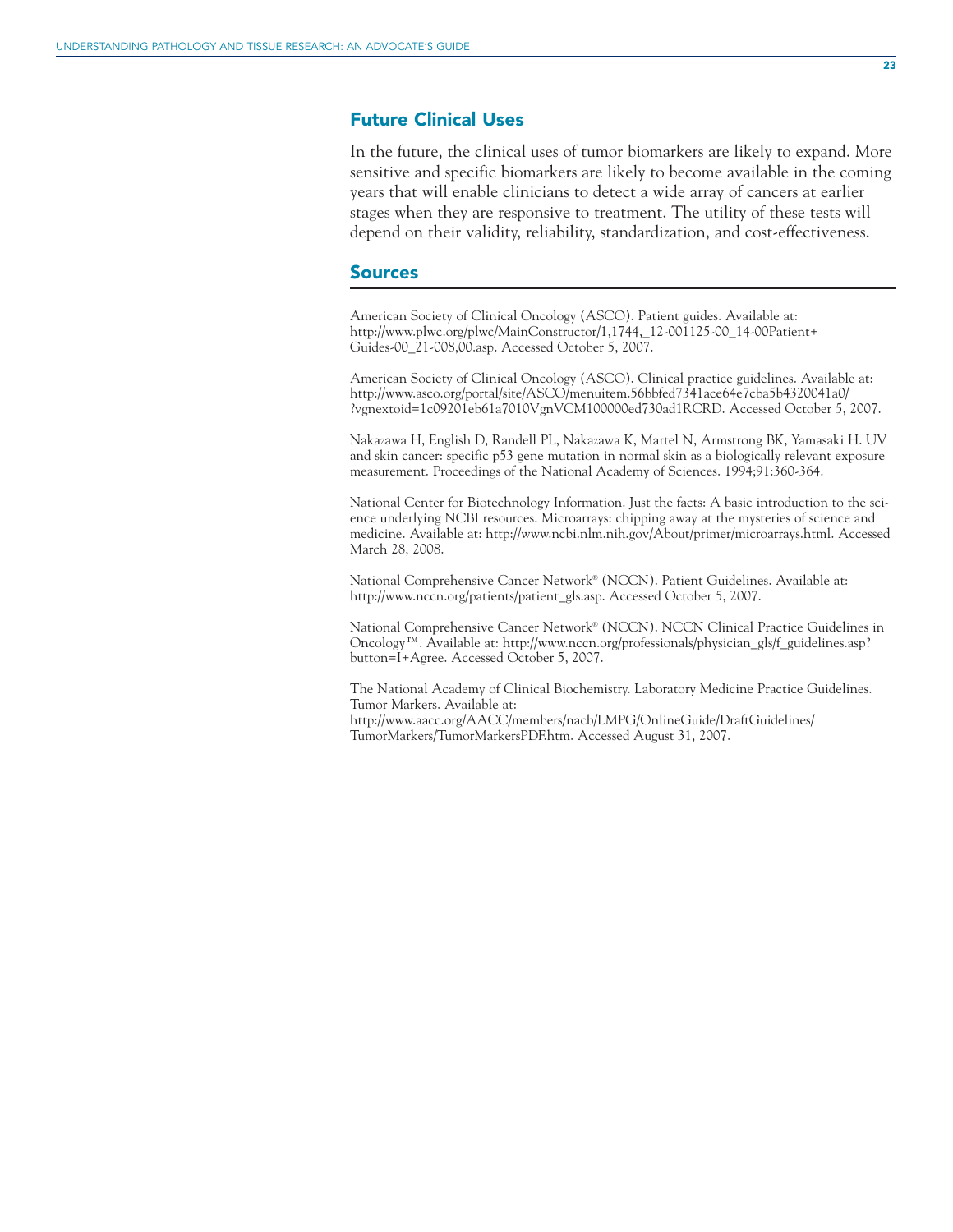## Future Clinical Uses

In the future, the clinical uses of tumor biomarkers are likely to expand. More sensitive and specific biomarkers are likely to become available in the coming years that will enable clinicians to detect a wide array of cancers at earlier stages when they are responsive to treatment. The utility of these tests will depend on their validity, reliability, standardization, and cost-effectiveness.

## Sources

American Society of Clinical Oncology (ASCO). Patient guides. Available at: http://www.plwc.org/plwc/MainConstructor/1,1744,_12-001125-00_14-00Patient+Guides-00_21-008,00.asp. Accessed October 5, 2007.

American Society of Clinical Oncology (ASCO). Clinical practice guidelines. Available at: http://www.asco.org/portal/site/ASCO/menuitem.56bbfed7341ace64e7cba5b4320041a0/?vgnextoid=1c09201eb61a7010VgnVCM100000ed730ad1RCRD. Accessed October 5, 2007.

Nakazawa H, English D, Randell PL, Nakazawa K, Martel N, Armstrong BK, Yamasaki H. UV and skin cancer: specific p53 gene mutation in normal skin as a biologically relevant exposure measurement. Proceedings of the National Academy of Sciences. 1994;91:360-364.

National Center for Biotechnology Information. Just the facts: A basic introduction to the science underlying NCBI resources. Microarrays: chipping away at the mysteries of science and medicine. Available at: http://www.ncbi.nlm.nih.gov/About/primer/microarrays.html. Accessed March 28, 2008.

National Comprehensive Cancer Network® (NCCN). Patient Guidelines. Available at: http://www.nccn.org/patients/patient_gls.asp. Accessed October 5, 2007.

National Comprehensive Cancer Network® (NCCN). NCCN Clinical Practice Guidelines in Oncology™. Available at: http://www.nccn.org/professionals/physician_gls/f_guidelines.asp?button=I+Agree. Accessed October 5, 2007.

The National Academy of Clinical Biochemistry. Laboratory Medicine Practice Guidelines. Tumor Markers. Available at: http://www.aacc.org/AACC/members/nacb/LMPG/OnlineGuide/DraftGuidelines/TumorMarkers/TumorMarkersPDF.htm. Accessed August 31, 2007.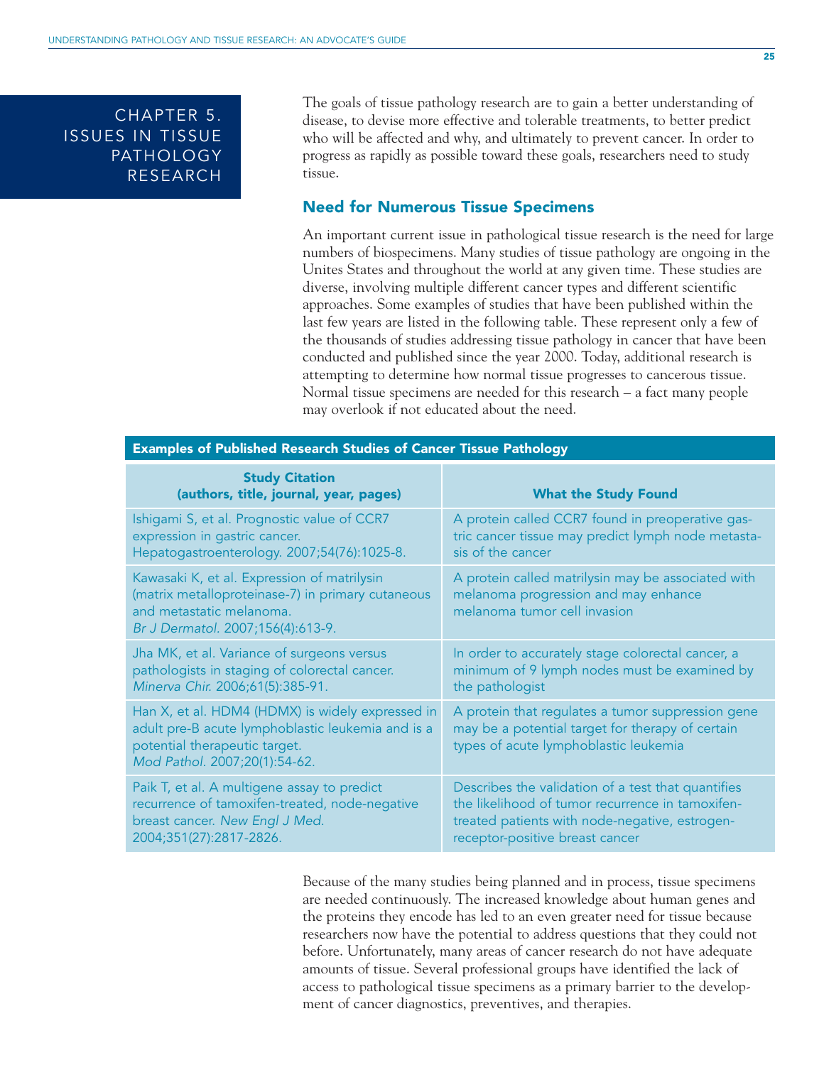# CHAPTER 5. ISSUES IN TISSUE PATHOLOGY RESEARCH

The goals of tissue pathology research are to gain a better understanding of disease, to devise more effective and tolerable treatments, to better predict who will be affected and why, and ultimately to prevent cancer. In order to progress as rapidly as possible toward these goals, researchers need to study tissue.

## Need for Numerous Tissue Specimens

An important current issue in pathological tissue research is the need for large numbers of biospecimens. Many studies of tissue pathology are ongoing in the Unites States and throughout the world at any given time. These studies are diverse, involving multiple different cancer types and different scientific approaches. Some examples of studies that have been published within the last few years are listed in the following table. These represent only a few of the thousands of studies addressing tissue pathology in cancer that have been conducted and published since the year 2000. Today, additional research is attempting to determine how normal tissue progresses to cancerous tissue. Normal tissue specimens are needed for this research – a fact many people may overlook if not educated about the need.

**Examples of Published Research Studies of Cancer Tissue Pathology**

| Study Citation (authors, title, journal, year, pages) | What the Study Found |
|---|---|
| Ishigami S, et al. Prognostic value of CCR7 expression in gastric cancer. Hepatogastroenterology. 2007;54(76):1025-8. | A protein called CCR7 found in preoperative gastric cancer tissue may predict lymph node metastasis of the cancer |
| Kawasaki K, et al. Expression of matrilysin (matrix metalloproteinase-7) in primary cutaneous and metastatic melanoma. *Br J Dermatol*. 2007;156(4):613-9. | A protein called matrilysin may be associated with melanoma progression and may enhance melanoma tumor cell invasion |
| Jha MK, et al. Variance of surgeons versus pathologists in staging of colorectal cancer. *Minerva Chir.* 2006;61(5):385-91. | In order to accurately stage colorectal cancer, a minimum of 9 lymph nodes must be examined by the pathologist |
| Han X, et al. HDM4 (HDMX) is widely expressed in adult pre-B acute lymphoblastic leukemia and is a potential therapeutic target. *Mod Pathol*. 2007;20(1):54-62. | A protein that regulates a tumor suppression gene may be a potential target for therapy of certain types of acute lymphoblastic leukemia |
| Paik T, et al. A multigene assay to predict recurrence of tamoxifen-treated, node-negative breast cancer. *New Engl J Med.* 2004;351(27):2817-2826. | Describes the validation of a test that quantifies the likelihood of tumor recurrence in tamoxifen-treated patients with node-negative, estrogen-receptor-positive breast cancer |

Because of the many studies being planned and in process, tissue specimens are needed continuously. The increased knowledge about human genes and the proteins they encode has led to an even greater need for tissue because researchers now have the potential to address questions that they could not before. Unfortunately, many areas of cancer research do not have adequate amounts of tissue. Several professional groups have identified the lack of access to pathological tissue specimens as a primary barrier to the development of cancer diagnostics, preventives, and therapies.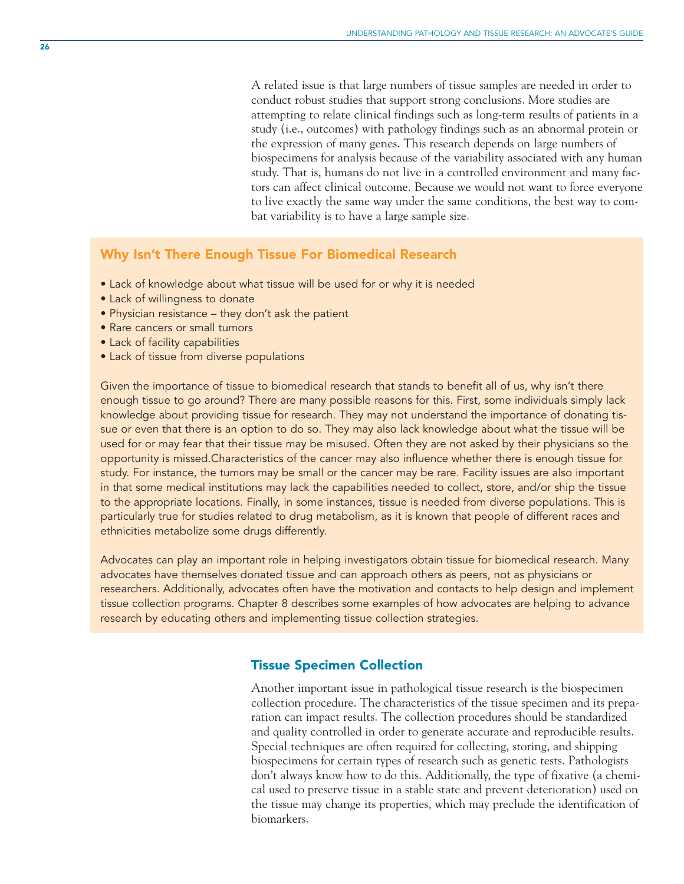A related issue is that large numbers of tissue samples are needed in order to conduct robust studies that support strong conclusions. More studies are attempting to relate clinical findings such as long-term results of patients in a study (i.e., outcomes) with pathology findings such as an abnormal protein or the expression of many genes. This research depends on large numbers of biospecimens for analysis because of the variability associated with any human study. That is, humans do not live in a controlled environment and many factors can affect clinical outcome. Because we would not want to force everyone to live exactly the same way under the same conditions, the best way to combat variability is to have a large sample size.

## Why Isn't There Enough Tissue For Biomedical Research

- Lack of knowledge about what tissue will be used for or why it is needed
- Lack of willingness to donate
- Physician resistance – they don't ask the patient
- Rare cancers or small tumors
- Lack of facility capabilities
- Lack of tissue from diverse populations

Given the importance of tissue to biomedical research that stands to benefit all of us, why isn't there enough tissue to go around? There are many possible reasons for this. First, some individuals simply lack knowledge about providing tissue for research. They may not understand the importance of donating tissue or even that there is an option to do so. They may also lack knowledge about what the tissue will be used for or may fear that their tissue may be misused. Often they are not asked by their physicians so the opportunity is missed.Characteristics of the cancer may also influence whether there is enough tissue for study. For instance, the tumors may be small or the cancer may be rare. Facility issues are also important in that some medical institutions may lack the capabilities needed to collect, store, and/or ship the tissue to the appropriate locations. Finally, in some instances, tissue is needed from diverse populations. This is particularly true for studies related to drug metabolism, as it is known that people of different races and ethnicities metabolize some drugs differently.

Advocates can play an important role in helping investigators obtain tissue for biomedical research. Many advocates have themselves donated tissue and can approach others as peers, not as physicians or researchers. Additionally, advocates often have the motivation and contacts to help design and implement tissue collection programs. Chapter 8 describes some examples of how advocates are helping to advance research by educating others and implementing tissue collection strategies.

## Tissue Specimen Collection

Another important issue in pathological tissue research is the biospecimen collection procedure. The characteristics of the tissue specimen and its preparation can impact results. The collection procedures should be standardized and quality controlled in order to generate accurate and reproducible results. Special techniques are often required for collecting, storing, and shipping biospecimens for certain types of research such as genetic tests. Pathologists don't always know how to do this. Additionally, the type of fixative (a chemical used to preserve tissue in a stable state and prevent deterioration) used on the tissue may change its properties, which may preclude the identification of biomarkers.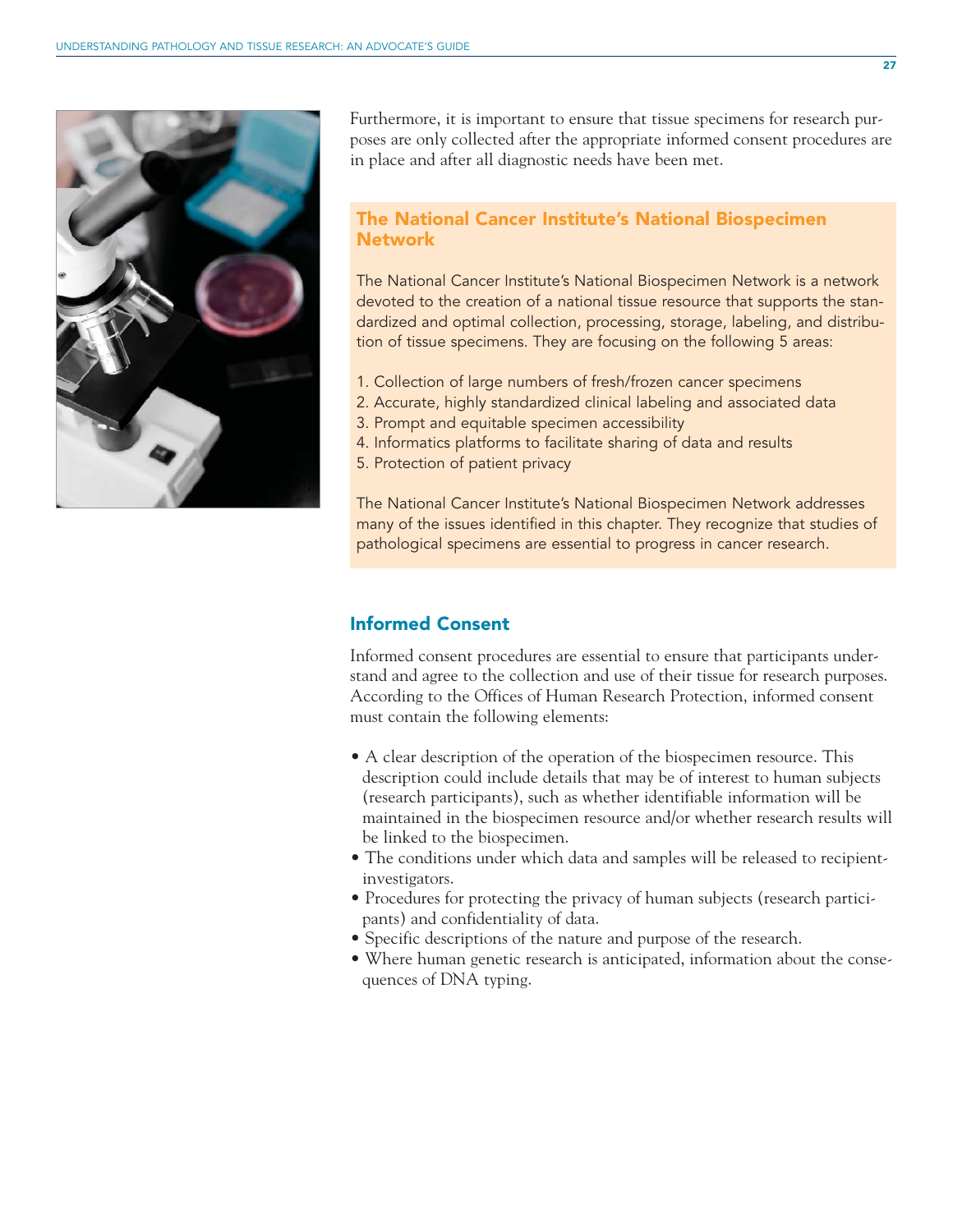Furthermore, it is important to ensure that tissue specimens for research purposes are only collected after the appropriate informed consent procedures are in place and after all diagnostic needs have been met.

### The National Cancer Institute's National Biospecimen Network

The National Cancer Institute's National Biospecimen Network is a network devoted to the creation of a national tissue resource that supports the standardized and optimal collection, processing, storage, labeling, and distribution of tissue specimens. They are focusing on the following 5 areas:

1. Collection of large numbers of fresh/frozen cancer specimens
2. Accurate, highly standardized clinical labeling and associated data
3. Prompt and equitable specimen accessibility
4. Informatics platforms to facilitate sharing of data and results
5. Protection of patient privacy

The National Cancer Institute's National Biospecimen Network addresses many of the issues identified in this chapter. They recognize that studies of pathological specimens are essential to progress in cancer research.

## Informed Consent

Informed consent procedures are essential to ensure that participants understand and agree to the collection and use of their tissue for research purposes. According to the Offices of Human Research Protection, informed consent must contain the following elements:

- A clear description of the operation of the biospecimen resource. This description could include details that may be of interest to human subjects (research participants), such as whether identifiable information will be maintained in the biospecimen resource and/or whether research results will be linked to the biospecimen.
- The conditions under which data and samples will be released to recipient-investigators.
- Procedures for protecting the privacy of human subjects (research participants) and confidentiality of data.
- Specific descriptions of the nature and purpose of the research.
- Where human genetic research is anticipated, information about the consequences of DNA typing.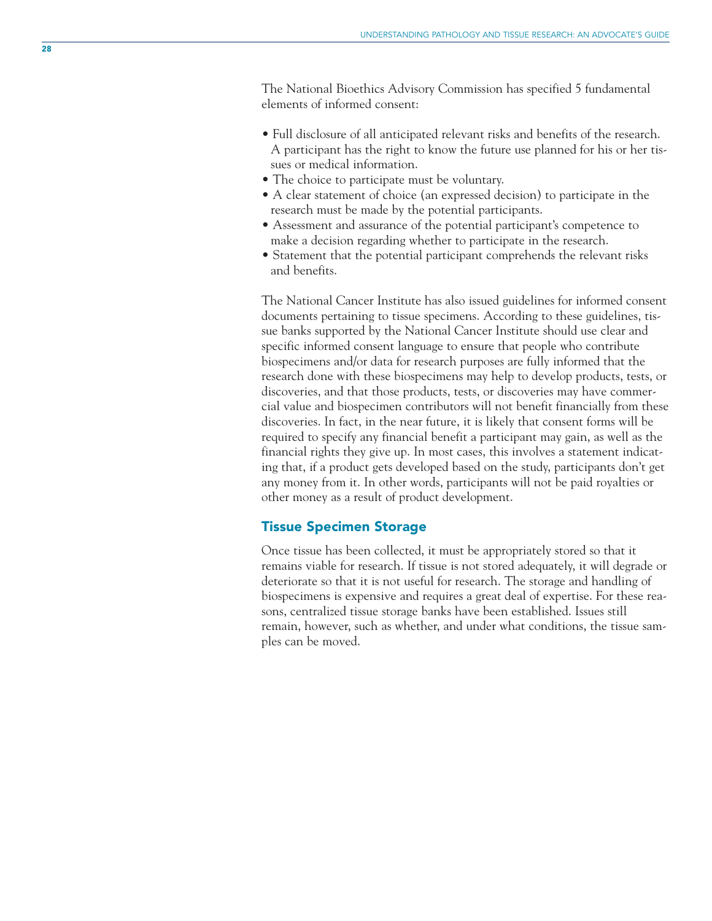The National Bioethics Advisory Commission has specified 5 fundamental elements of informed consent:

- Full disclosure of all anticipated relevant risks and benefits of the research. A participant has the right to know the future use planned for his or her tissues or medical information.
- The choice to participate must be voluntary.
- A clear statement of choice (an expressed decision) to participate in the research must be made by the potential participants.
- Assessment and assurance of the potential participant's competence to make a decision regarding whether to participate in the research.
- Statement that the potential participant comprehends the relevant risks and benefits.

The National Cancer Institute has also issued guidelines for informed consent documents pertaining to tissue specimens. According to these guidelines, tissue banks supported by the National Cancer Institute should use clear and specific informed consent language to ensure that people who contribute biospecimens and/or data for research purposes are fully informed that the research done with these biospecimens may help to develop products, tests, or discoveries, and that those products, tests, or discoveries may have commercial value and biospecimen contributors will not benefit financially from these discoveries. In fact, in the near future, it is likely that consent forms will be required to specify any financial benefit a participant may gain, as well as the financial rights they give up. In most cases, this involves a statement indicating that, if a product gets developed based on the study, participants don't get any money from it. In other words, participants will not be paid royalties or other money as a result of product development.

## Tissue Specimen Storage

Once tissue has been collected, it must be appropriately stored so that it remains viable for research. If tissue is not stored adequately, it will degrade or deteriorate so that it is not useful for research. The storage and handling of biospecimens is expensive and requires a great deal of expertise. For these reasons, centralized tissue storage banks have been established. Issues still remain, however, such as whether, and under what conditions, the tissue samples can be moved.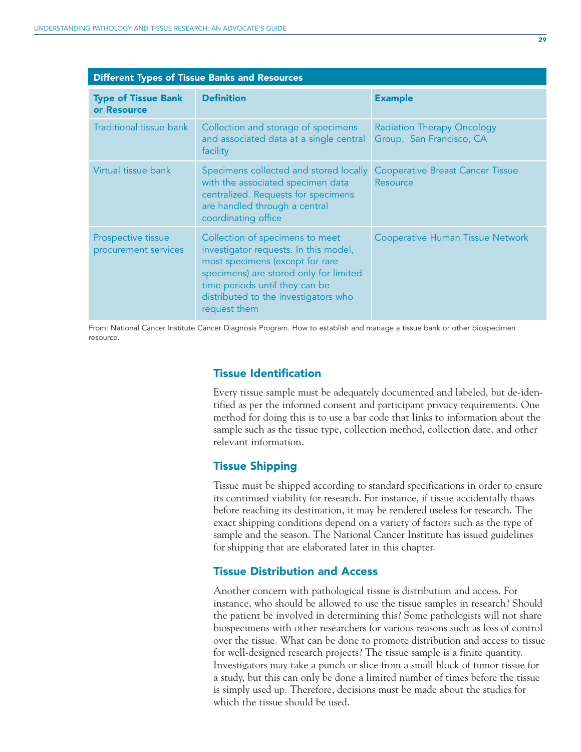| Different Types of Tissue Banks and Resources | | |
|---|---|---|
| **Type of Tissue Bank or Resource** | **Definition** | **Example** |
| Traditional tissue bank | Collection and storage of specimens and associated data at a single central facility | Radiation Therapy Oncology Group, San Francisco, CA |
| Virtual tissue bank | Specimens collected and stored locally with the associated specimen data centralized. Requests for specimens are handled through a central coordinating office | Cooperative Breast Cancer Tissue Resource |
| Prospective tissue procurement services | Collection of specimens to meet investigator requests. In this model, most specimens (except for rare specimens) are stored only for limited time periods until they can be distributed to the investigators who request them | Cooperative Human Tissue Network |

From: National Cancer Institute Cancer Diagnosis Program. How to establish and manage a tissue bank or other biospecimen resource.

### Tissue Identification

Every tissue sample must be adequately documented and labeled, but de-identified as per the informed consent and participant privacy requirements. One method for doing this is to use a bar code that links to information about the sample such as the tissue type, collection method, collection date, and other relevant information.

### Tissue Shipping

Tissue must be shipped according to standard specifications in order to ensure its continued viability for research. For instance, if tissue accidentally thaws before reaching its destination, it may be rendered useless for research. The exact shipping conditions depend on a variety of factors such as the type of sample and the season. The National Cancer Institute has issued guidelines for shipping that are elaborated later in this chapter.

### Tissue Distribution and Access

Another concern with pathological tissue is distribution and access. For instance, who should be allowed to use the tissue samples in research? Should the patient be involved in determining this? Some pathologists will not share biospecimens with other researchers for various reasons such as loss of control over the tissue. What can be done to promote distribution and access to tissue for well-designed research projects? The tissue sample is a finite quantity. Investigators may take a punch or slice from a small block of tumor tissue for a study, but this can only be done a limited number of times before the tissue is simply used up. Therefore, decisions must be made about the studies for which the tissue should be used.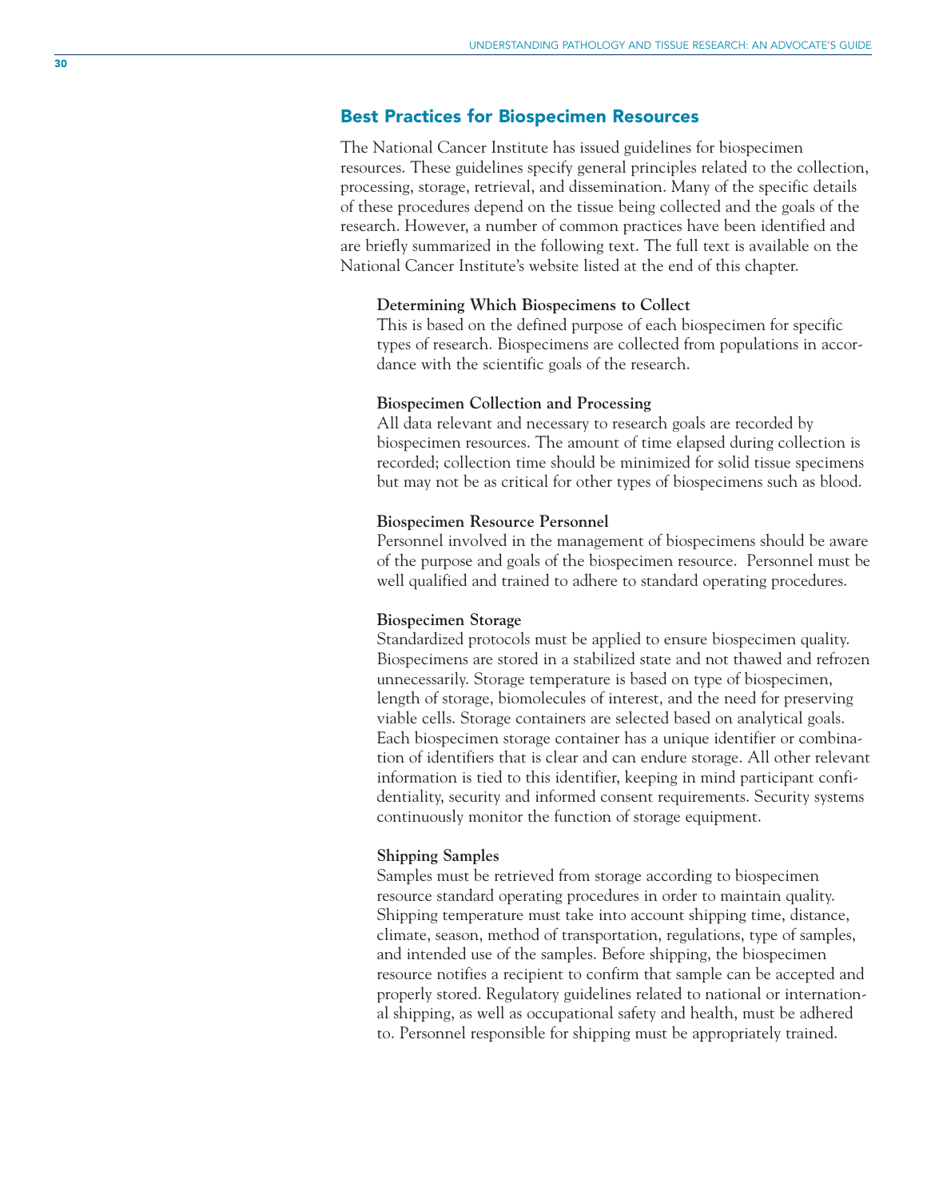## Best Practices for Biospecimen Resources

The National Cancer Institute has issued guidelines for biospecimen resources. These guidelines specify general principles related to the collection, processing, storage, retrieval, and dissemination. Many of the specific details of these procedures depend on the tissue being collected and the goals of the research. However, a number of common practices have been identified and are briefly summarized in the following text. The full text is available on the National Cancer Institute's website listed at the end of this chapter.

**Determining Which Biospecimens to Collect**
This is based on the defined purpose of each biospecimen for specific types of research. Biospecimens are collected from populations in accordance with the scientific goals of the research.

**Biospecimen Collection and Processing**
All data relevant and necessary to research goals are recorded by biospecimen resources. The amount of time elapsed during collection is recorded; collection time should be minimized for solid tissue specimens but may not be as critical for other types of biospecimens such as blood.

**Biospecimen Resource Personnel**
Personnel involved in the management of biospecimens should be aware of the purpose and goals of the biospecimen resource. Personnel must be well qualified and trained to adhere to standard operating procedures.

**Biospecimen Storage**
Standardized protocols must be applied to ensure biospecimen quality. Biospecimens are stored in a stabilized state and not thawed and refrozen unnecessarily. Storage temperature is based on type of biospecimen, length of storage, biomolecules of interest, and the need for preserving viable cells. Storage containers are selected based on analytical goals. Each biospecimen storage container has a unique identifier or combination of identifiers that is clear and can endure storage. All other relevant information is tied to this identifier, keeping in mind participant confidentiality, security and informed consent requirements. Security systems continuously monitor the function of storage equipment.

**Shipping Samples**
Samples must be retrieved from storage according to biospecimen resource standard operating procedures in order to maintain quality. Shipping temperature must take into account shipping time, distance, climate, season, method of transportation, regulations, type of samples, and intended use of the samples. Before shipping, the biospecimen resource notifies a recipient to confirm that sample can be accepted and properly stored. Regulatory guidelines related to national or international shipping, as well as occupational safety and health, must be adhered to. Personnel responsible for shipping must be appropriately trained.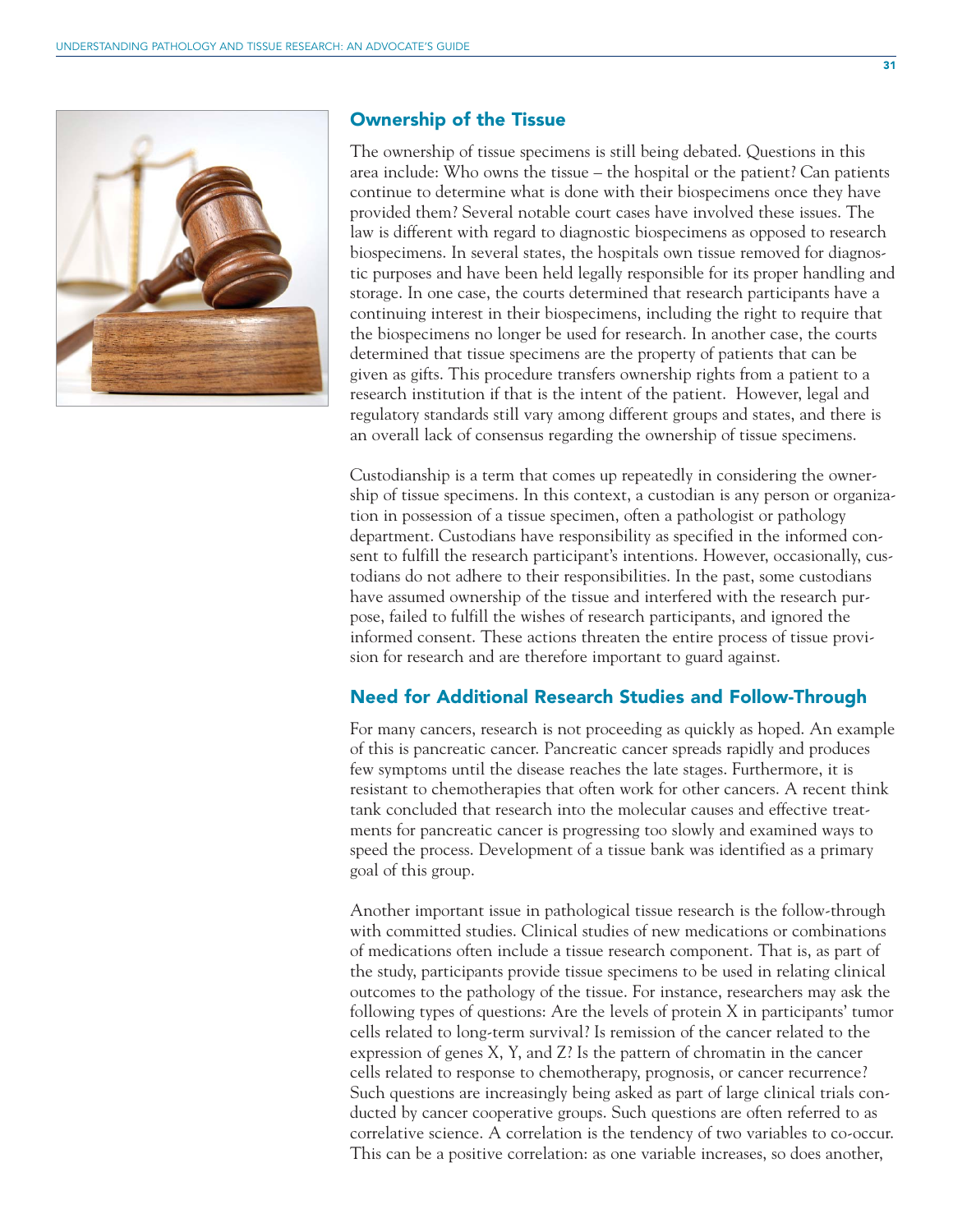## Ownership of the Tissue

The ownership of tissue specimens is still being debated. Questions in this area include: Who owns the tissue – the hospital or the patient? Can patients continue to determine what is done with their biospecimens once they have provided them? Several notable court cases have involved these issues. The law is different with regard to diagnostic biospecimens as opposed to research biospecimens. In several states, the hospitals own tissue removed for diagnostic purposes and have been held legally responsible for its proper handling and storage. In one case, the courts determined that research participants have a continuing interest in their biospecimens, including the right to require that the biospecimens no longer be used for research. In another case, the courts determined that tissue specimens are the property of patients that can be given as gifts. This procedure transfers ownership rights from a patient to a research institution if that is the intent of the patient. However, legal and regulatory standards still vary among different groups and states, and there is an overall lack of consensus regarding the ownership of tissue specimens.

Custodianship is a term that comes up repeatedly in considering the ownership of tissue specimens. In this context, a custodian is any person or organization in possession of a tissue specimen, often a pathologist or pathology department. Custodians have responsibility as specified in the informed consent to fulfill the research participant's intentions. However, occasionally, custodians do not adhere to their responsibilities. In the past, some custodians have assumed ownership of the tissue and interfered with the research purpose, failed to fulfill the wishes of research participants, and ignored the informed consent. These actions threaten the entire process of tissue provision for research and are therefore important to guard against.

## Need for Additional Research Studies and Follow-Through

For many cancers, research is not proceeding as quickly as hoped. An example of this is pancreatic cancer. Pancreatic cancer spreads rapidly and produces few symptoms until the disease reaches the late stages. Furthermore, it is resistant to chemotherapies that often work for other cancers. A recent think tank concluded that research into the molecular causes and effective treatments for pancreatic cancer is progressing too slowly and examined ways to speed the process. Development of a tissue bank was identified as a primary goal of this group.

Another important issue in pathological tissue research is the follow-through with committed studies. Clinical studies of new medications or combinations of medications often include a tissue research component. That is, as part of the study, participants provide tissue specimens to be used in relating clinical outcomes to the pathology of the tissue. For instance, researchers may ask the following types of questions: Are the levels of protein X in participants' tumor cells related to long-term survival? Is remission of the cancer related to the expression of genes X, Y, and Z? Is the pattern of chromatin in the cancer cells related to response to chemotherapy, prognosis, or cancer recurrence? Such questions are increasingly being asked as part of large clinical trials conducted by cancer cooperative groups. Such questions are often referred to as correlative science. A correlation is the tendency of two variables to co-occur. This can be a positive correlation: as one variable increases, so does another,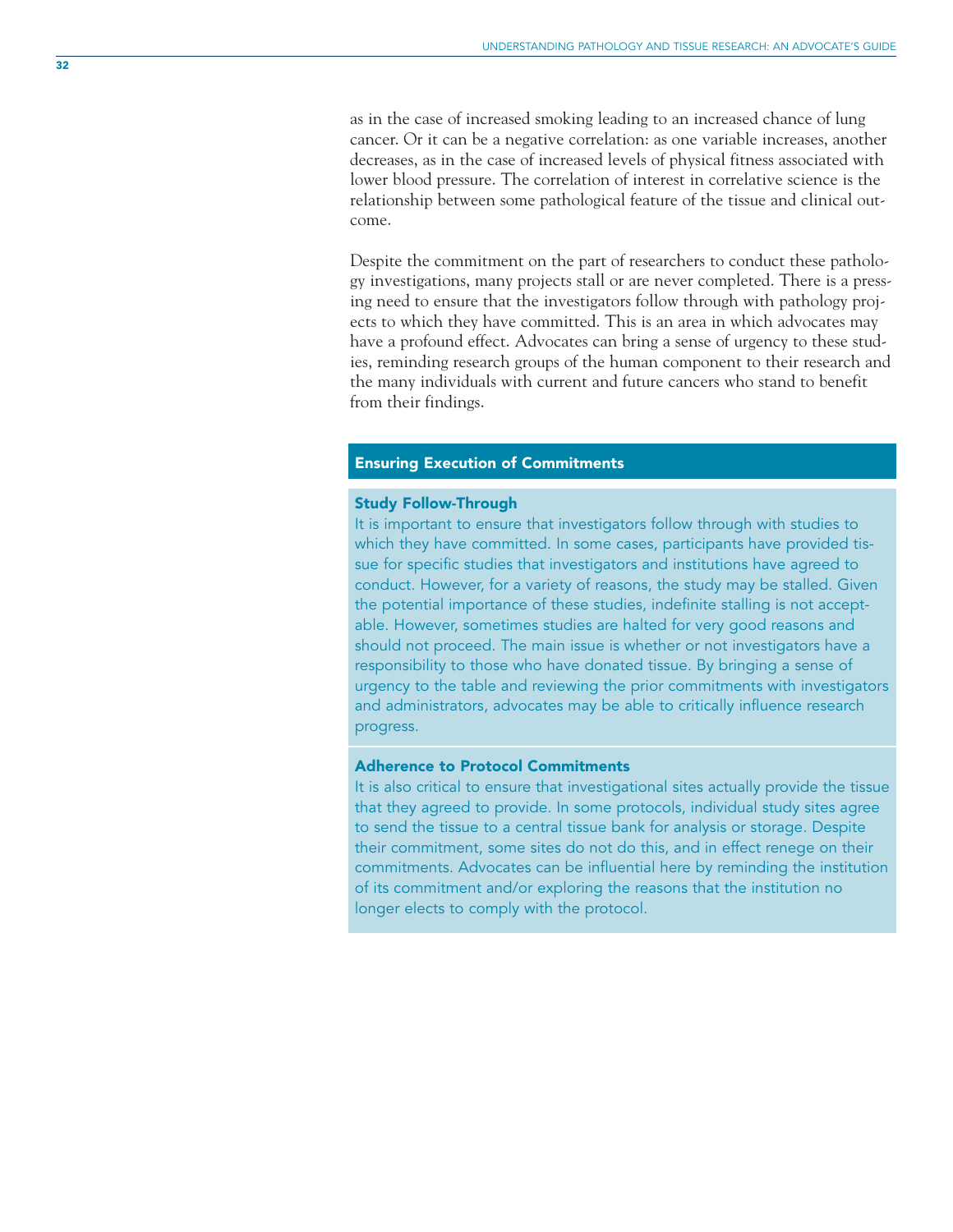as in the case of increased smoking leading to an increased chance of lung cancer. Or it can be a negative correlation: as one variable increases, another decreases, as in the case of increased levels of physical fitness associated with lower blood pressure. The correlation of interest in correlative science is the relationship between some pathological feature of the tissue and clinical outcome.

Despite the commitment on the part of researchers to conduct these pathology investigations, many projects stall or are never completed. There is a pressing need to ensure that the investigators follow through with pathology projects to which they have committed. This is an area in which advocates may have a profound effect. Advocates can bring a sense of urgency to these studies, reminding research groups of the human component to their research and the many individuals with current and future cancers who stand to benefit from their findings.

## Ensuring Execution of Commitments

### Study Follow-Through

It is important to ensure that investigators follow through with studies to which they have committed. In some cases, participants have provided tissue for specific studies that investigators and institutions have agreed to conduct. However, for a variety of reasons, the study may be stalled. Given the potential importance of these studies, indefinite stalling is not acceptable. However, sometimes studies are halted for very good reasons and should not proceed. The main issue is whether or not investigators have a responsibility to those who have donated tissue. By bringing a sense of urgency to the table and reviewing the prior commitments with investigators and administrators, advocates may be able to critically influence research progress.

### Adherence to Protocol Commitments

It is also critical to ensure that investigational sites actually provide the tissue that they agreed to provide. In some protocols, individual study sites agree to send the tissue to a central tissue bank for analysis or storage. Despite their commitment, some sites do not do this, and in effect renege on their commitments. Advocates can be influential here by reminding the institution of its commitment and/or exploring the reasons that the institution no longer elects to comply with the protocol.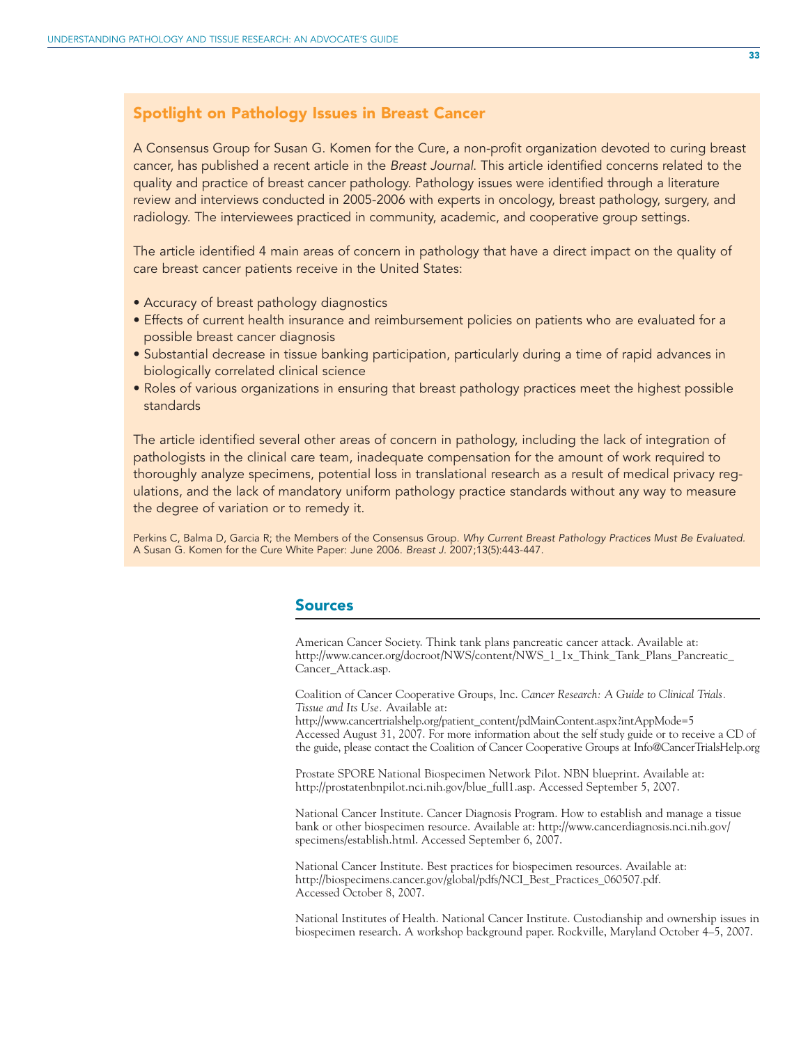## Spotlight on Pathology Issues in Breast Cancer

A Consensus Group for Susan G. Komen for the Cure, a non-profit organization devoted to curing breast cancer, has published a recent article in the *Breast Journal*. This article identified concerns related to the quality and practice of breast cancer pathology. Pathology issues were identified through a literature review and interviews conducted in 2005-2006 with experts in oncology, breast pathology, surgery, and radiology. The interviewees practiced in community, academic, and cooperative group settings.

The article identified 4 main areas of concern in pathology that have a direct impact on the quality of care breast cancer patients receive in the United States:

- Accuracy of breast pathology diagnostics
- Effects of current health insurance and reimbursement policies on patients who are evaluated for a possible breast cancer diagnosis
- Substantial decrease in tissue banking participation, particularly during a time of rapid advances in biologically correlated clinical science
- Roles of various organizations in ensuring that breast pathology practices meet the highest possible standards

The article identified several other areas of concern in pathology, including the lack of integration of pathologists in the clinical care team, inadequate compensation for the amount of work required to thoroughly analyze specimens, potential loss in translational research as a result of medical privacy regulations, and the lack of mandatory uniform pathology practice standards without any way to measure the degree of variation or to remedy it.

Perkins C, Balma D, Garcia R; the Members of the Consensus Group. *Why Current Breast Pathology Practices Must Be Evaluated.* A Susan G. Komen for the Cure White Paper: June 2006. *Breast J.* 2007;13(5):443-447.

## Sources

American Cancer Society. Think tank plans pancreatic cancer attack. Available at: http://www.cancer.org/docroot/NWS/content/NWS_1_1x_Think_Tank_Plans_Pancreatic_Cancer_Attack.asp.

Coalition of Cancer Cooperative Groups, Inc. *Cancer Research: A Guide to Clinical Trials. Tissue and Its Use.* Available at: http://www.cancertrialshelp.org/patient_content/pdMainContent.aspx?intAppMode=5 Accessed August 31, 2007. For more information about the self study guide or to receive a CD of the guide, please contact the Coalition of Cancer Cooperative Groups at Info@CancerTrialsHelp.org

Prostate SPORE National Biospecimen Network Pilot. NBN blueprint. Available at: http://prostatenbnpilot.nci.nih.gov/blue_full1.asp. Accessed September 5, 2007.

National Cancer Institute. Cancer Diagnosis Program. How to establish and manage a tissue bank or other biospecimen resource. Available at: http://www.cancerdiagnosis.nci.nih.gov/specimens/establish.html. Accessed September 6, 2007.

National Cancer Institute. Best practices for biospecimen resources. Available at: http://biospecimens.cancer.gov/global/pdfs/NCI_Best_Practices_060507.pdf. Accessed October 8, 2007.

National Institutes of Health. National Cancer Institute. Custodianship and ownership issues in biospecimen research. A workshop background paper. Rockville, Maryland October 4–5, 2007.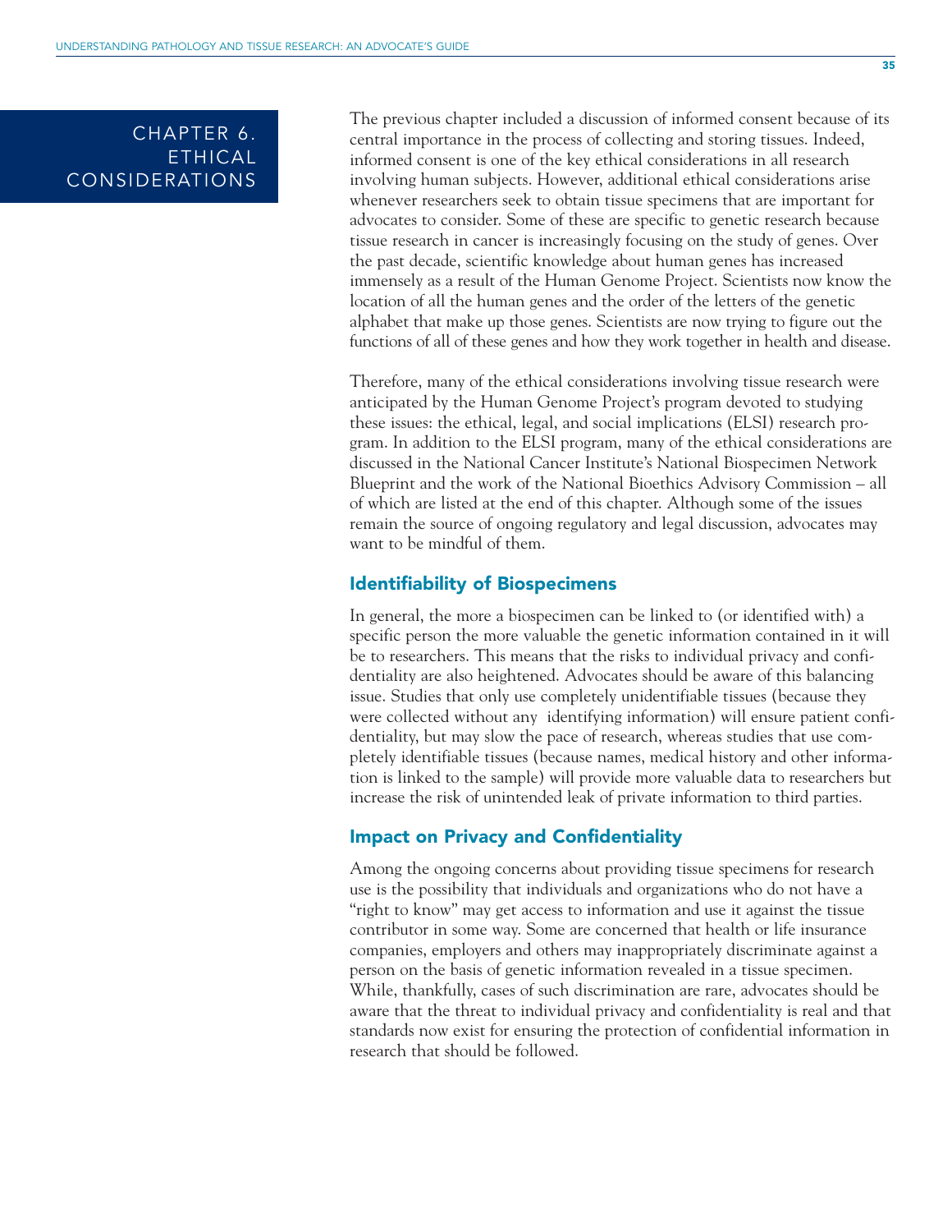# CHAPTER 6. ETHICAL CONSIDERATIONS

The previous chapter included a discussion of informed consent because of its central importance in the process of collecting and storing tissues. Indeed, informed consent is one of the key ethical considerations in all research involving human subjects. However, additional ethical considerations arise whenever researchers seek to obtain tissue specimens that are important for advocates to consider. Some of these are specific to genetic research because tissue research in cancer is increasingly focusing on the study of genes. Over the past decade, scientific knowledge about human genes has increased immensely as a result of the Human Genome Project. Scientists now know the location of all the human genes and the order of the letters of the genetic alphabet that make up those genes. Scientists are now trying to figure out the functions of all of these genes and how they work together in health and disease.

Therefore, many of the ethical considerations involving tissue research were anticipated by the Human Genome Project's program devoted to studying these issues: the ethical, legal, and social implications (ELSI) research program. In addition to the ELSI program, many of the ethical considerations are discussed in the National Cancer Institute's National Biospecimen Network Blueprint and the work of the National Bioethics Advisory Commission – all of which are listed at the end of this chapter. Although some of the issues remain the source of ongoing regulatory and legal discussion, advocates may want to be mindful of them.

## Identifiability of Biospecimens

In general, the more a biospecimen can be linked to (or identified with) a specific person the more valuable the genetic information contained in it will be to researchers. This means that the risks to individual privacy and confidentiality are also heightened. Advocates should be aware of this balancing issue. Studies that only use completely unidentifiable tissues (because they were collected without any identifying information) will ensure patient confidentiality, but may slow the pace of research, whereas studies that use completely identifiable tissues (because names, medical history and other information is linked to the sample) will provide more valuable data to researchers but increase the risk of unintended leak of private information to third parties.

## Impact on Privacy and Confidentiality

Among the ongoing concerns about providing tissue specimens for research use is the possibility that individuals and organizations who do not have a "right to know" may get access to information and use it against the tissue contributor in some way. Some are concerned that health or life insurance companies, employers and others may inappropriately discriminate against a person on the basis of genetic information revealed in a tissue specimen. While, thankfully, cases of such discrimination are rare, advocates should be aware that the threat to individual privacy and confidentiality is real and that standards now exist for ensuring the protection of confidential information in research that should be followed.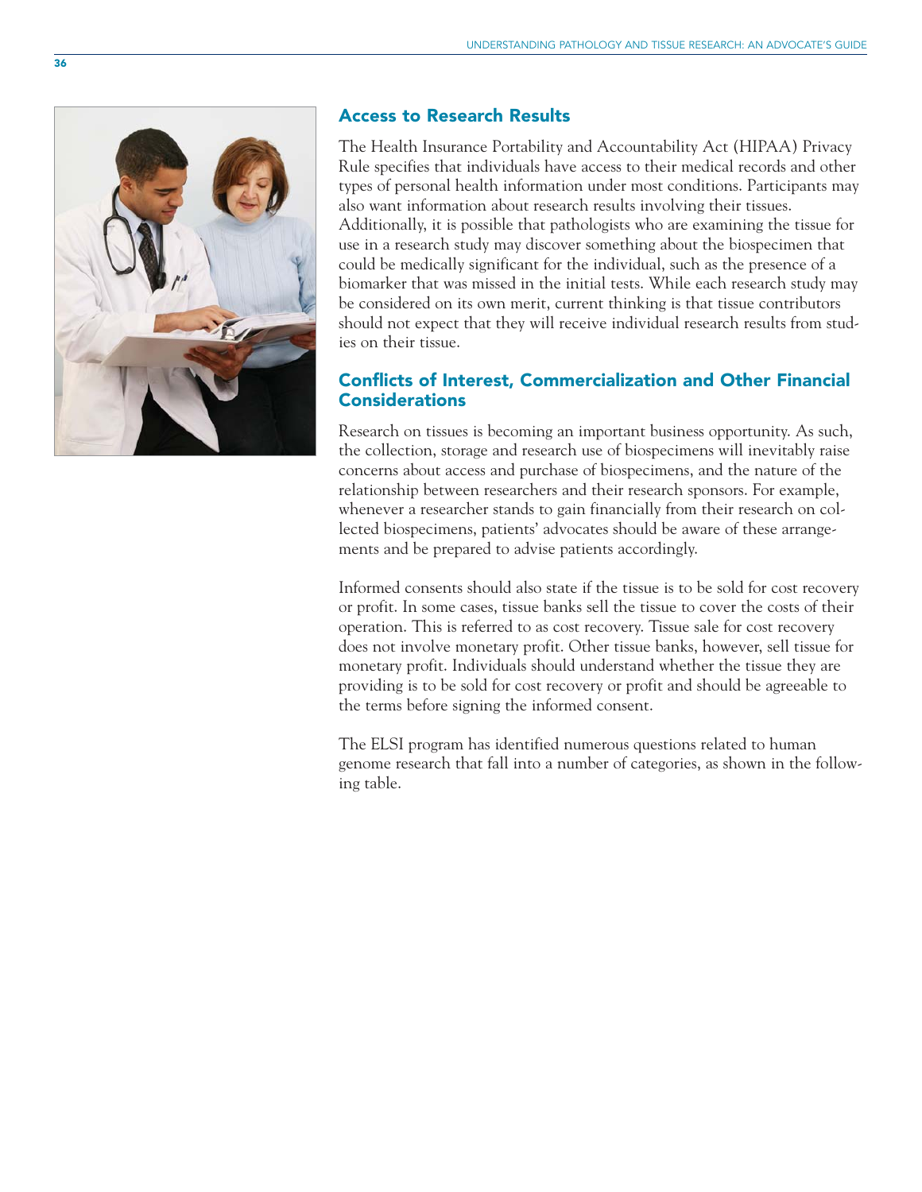## Access to Research Results

The Health Insurance Portability and Accountability Act (HIPAA) Privacy Rule specifies that individuals have access to their medical records and other types of personal health information under most conditions. Participants may also want information about research results involving their tissues. Additionally, it is possible that pathologists who are examining the tissue for use in a research study may discover something about the biospecimen that could be medically significant for the individual, such as the presence of a biomarker that was missed in the initial tests. While each research study may be considered on its own merit, current thinking is that tissue contributors should not expect that they will receive individual research results from studies on their tissue.

## Conflicts of Interest, Commercialization and Other Financial Considerations

Research on tissues is becoming an important business opportunity. As such, the collection, storage and research use of biospecimens will inevitably raise concerns about access and purchase of biospecimens, and the nature of the relationship between researchers and their research sponsors. For example, whenever a researcher stands to gain financially from their research on collected biospecimens, patients' advocates should be aware of these arrangements and be prepared to advise patients accordingly.

Informed consents should also state if the tissue is to be sold for cost recovery or profit. In some cases, tissue banks sell the tissue to cover the costs of their operation. This is referred to as cost recovery. Tissue sale for cost recovery does not involve monetary profit. Other tissue banks, however, sell tissue for monetary profit. Individuals should understand whether the tissue they are providing is to be sold for cost recovery or profit and should be agreeable to the terms before signing the informed consent.

The ELSI program has identified numerous questions related to human genome research that fall into a number of categories, as shown in the following table.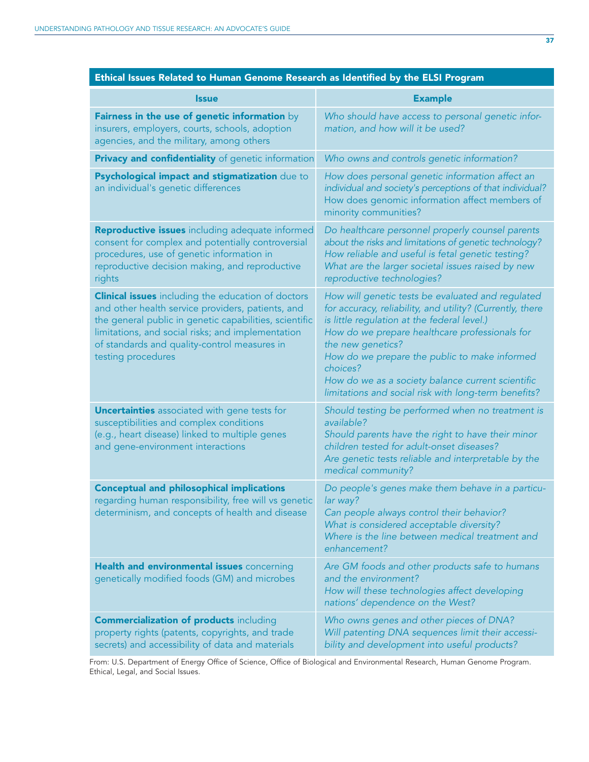**Ethical Issues Related to Human Genome Research as Identified by the ELSI Program**

| Issue | Example |
|---|---|
| **Fairness in the use of genetic information** by insurers, employers, courts, schools, adoption agencies, and the military, among others | *Who should have access to personal genetic information, and how will it be used?* |
| **Privacy and confidentiality** of genetic information | *Who owns and controls genetic information?* |
| **Psychological impact and stigmatization** due to an individual's genetic differences | *How does personal genetic information affect an individual and society's perceptions of that individual?* How does genomic information affect members of minority communities? |
| **Reproductive issues** including adequate informed consent for complex and potentially controversial procedures, use of genetic information in reproductive decision making, and reproductive rights | *Do healthcare personnel properly counsel parents about the risks and limitations of genetic technology? How reliable and useful is fetal genetic testing? What are the larger societal issues raised by new reproductive technologies?* |
| **Clinical issues** including the education of doctors and other health service providers, patients, and the general public in genetic capabilities, scientific limitations, and social risks; and implementation of standards and quality-control measures in testing procedures | *How will genetic tests be evaluated and regulated for accuracy, reliability, and utility? (Currently, there is little regulation at the federal level.) How do we prepare healthcare professionals for the new genetics? How do we prepare the public to make informed choices? How do we as a society balance current scientific limitations and social risk with long-term benefits?* |
| **Uncertainties** associated with gene tests for susceptibilities and complex conditions (e.g., heart disease) linked to multiple genes and gene-environment interactions | *Should testing be performed when no treatment is available? Should parents have the right to have their minor children tested for adult-onset diseases? Are genetic tests reliable and interpretable by the medical community?* |
| **Conceptual and philosophical implications** regarding human responsibility, free will vs genetic determinism, and concepts of health and disease | *Do people's genes make them behave in a particular way? Can people always control their behavior? What is considered acceptable diversity? Where is the line between medical treatment and enhancement?* |
| **Health and environmental issues** concerning genetically modified foods (GM) and microbes | *Are GM foods and other products safe to humans and the environment? How will these technologies affect developing nations' dependence on the West?* |
| **Commercialization of products** including property rights (patents, copyrights, and trade secrets) and accessibility of data and materials | *Who owns genes and other pieces of DNA? Will patenting DNA sequences limit their accessibility and development into useful products?* |

From: U.S. Department of Energy Office of Science, Office of Biological and Environmental Research, Human Genome Program. Ethical, Legal, and Social Issues.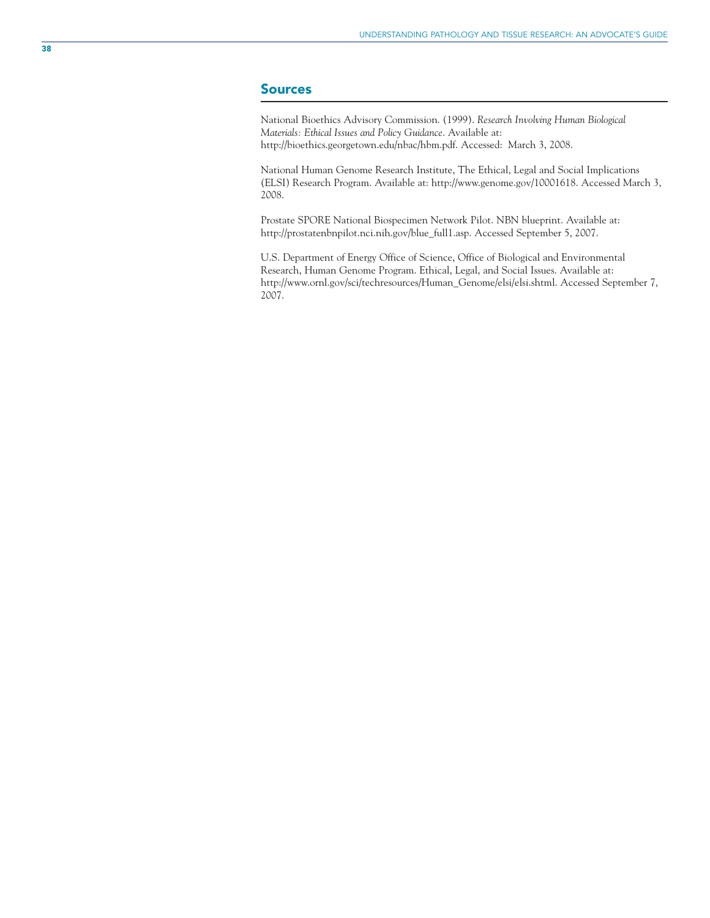## Sources

National Bioethics Advisory Commission. (1999). *Research Involving Human Biological Materials: Ethical Issues and Policy Guidance*. Available at: http://bioethics.georgetown.edu/nbac/hbm.pdf. Accessed: March 3, 2008.

National Human Genome Research Institute, The Ethical, Legal and Social Implications (ELSI) Research Program. Available at: http://www.genome.gov/10001618. Accessed March 3, 2008.

Prostate SPORE National Biospecimen Network Pilot. NBN blueprint. Available at: http://prostatenbnpilot.nci.nih.gov/blue_full1.asp. Accessed September 5, 2007.

U.S. Department of Energy Office of Science, Office of Biological and Environmental Research, Human Genome Program. Ethical, Legal, and Social Issues. Available at: http://www.ornl.gov/sci/techresources/Human_Genome/elsi/elsi.shtml. Accessed September 7, 2007.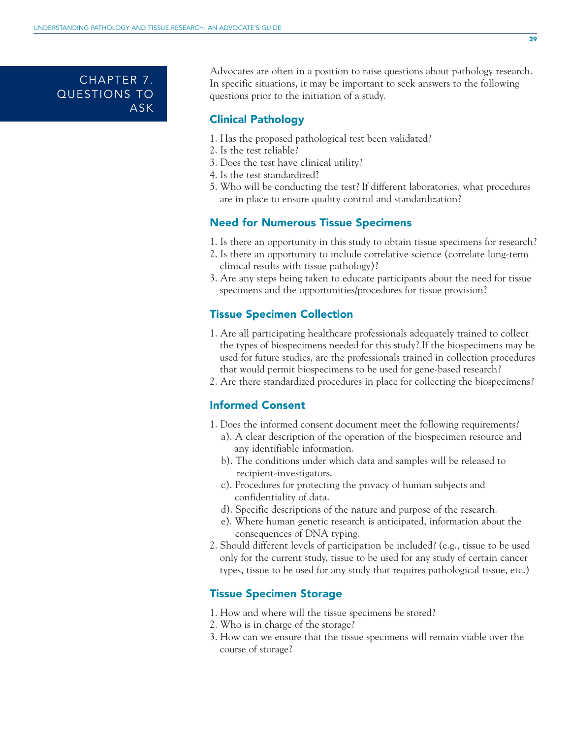# CHAPTER 7. QUESTIONS TO ASK

Advocates are often in a position to raise questions about pathology research. In specific situations, it may be important to seek answers to the following questions prior to the initiation of a study.

## Clinical Pathology

1. Has the proposed pathological test been validated?
2. Is the test reliable?
3. Does the test have clinical utility?
4. Is the test standardized?
5. Who will be conducting the test? If different laboratories, what procedures are in place to ensure quality control and standardization?

## Need for Numerous Tissue Specimens

1. Is there an opportunity in this study to obtain tissue specimens for research?
2. Is there an opportunity to include correlative science (correlate long-term clinical results with tissue pathology)?
3. Are any steps being taken to educate participants about the need for tissue specimens and the opportunities/procedures for tissue provision?

## Tissue Specimen Collection

1. Are all participating healthcare professionals adequately trained to collect the types of biospecimens needed for this study? If the biospecimens may be used for future studies, are the professionals trained in collection procedures that would permit biospecimens to be used for gene-based research?
2. Are there standardized procedures in place for collecting the biospecimens?

## Informed Consent

1. Does the informed consent document meet the following requirements?
   a). A clear description of the operation of the biospecimen resource and any identifiable information.
   b). The conditions under which data and samples will be released to recipient-investigators.
   c). Procedures for protecting the privacy of human subjects and confidentiality of data.
   d). Specific descriptions of the nature and purpose of the research.
   e). Where human genetic research is anticipated, information about the consequences of DNA typing.
2. Should different levels of participation be included? (e.g., tissue to be used only for the current study, tissue to be used for any study of certain cancer types, tissue to be used for any study that requires pathological tissue, etc.)

## Tissue Specimen Storage

1. How and where will the tissue specimens be stored?
2. Who is in charge of the storage?
3. How can we ensure that the tissue specimens will remain viable over the course of storage?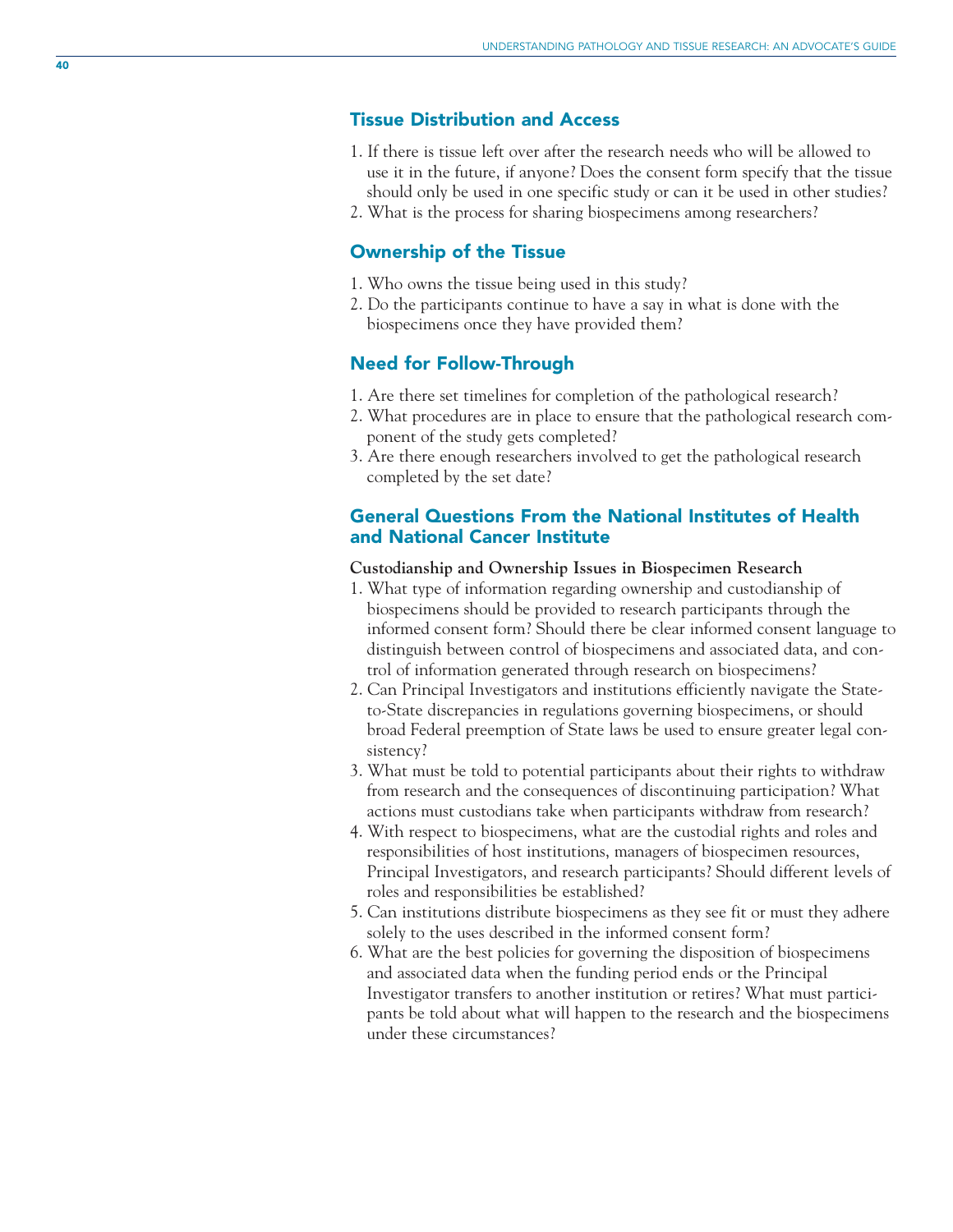## Tissue Distribution and Access

1. If there is tissue left over after the research needs who will be allowed to use it in the future, if anyone? Does the consent form specify that the tissue should only be used in one specific study or can it be used in other studies?
2. What is the process for sharing biospecimens among researchers?

## Ownership of the Tissue

1. Who owns the tissue being used in this study?
2. Do the participants continue to have a say in what is done with the biospecimens once they have provided them?

## Need for Follow-Through

1. Are there set timelines for completion of the pathological research?
2. What procedures are in place to ensure that the pathological research component of the study gets completed?
3. Are there enough researchers involved to get the pathological research completed by the set date?

## General Questions From the National Institutes of Health and National Cancer Institute

**Custodianship and Ownership Issues in Biospecimen Research**

1. What type of information regarding ownership and custodianship of biospecimens should be provided to research participants through the informed consent form? Should there be clear informed consent language to distinguish between control of biospecimens and associated data, and control of information generated through research on biospecimens?
2. Can Principal Investigators and institutions efficiently navigate the State-to-State discrepancies in regulations governing biospecimens, or should broad Federal preemption of State laws be used to ensure greater legal consistency?
3. What must be told to potential participants about their rights to withdraw from research and the consequences of discontinuing participation? What actions must custodians take when participants withdraw from research?
4. With respect to biospecimens, what are the custodial rights and roles and responsibilities of host institutions, managers of biospecimen resources, Principal Investigators, and research participants? Should different levels of roles and responsibilities be established?
5. Can institutions distribute biospecimens as they see fit or must they adhere solely to the uses described in the informed consent form?
6. What are the best policies for governing the disposition of biospecimens and associated data when the funding period ends or the Principal Investigator transfers to another institution or retires? What must participants be told about what will happen to the research and the biospecimens under these circumstances?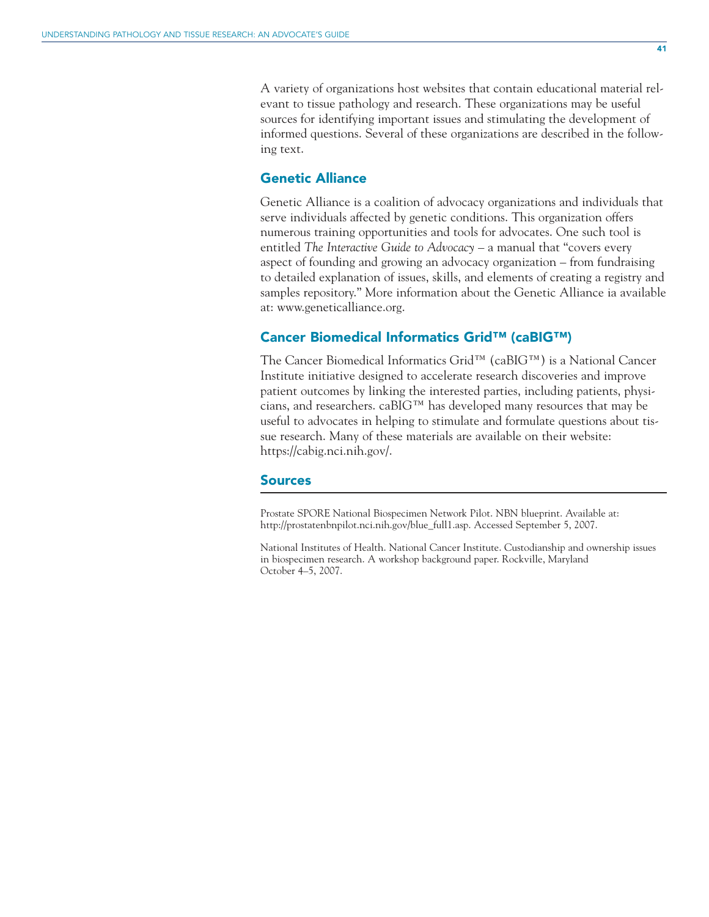A variety of organizations host websites that contain educational material relevant to tissue pathology and research. These organizations may be useful sources for identifying important issues and stimulating the development of informed questions. Several of these organizations are described in the following text.

## Genetic Alliance

Genetic Alliance is a coalition of advocacy organizations and individuals that serve individuals affected by genetic conditions. This organization offers numerous training opportunities and tools for advocates. One such tool is entitled *The Interactive Guide to Advocacy* – a manual that "covers every aspect of founding and growing an advocacy organization – from fundraising to detailed explanation of issues, skills, and elements of creating a registry and samples repository." More information about the Genetic Alliance ia available at: www.geneticalliance.org.

## Cancer Biomedical Informatics Grid™ (caBIG™)

The Cancer Biomedical Informatics Grid™ (caBIG™) is a National Cancer Institute initiative designed to accelerate research discoveries and improve patient outcomes by linking the interested parties, including patients, physicians, and researchers. caBIG™ has developed many resources that may be useful to advocates in helping to stimulate and formulate questions about tissue research. Many of these materials are available on their website: https://cabig.nci.nih.gov/.

## Sources

Prostate SPORE National Biospecimen Network Pilot. NBN blueprint. Available at: http://prostatenbnpilot.nci.nih.gov/blue_full1.asp. Accessed September 5, 2007.

National Institutes of Health. National Cancer Institute. Custodianship and ownership issues in biospecimen research. A workshop background paper. Rockville, Maryland October 4–5, 2007.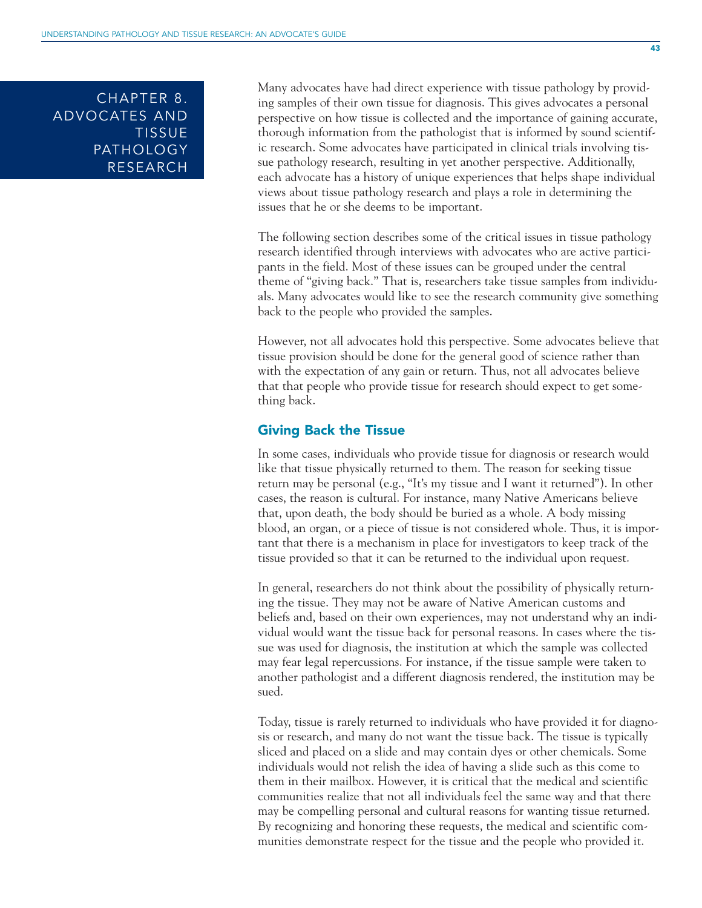# Chapter 8. Advocates and Tissue Pathology Research

Many advocates have had direct experience with tissue pathology by providing samples of their own tissue for diagnosis. This gives advocates a personal perspective on how tissue is collected and the importance of gaining accurate, thorough information from the pathologist that is informed by sound scientific research. Some advocates have participated in clinical trials involving tissue pathology research, resulting in yet another perspective. Additionally, each advocate has a history of unique experiences that helps shape individual views about tissue pathology research and plays a role in determining the issues that he or she deems to be important.

The following section describes some of the critical issues in tissue pathology research identified through interviews with advocates who are active participants in the field. Most of these issues can be grouped under the central theme of "giving back." That is, researchers take tissue samples from individuals. Many advocates would like to see the research community give something back to the people who provided the samples.

However, not all advocates hold this perspective. Some advocates believe that tissue provision should be done for the general good of science rather than with the expectation of any gain or return. Thus, not all advocates believe that that people who provide tissue for research should expect to get something back.

## Giving Back the Tissue

In some cases, individuals who provide tissue for diagnosis or research would like that tissue physically returned to them. The reason for seeking tissue return may be personal (e.g., "It's my tissue and I want it returned"). In other cases, the reason is cultural. For instance, many Native Americans believe that, upon death, the body should be buried as a whole. A body missing blood, an organ, or a piece of tissue is not considered whole. Thus, it is important that there is a mechanism in place for investigators to keep track of the tissue provided so that it can be returned to the individual upon request.

In general, researchers do not think about the possibility of physically returning the tissue. They may not be aware of Native American customs and beliefs and, based on their own experiences, may not understand why an individual would want the tissue back for personal reasons. In cases where the tissue was used for diagnosis, the institution at which the sample was collected may fear legal repercussions. For instance, if the tissue sample were taken to another pathologist and a different diagnosis rendered, the institution may be sued.

Today, tissue is rarely returned to individuals who have provided it for diagnosis or research, and many do not want the tissue back. The tissue is typically sliced and placed on a slide and may contain dyes or other chemicals. Some individuals would not relish the idea of having a slide such as this come to them in their mailbox. However, it is critical that the medical and scientific communities realize that not all individuals feel the same way and that there may be compelling personal and cultural reasons for wanting tissue returned. By recognizing and honoring these requests, the medical and scientific communities demonstrate respect for the tissue and the people who provided it.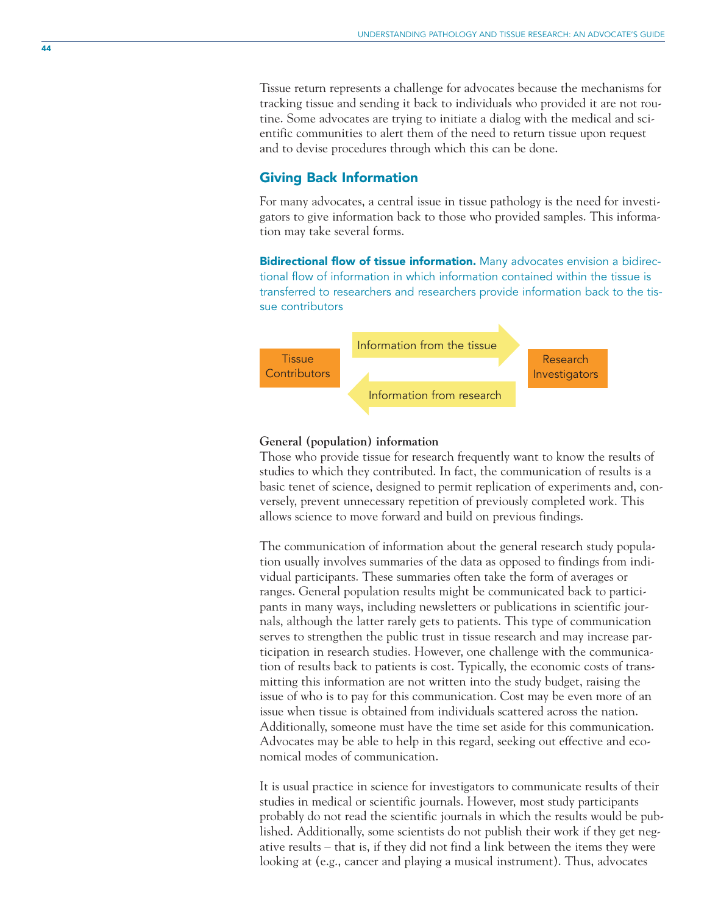Tissue return represents a challenge for advocates because the mechanisms for tracking tissue and sending it back to individuals who provided it are not routine. Some advocates are trying to initiate a dialog with the medical and scientific communities to alert them of the need to return tissue upon request and to devise procedures through which this can be done.

## Giving Back Information

For many advocates, a central issue in tissue pathology is the need for investigators to give information back to those who provided samples. This information may take several forms.

**Bidirectional flow of tissue information.** Many advocates envision a bidirectional flow of information in which information contained within the tissue is transferred to researchers and researchers provide information back to the tissue contributors

Tissue Contributors → Information from the tissue → Research Investigators

Research Investigators → Information from research → Tissue Contributors

**General (population) information**

Those who provide tissue for research frequently want to know the results of studies to which they contributed. In fact, the communication of results is a basic tenet of science, designed to permit replication of experiments and, conversely, prevent unnecessary repetition of previously completed work. This allows science to move forward and build on previous findings.

The communication of information about the general research study population usually involves summaries of the data as opposed to findings from individual participants. These summaries often take the form of averages or ranges. General population results might be communicated back to participants in many ways, including newsletters or publications in scientific journals, although the latter rarely gets to patients. This type of communication serves to strengthen the public trust in tissue research and may increase participation in research studies. However, one challenge with the communication of results back to patients is cost. Typically, the economic costs of transmitting this information are not written into the study budget, raising the issue of who is to pay for this communication. Cost may be even more of an issue when tissue is obtained from individuals scattered across the nation. Additionally, someone must have the time set aside for this communication. Advocates may be able to help in this regard, seeking out effective and economical modes of communication.

It is usual practice in science for investigators to communicate results of their studies in medical or scientific journals. However, most study participants probably do not read the scientific journals in which the results would be published. Additionally, some scientists do not publish their work if they get negative results – that is, if they did not find a link between the items they were looking at (e.g., cancer and playing a musical instrument). Thus, advocates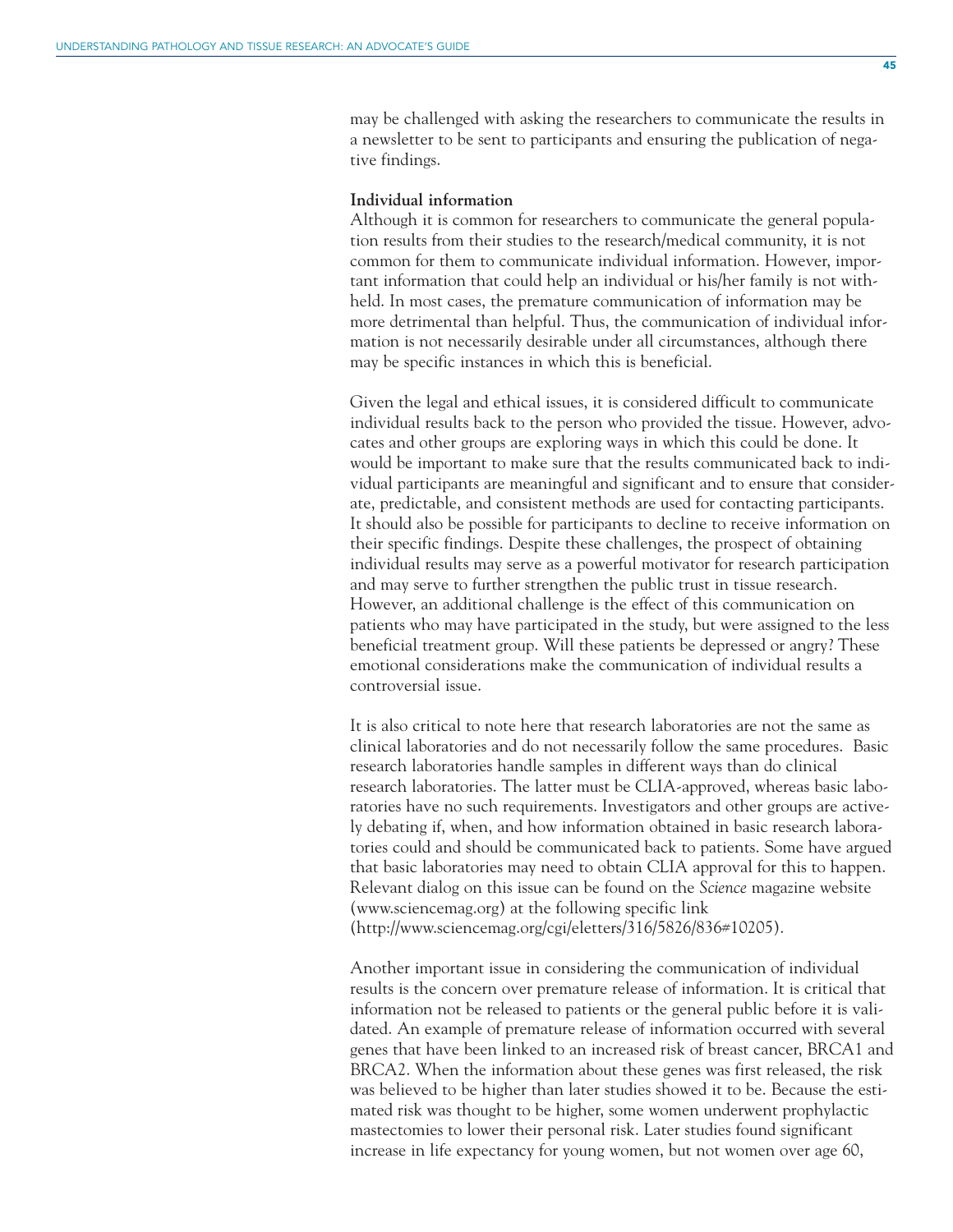may be challenged with asking the researchers to communicate the results in a newsletter to be sent to participants and ensuring the publication of negative findings.

**Individual information**

Although it is common for researchers to communicate the general population results from their studies to the research/medical community, it is not common for them to communicate individual information. However, important information that could help an individual or his/her family is not withheld. In most cases, the premature communication of information may be more detrimental than helpful. Thus, the communication of individual information is not necessarily desirable under all circumstances, although there may be specific instances in which this is beneficial.

Given the legal and ethical issues, it is considered difficult to communicate individual results back to the person who provided the tissue. However, advocates and other groups are exploring ways in which this could be done. It would be important to make sure that the results communicated back to individual participants are meaningful and significant and to ensure that considerate, predictable, and consistent methods are used for contacting participants. It should also be possible for participants to decline to receive information on their specific findings. Despite these challenges, the prospect of obtaining individual results may serve as a powerful motivator for research participation and may serve to further strengthen the public trust in tissue research. However, an additional challenge is the effect of this communication on patients who may have participated in the study, but were assigned to the less beneficial treatment group. Will these patients be depressed or angry? These emotional considerations make the communication of individual results a controversial issue.

It is also critical to note here that research laboratories are not the same as clinical laboratories and do not necessarily follow the same procedures. Basic research laboratories handle samples in different ways than do clinical research laboratories. The latter must be CLIA-approved, whereas basic laboratories have no such requirements. Investigators and other groups are actively debating if, when, and how information obtained in basic research laboratories could and should be communicated back to patients. Some have argued that basic laboratories may need to obtain CLIA approval for this to happen. Relevant dialog on this issue can be found on the *Science* magazine website (www.sciencemag.org) at the following specific link (http://www.sciencemag.org/cgi/eletters/316/5826/836#10205).

Another important issue in considering the communication of individual results is the concern over premature release of information. It is critical that information not be released to patients or the general public before it is validated. An example of premature release of information occurred with several genes that have been linked to an increased risk of breast cancer, BRCA1 and BRCA2. When the information about these genes was first released, the risk was believed to be higher than later studies showed it to be. Because the estimated risk was thought to be higher, some women underwent prophylactic mastectomies to lower their personal risk. Later studies found significant increase in life expectancy for young women, but not women over age 60,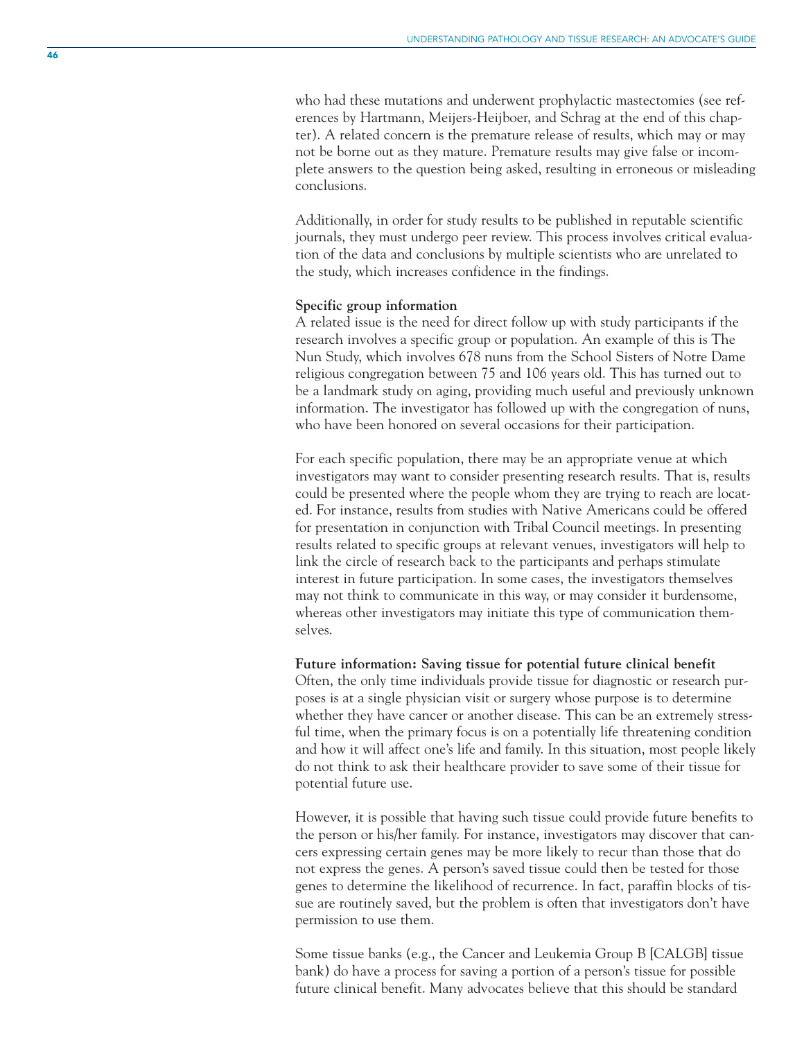who had these mutations and underwent prophylactic mastectomies (see references by Hartmann, Meijers-Heijboer, and Schrag at the end of this chapter). A related concern is the premature release of results, which may or may not be borne out as they mature. Premature results may give false or incomplete answers to the question being asked, resulting in erroneous or misleading conclusions.

Additionally, in order for study results to be published in reputable scientific journals, they must undergo peer review. This process involves critical evaluation of the data and conclusions by multiple scientists who are unrelated to the study, which increases confidence in the findings.

**Specific group information**

A related issue is the need for direct follow up with study participants if the research involves a specific group or population. An example of this is The Nun Study, which involves 678 nuns from the School Sisters of Notre Dame religious congregation between 75 and 106 years old. This has turned out to be a landmark study on aging, providing much useful and previously unknown information. The investigator has followed up with the congregation of nuns, who have been honored on several occasions for their participation.

For each specific population, there may be an appropriate venue at which investigators may want to consider presenting research results. That is, results could be presented where the people whom they are trying to reach are located. For instance, results from studies with Native Americans could be offered for presentation in conjunction with Tribal Council meetings. In presenting results related to specific groups at relevant venues, investigators will help to link the circle of research back to the participants and perhaps stimulate interest in future participation. In some cases, the investigators themselves may not think to communicate in this way, or may consider it burdensome, whereas other investigators may initiate this type of communication themselves.

**Future information: Saving tissue for potential future clinical benefit**

Often, the only time individuals provide tissue for diagnostic or research purposes is at a single physician visit or surgery whose purpose is to determine whether they have cancer or another disease. This can be an extremely stressful time, when the primary focus is on a potentially life threatening condition and how it will affect one's life and family. In this situation, most people likely do not think to ask their healthcare provider to save some of their tissue for potential future use.

However, it is possible that having such tissue could provide future benefits to the person or his/her family. For instance, investigators may discover that cancers expressing certain genes may be more likely to recur than those that do not express the genes. A person's saved tissue could then be tested for those genes to determine the likelihood of recurrence. In fact, paraffin blocks of tissue are routinely saved, but the problem is often that investigators don't have permission to use them.

Some tissue banks (e.g., the Cancer and Leukemia Group B [CALGB] tissue bank) do have a process for saving a portion of a person's tissue for possible future clinical benefit. Many advocates believe that this should be standard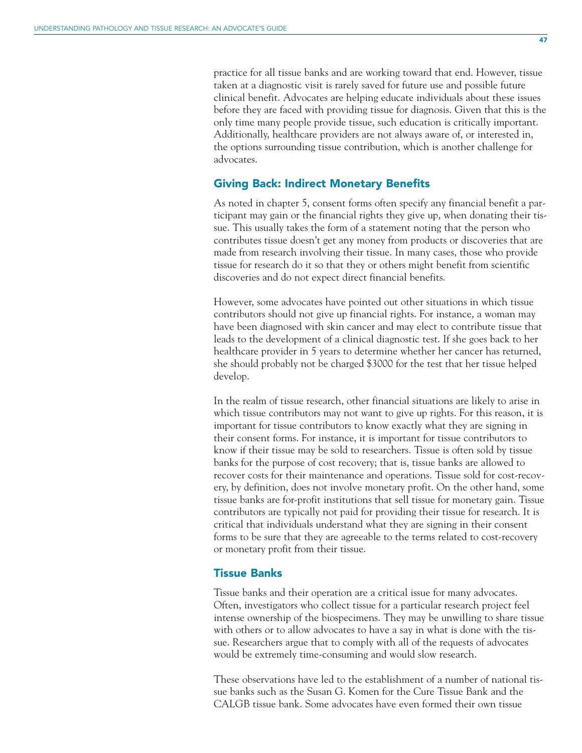practice for all tissue banks and are working toward that end. However, tissue taken at a diagnostic visit is rarely saved for future use and possible future clinical benefit. Advocates are helping educate individuals about these issues before they are faced with providing tissue for diagnosis. Given that this is the only time many people provide tissue, such education is critically important. Additionally, healthcare providers are not always aware of, or interested in, the options surrounding tissue contribution, which is another challenge for advocates.

## Giving Back: Indirect Monetary Benefits

As noted in chapter 5, consent forms often specify any financial benefit a participant may gain or the financial rights they give up, when donating their tissue. This usually takes the form of a statement noting that the person who contributes tissue doesn't get any money from products or discoveries that are made from research involving their tissue. In many cases, those who provide tissue for research do it so that they or others might benefit from scientific discoveries and do not expect direct financial benefits.

However, some advocates have pointed out other situations in which tissue contributors should not give up financial rights. For instance, a woman may have been diagnosed with skin cancer and may elect to contribute tissue that leads to the development of a clinical diagnostic test. If she goes back to her healthcare provider in 5 years to determine whether her cancer has returned, she should probably not be charged $3000 for the test that her tissue helped develop.

In the realm of tissue research, other financial situations are likely to arise in which tissue contributors may not want to give up rights. For this reason, it is important for tissue contributors to know exactly what they are signing in their consent forms. For instance, it is important for tissue contributors to know if their tissue may be sold to researchers. Tissue is often sold by tissue banks for the purpose of cost recovery; that is, tissue banks are allowed to recover costs for their maintenance and operations. Tissue sold for cost-recovery, by definition, does not involve monetary profit. On the other hand, some tissue banks are for-profit institutions that sell tissue for monetary gain. Tissue contributors are typically not paid for providing their tissue for research. It is critical that individuals understand what they are signing in their consent forms to be sure that they are agreeable to the terms related to cost-recovery or monetary profit from their tissue.

## Tissue Banks

Tissue banks and their operation are a critical issue for many advocates. Often, investigators who collect tissue for a particular research project feel intense ownership of the biospecimens. They may be unwilling to share tissue with others or to allow advocates to have a say in what is done with the tissue. Researchers argue that to comply with all of the requests of advocates would be extremely time-consuming and would slow research.

These observations have led to the establishment of a number of national tissue banks such as the Susan G. Komen for the Cure Tissue Bank and the CALGB tissue bank. Some advocates have even formed their own tissue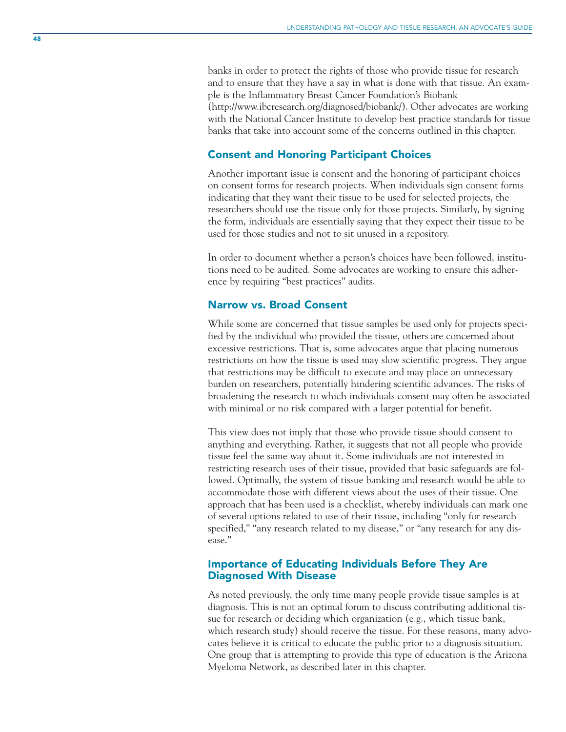banks in order to protect the rights of those who provide tissue for research and to ensure that they have a say in what is done with that tissue. An example is the Inflammatory Breast Cancer Foundation's Biobank (http://www.ibcresearch.org/diagnosed/biobank/). Other advocates are working with the National Cancer Institute to develop best practice standards for tissue banks that take into account some of the concerns outlined in this chapter.

### Consent and Honoring Participant Choices

Another important issue is consent and the honoring of participant choices on consent forms for research projects. When individuals sign consent forms indicating that they want their tissue to be used for selected projects, the researchers should use the tissue only for those projects. Similarly, by signing the form, individuals are essentially saying that they expect their tissue to be used for those studies and not to sit unused in a repository.

In order to document whether a person's choices have been followed, institutions need to be audited. Some advocates are working to ensure this adherence by requiring "best practices" audits.

### Narrow vs. Broad Consent

While some are concerned that tissue samples be used only for projects specified by the individual who provided the tissue, others are concerned about excessive restrictions. That is, some advocates argue that placing numerous restrictions on how the tissue is used may slow scientific progress. They argue that restrictions may be difficult to execute and may place an unnecessary burden on researchers, potentially hindering scientific advances. The risks of broadening the research to which individuals consent may often be associated with minimal or no risk compared with a larger potential for benefit.

This view does not imply that those who provide tissue should consent to anything and everything. Rather, it suggests that not all people who provide tissue feel the same way about it. Some individuals are not interested in restricting research uses of their tissue, provided that basic safeguards are followed. Optimally, the system of tissue banking and research would be able to accommodate those with different views about the uses of their tissue. One approach that has been used is a checklist, whereby individuals can mark one of several options related to use of their tissue, including "only for research specified," "any research related to my disease," or "any research for any disease."

### Importance of Educating Individuals Before They Are Diagnosed With Disease

As noted previously, the only time many people provide tissue samples is at diagnosis. This is not an optimal forum to discuss contributing additional tissue for research or deciding which organization (e.g., which tissue bank, which research study) should receive the tissue. For these reasons, many advocates believe it is critical to educate the public prior to a diagnosis situation. One group that is attempting to provide this type of education is the Arizona Myeloma Network, as described later in this chapter.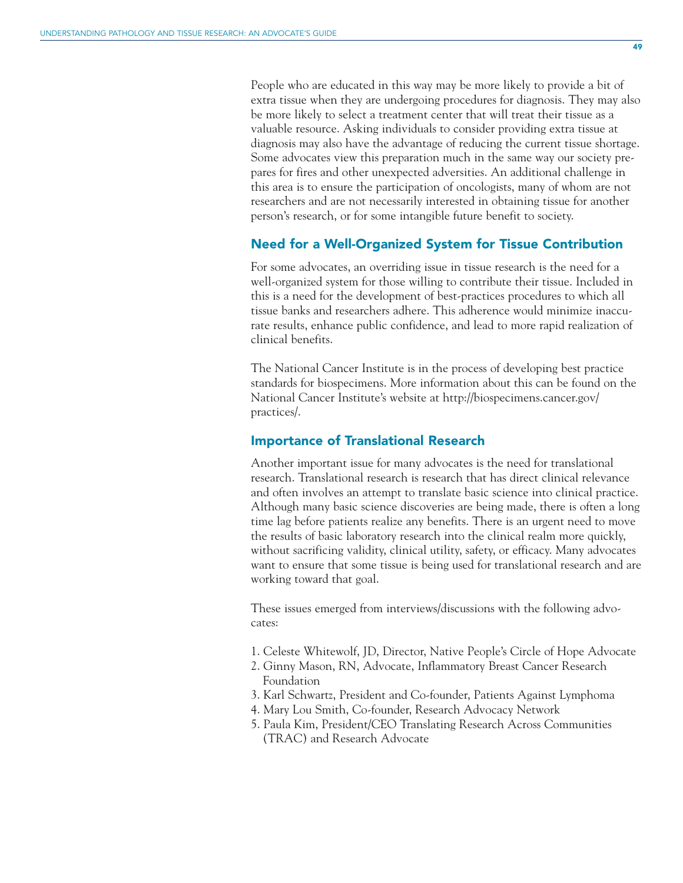People who are educated in this way may be more likely to provide a bit of extra tissue when they are undergoing procedures for diagnosis. They may also be more likely to select a treatment center that will treat their tissue as a valuable resource. Asking individuals to consider providing extra tissue at diagnosis may also have the advantage of reducing the current tissue shortage. Some advocates view this preparation much in the same way our society prepares for fires and other unexpected adversities. An additional challenge in this area is to ensure the participation of oncologists, many of whom are not researchers and are not necessarily interested in obtaining tissue for another person's research, or for some intangible future benefit to society.

## Need for a Well-Organized System for Tissue Contribution

For some advocates, an overriding issue in tissue research is the need for a well-organized system for those willing to contribute their tissue. Included in this is a need for the development of best-practices procedures to which all tissue banks and researchers adhere. This adherence would minimize inaccurate results, enhance public confidence, and lead to more rapid realization of clinical benefits.

The National Cancer Institute is in the process of developing best practice standards for biospecimens. More information about this can be found on the National Cancer Institute's website at http://biospecimens.cancer.gov/practices/.

## Importance of Translational Research

Another important issue for many advocates is the need for translational research. Translational research is research that has direct clinical relevance and often involves an attempt to translate basic science into clinical practice. Although many basic science discoveries are being made, there is often a long time lag before patients realize any benefits. There is an urgent need to move the results of basic laboratory research into the clinical realm more quickly, without sacrificing validity, clinical utility, safety, or efficacy. Many advocates want to ensure that some tissue is being used for translational research and are working toward that goal.

These issues emerged from interviews/discussions with the following advocates:

1. Celeste Whitewolf, JD, Director, Native People's Circle of Hope Advocate
2. Ginny Mason, RN, Advocate, Inflammatory Breast Cancer Research Foundation
3. Karl Schwartz, President and Co-founder, Patients Against Lymphoma
4. Mary Lou Smith, Co-founder, Research Advocacy Network
5. Paula Kim, President/CEO Translating Research Across Communities (TRAC) and Research Advocate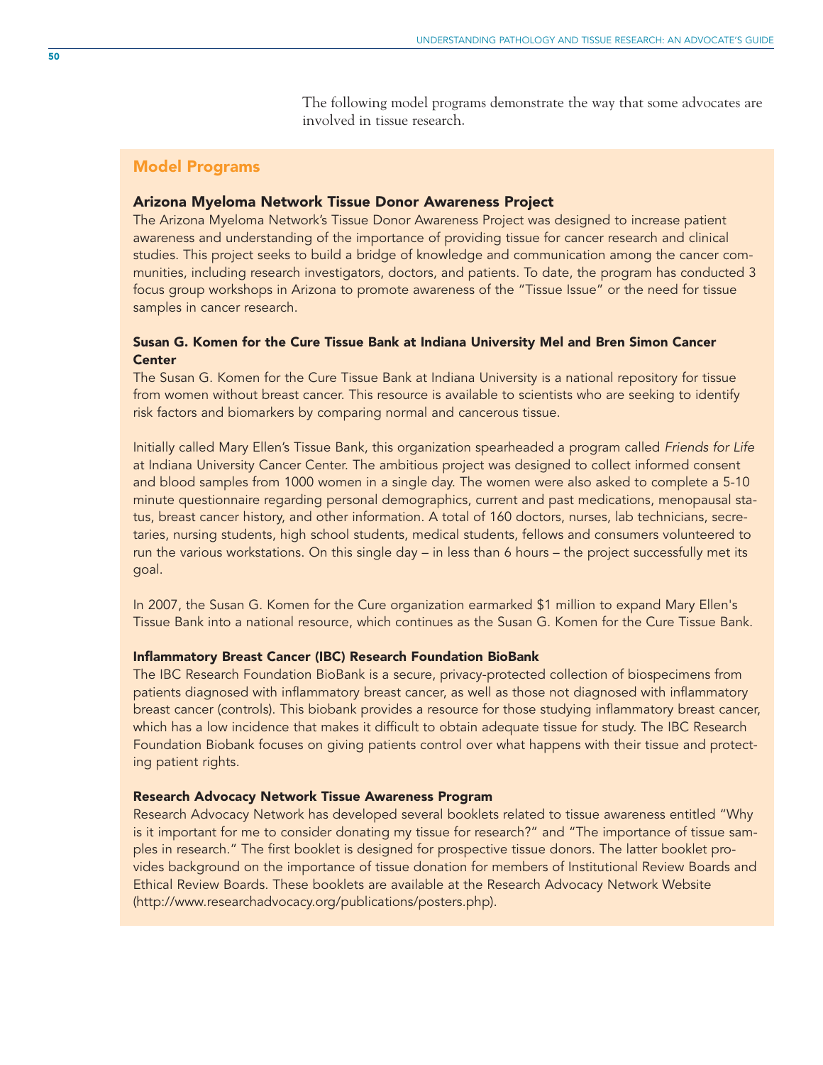The following model programs demonstrate the way that some advocates are involved in tissue research.

## Model Programs

### Arizona Myeloma Network Tissue Donor Awareness Project

The Arizona Myeloma Network's Tissue Donor Awareness Project was designed to increase patient awareness and understanding of the importance of providing tissue for cancer research and clinical studies. This project seeks to build a bridge of knowledge and communication among the cancer communities, including research investigators, doctors, and patients. To date, the program has conducted 3 focus group workshops in Arizona to promote awareness of the "Tissue Issue" or the need for tissue samples in cancer research.

### Susan G. Komen for the Cure Tissue Bank at Indiana University Mel and Bren Simon Cancer Center

The Susan G. Komen for the Cure Tissue Bank at Indiana University is a national repository for tissue from women without breast cancer. This resource is available to scientists who are seeking to identify risk factors and biomarkers by comparing normal and cancerous tissue.

Initially called Mary Ellen's Tissue Bank, this organization spearheaded a program called *Friends for Life* at Indiana University Cancer Center. The ambitious project was designed to collect informed consent and blood samples from 1000 women in a single day. The women were also asked to complete a 5-10 minute questionnaire regarding personal demographics, current and past medications, menopausal status, breast cancer history, and other information. A total of 160 doctors, nurses, lab technicians, secretaries, nursing students, high school students, medical students, fellows and consumers volunteered to run the various workstations. On this single day – in less than 6 hours – the project successfully met its goal.

In 2007, the Susan G. Komen for the Cure organization earmarked $1 million to expand Mary Ellen's Tissue Bank into a national resource, which continues as the Susan G. Komen for the Cure Tissue Bank.

### Inflammatory Breast Cancer (IBC) Research Foundation BioBank

The IBC Research Foundation BioBank is a secure, privacy-protected collection of biospecimens from patients diagnosed with inflammatory breast cancer, as well as those not diagnosed with inflammatory breast cancer (controls). This biobank provides a resource for those studying inflammatory breast cancer, which has a low incidence that makes it difficult to obtain adequate tissue for study. The IBC Research Foundation Biobank focuses on giving patients control over what happens with their tissue and protecting patient rights.

### Research Advocacy Network Tissue Awareness Program

Research Advocacy Network has developed several booklets related to tissue awareness entitled "Why is it important for me to consider donating my tissue for research?" and "The importance of tissue samples in research." The first booklet is designed for prospective tissue donors. The latter booklet provides background on the importance of tissue donation for members of Institutional Review Boards and Ethical Review Boards. These booklets are available at the Research Advocacy Network Website (http://www.researchadvocacy.org/publications/posters.php).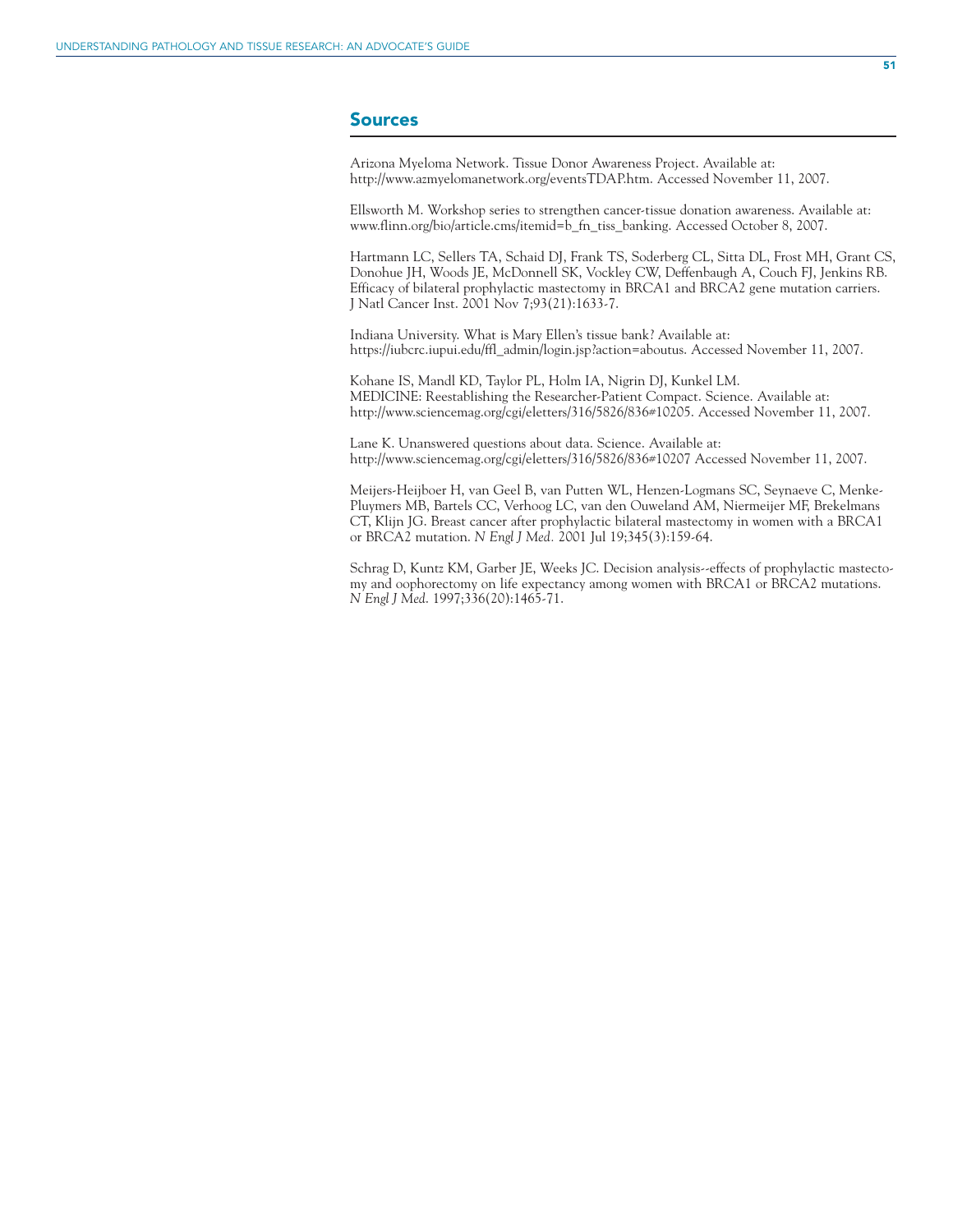## Sources

Arizona Myeloma Network. Tissue Donor Awareness Project. Available at: http://www.azmyelomanetwork.org/eventsTDAP.htm. Accessed November 11, 2007.

Ellsworth M. Workshop series to strengthen cancer-tissue donation awareness. Available at: www.flinn.org/bio/article.cms/itemid=b_fn_tiss_banking. Accessed October 8, 2007.

Hartmann LC, Sellers TA, Schaid DJ, Frank TS, Soderberg CL, Sitta DL, Frost MH, Grant CS, Donohue JH, Woods JE, McDonnell SK, Vockley CW, Deffenbaugh A, Couch FJ, Jenkins RB. Efficacy of bilateral prophylactic mastectomy in BRCA1 and BRCA2 gene mutation carriers. J Natl Cancer Inst. 2001 Nov 7;93(21):1633-7.

Indiana University. What is Mary Ellen's tissue bank? Available at: https://iubcrc.iupui.edu/ffl_admin/login.jsp?action=aboutus. Accessed November 11, 2007.

Kohane IS, Mandl KD, Taylor PL, Holm IA, Nigrin DJ, Kunkel LM. MEDICINE: Reestablishing the Researcher-Patient Compact. Science. Available at: http://www.sciencemag.org/cgi/eletters/316/5826/836#10205. Accessed November 11, 2007.

Lane K. Unanswered questions about data. Science. Available at: http://www.sciencemag.org/cgi/eletters/316/5826/836#10207 Accessed November 11, 2007.

Meijers-Heijboer H, van Geel B, van Putten WL, Henzen-Logmans SC, Seynaeve C, Menke-Pluymers MB, Bartels CC, Verhoog LC, van den Ouweland AM, Niermeijer MF, Brekelmans CT, Klijn JG. Breast cancer after prophylactic bilateral mastectomy in women with a BRCA1 or BRCA2 mutation. *N Engl J Med.* 2001 Jul 19;345(3):159-64.

Schrag D, Kuntz KM, Garber JE, Weeks JC. Decision analysis--effects of prophylactic mastectomy and oophorectomy on life expectancy among women with BRCA1 or BRCA2 mutations. *N Engl J Med.* 1997;336(20):1465-71.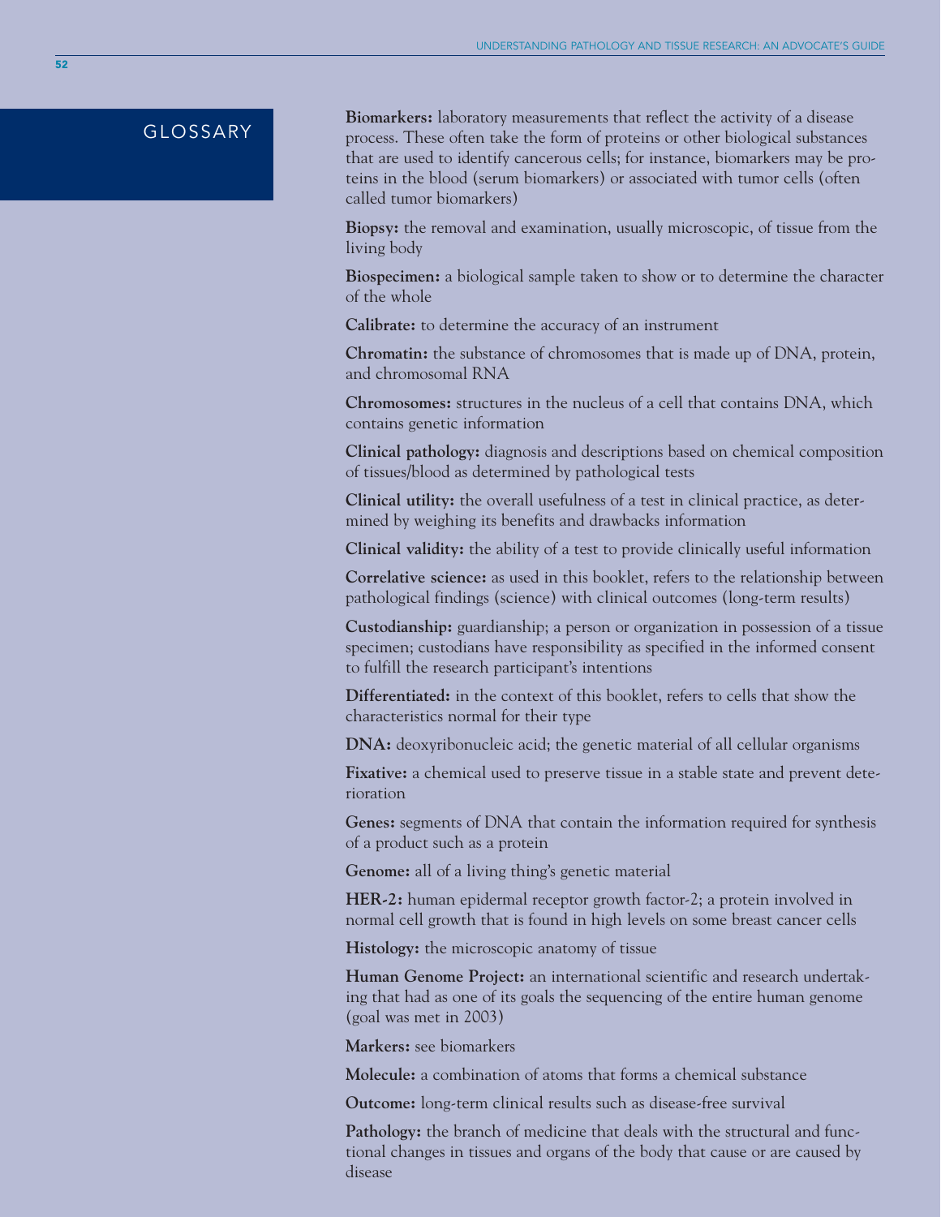# GLOSSARY

**Biomarkers:** laboratory measurements that reflect the activity of a disease process. These often take the form of proteins or other biological substances that are used to identify cancerous cells; for instance, biomarkers may be proteins in the blood (serum biomarkers) or associated with tumor cells (often called tumor biomarkers)

**Biopsy:** the removal and examination, usually microscopic, of tissue from the living body

**Biospecimen:** a biological sample taken to show or to determine the character of the whole

**Calibrate:** to determine the accuracy of an instrument

**Chromatin:** the substance of chromosomes that is made up of DNA, protein, and chromosomal RNA

**Chromosomes:** structures in the nucleus of a cell that contains DNA, which contains genetic information

**Clinical pathology:** diagnosis and descriptions based on chemical composition of tissues/blood as determined by pathological tests

**Clinical utility:** the overall usefulness of a test in clinical practice, as determined by weighing its benefits and drawbacks information

**Clinical validity:** the ability of a test to provide clinically useful information

**Correlative science:** as used in this booklet, refers to the relationship between pathological findings (science) with clinical outcomes (long-term results)

**Custodianship:** guardianship; a person or organization in possession of a tissue specimen; custodians have responsibility as specified in the informed consent to fulfill the research participant's intentions

**Differentiated:** in the context of this booklet, refers to cells that show the characteristics normal for their type

**DNA:** deoxyribonucleic acid; the genetic material of all cellular organisms

**Fixative:** a chemical used to preserve tissue in a stable state and prevent deterioration

**Genes:** segments of DNA that contain the information required for synthesis of a product such as a protein

**Genome:** all of a living thing's genetic material

**HER-2:** human epidermal receptor growth factor-2; a protein involved in normal cell growth that is found in high levels on some breast cancer cells

**Histology:** the microscopic anatomy of tissue

**Human Genome Project:** an international scientific and research undertaking that had as one of its goals the sequencing of the entire human genome (goal was met in 2003)

**Markers:** see biomarkers

**Molecule:** a combination of atoms that forms a chemical substance

**Outcome:** long-term clinical results such as disease-free survival

**Pathology:** the branch of medicine that deals with the structural and functional changes in tissues and organs of the body that cause or are caused by disease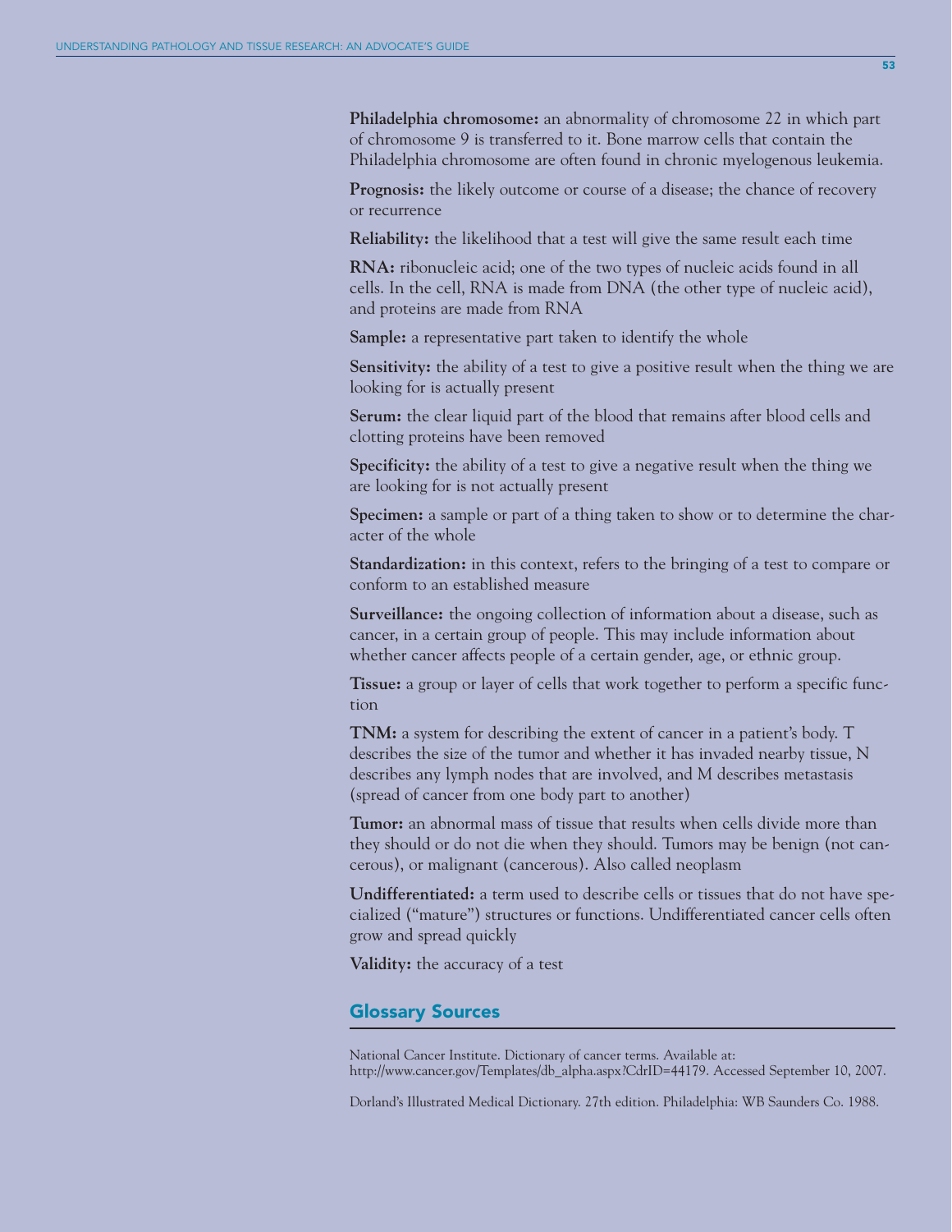**Philadelphia chromosome:** an abnormality of chromosome 22 in which part of chromosome 9 is transferred to it. Bone marrow cells that contain the Philadelphia chromosome are often found in chronic myelogenous leukemia.

**Prognosis:** the likely outcome or course of a disease; the chance of recovery or recurrence

**Reliability:** the likelihood that a test will give the same result each time

**RNA:** ribonucleic acid; one of the two types of nucleic acids found in all cells. In the cell, RNA is made from DNA (the other type of nucleic acid), and proteins are made from RNA

**Sample:** a representative part taken to identify the whole

**Sensitivity:** the ability of a test to give a positive result when the thing we are looking for is actually present

**Serum:** the clear liquid part of the blood that remains after blood cells and clotting proteins have been removed

**Specificity:** the ability of a test to give a negative result when the thing we are looking for is not actually present

**Specimen:** a sample or part of a thing taken to show or to determine the character of the whole

**Standardization:** in this context, refers to the bringing of a test to compare or conform to an established measure

**Surveillance:** the ongoing collection of information about a disease, such as cancer, in a certain group of people. This may include information about whether cancer affects people of a certain gender, age, or ethnic group.

**Tissue:** a group or layer of cells that work together to perform a specific function

**TNM:** a system for describing the extent of cancer in a patient's body. T describes the size of the tumor and whether it has invaded nearby tissue, N describes any lymph nodes that are involved, and M describes metastasis (spread of cancer from one body part to another)

**Tumor:** an abnormal mass of tissue that results when cells divide more than they should or do not die when they should. Tumors may be benign (not cancerous), or malignant (cancerous). Also called neoplasm

**Undifferentiated:** a term used to describe cells or tissues that do not have specialized ("mature") structures or functions. Undifferentiated cancer cells often grow and spread quickly

**Validity:** the accuracy of a test

## Glossary Sources

National Cancer Institute. Dictionary of cancer terms. Available at: http://www.cancer.gov/Templates/db_alpha.aspx?CdrID=44179. Accessed September 10, 2007.

Dorland's Illustrated Medical Dictionary. 27th edition. Philadelphia: WB Saunders Co. 1988.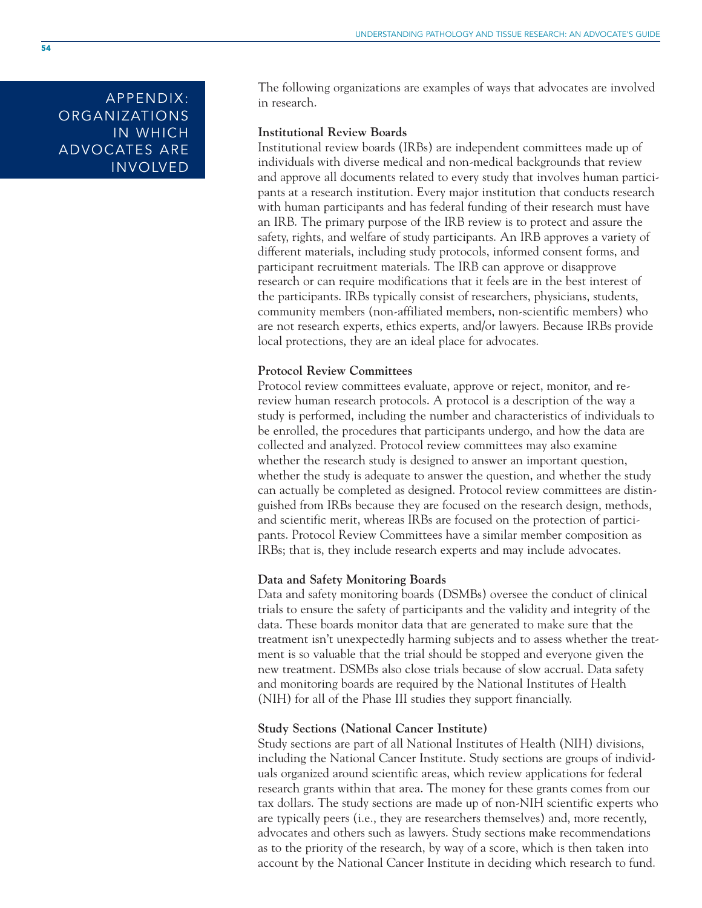# APPENDIX: ORGANIZATIONS IN WHICH ADVOCATES ARE INVOLVED

The following organizations are examples of ways that advocates are involved in research.

### Institutional Review Boards

Institutional review boards (IRBs) are independent committees made up of individuals with diverse medical and non-medical backgrounds that review and approve all documents related to every study that involves human participants at a research institution. Every major institution that conducts research with human participants and has federal funding of their research must have an IRB. The primary purpose of the IRB review is to protect and assure the safety, rights, and welfare of study participants. An IRB approves a variety of different materials, including study protocols, informed consent forms, and participant recruitment materials. The IRB can approve or disapprove research or can require modifications that it feels are in the best interest of the participants. IRBs typically consist of researchers, physicians, students, community members (non-affiliated members, non-scientific members) who are not research experts, ethics experts, and/or lawyers. Because IRBs provide local protections, they are an ideal place for advocates.

### Protocol Review Committees

Protocol review committees evaluate, approve or reject, monitor, and re-review human research protocols. A protocol is a description of the way a study is performed, including the number and characteristics of individuals to be enrolled, the procedures that participants undergo, and how the data are collected and analyzed. Protocol review committees may also examine whether the research study is designed to answer an important question, whether the study is adequate to answer the question, and whether the study can actually be completed as designed. Protocol review committees are distinguished from IRBs because they are focused on the research design, methods, and scientific merit, whereas IRBs are focused on the protection of participants. Protocol Review Committees have a similar member composition as IRBs; that is, they include research experts and may include advocates.

### Data and Safety Monitoring Boards

Data and safety monitoring boards (DSMBs) oversee the conduct of clinical trials to ensure the safety of participants and the validity and integrity of the data. These boards monitor data that are generated to make sure that the treatment isn't unexpectedly harming subjects and to assess whether the treatment is so valuable that the trial should be stopped and everyone given the new treatment. DSMBs also close trials because of slow accrual. Data safety and monitoring boards are required by the National Institutes of Health (NIH) for all of the Phase III studies they support financially.

### Study Sections (National Cancer Institute)

Study sections are part of all National Institutes of Health (NIH) divisions, including the National Cancer Institute. Study sections are groups of individuals organized around scientific areas, which review applications for federal research grants within that area. The money for these grants comes from our tax dollars. The study sections are made up of non-NIH scientific experts who are typically peers (i.e., they are researchers themselves) and, more recently, advocates and others such as lawyers. Study sections make recommendations as to the priority of the research, by way of a score, which is then taken into account by the National Cancer Institute in deciding which research to fund.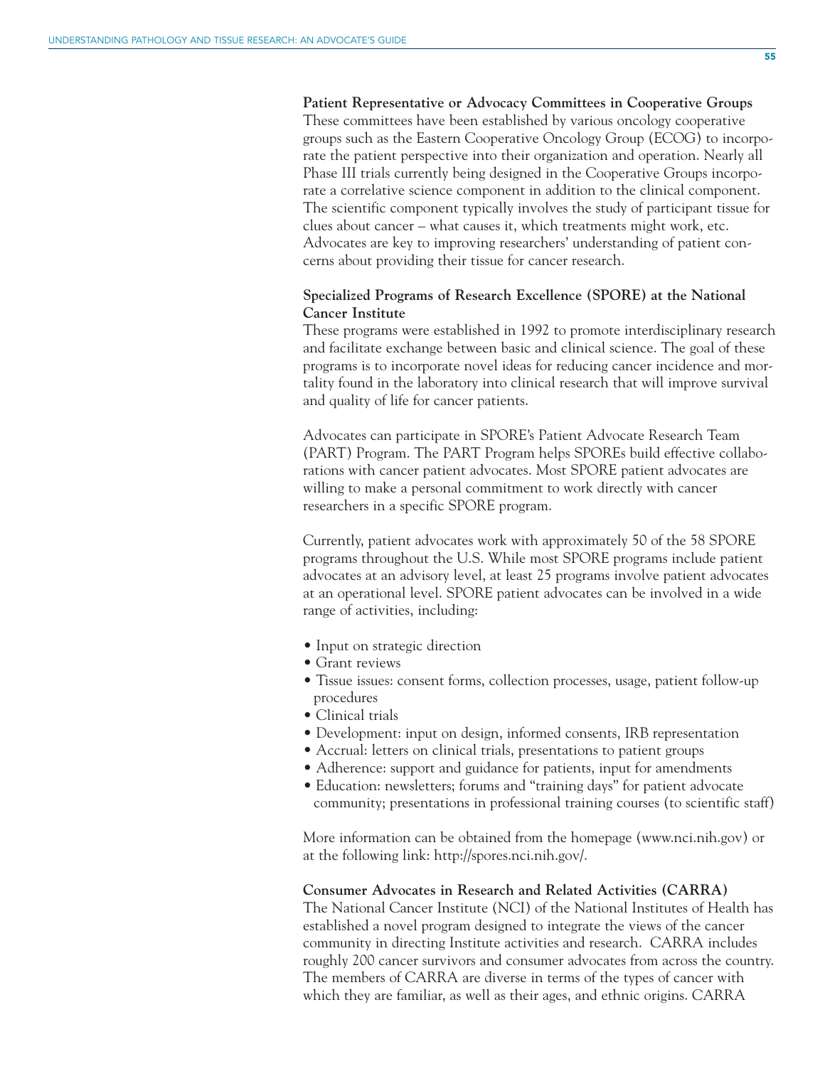**Patient Representative or Advocacy Committees in Cooperative Groups**
These committees have been established by various oncology cooperative groups such as the Eastern Cooperative Oncology Group (ECOG) to incorporate the patient perspective into their organization and operation. Nearly all Phase III trials currently being designed in the Cooperative Groups incorporate a correlative science component in addition to the clinical component. The scientific component typically involves the study of participant tissue for clues about cancer – what causes it, which treatments might work, etc. Advocates are key to improving researchers' understanding of patient concerns about providing their tissue for cancer research.

**Specialized Programs of Research Excellence (SPORE) at the National Cancer Institute**
These programs were established in 1992 to promote interdisciplinary research and facilitate exchange between basic and clinical science. The goal of these programs is to incorporate novel ideas for reducing cancer incidence and mortality found in the laboratory into clinical research that will improve survival and quality of life for cancer patients.

Advocates can participate in SPORE's Patient Advocate Research Team (PART) Program. The PART Program helps SPOREs build effective collaborations with cancer patient advocates. Most SPORE patient advocates are willing to make a personal commitment to work directly with cancer researchers in a specific SPORE program.

Currently, patient advocates work with approximately 50 of the 58 SPORE programs throughout the U.S. While most SPORE programs include patient advocates at an advisory level, at least 25 programs involve patient advocates at an operational level. SPORE patient advocates can be involved in a wide range of activities, including:

- Input on strategic direction
- Grant reviews
- Tissue issues: consent forms, collection processes, usage, patient follow-up procedures
- Clinical trials
- Development: input on design, informed consents, IRB representation
- Accrual: letters on clinical trials, presentations to patient groups
- Adherence: support and guidance for patients, input for amendments
- Education: newsletters; forums and "training days" for patient advocate community; presentations in professional training courses (to scientific staff)

More information can be obtained from the homepage (www.nci.nih.gov) or at the following link: http://spores.nci.nih.gov/.

**Consumer Advocates in Research and Related Activities (CARRA)**
The National Cancer Institute (NCI) of the National Institutes of Health has established a novel program designed to integrate the views of the cancer community in directing Institute activities and research. CARRA includes roughly 200 cancer survivors and consumer advocates from across the country. The members of CARRA are diverse in terms of the types of cancer with which they are familiar, as well as their ages, and ethnic origins. CARRA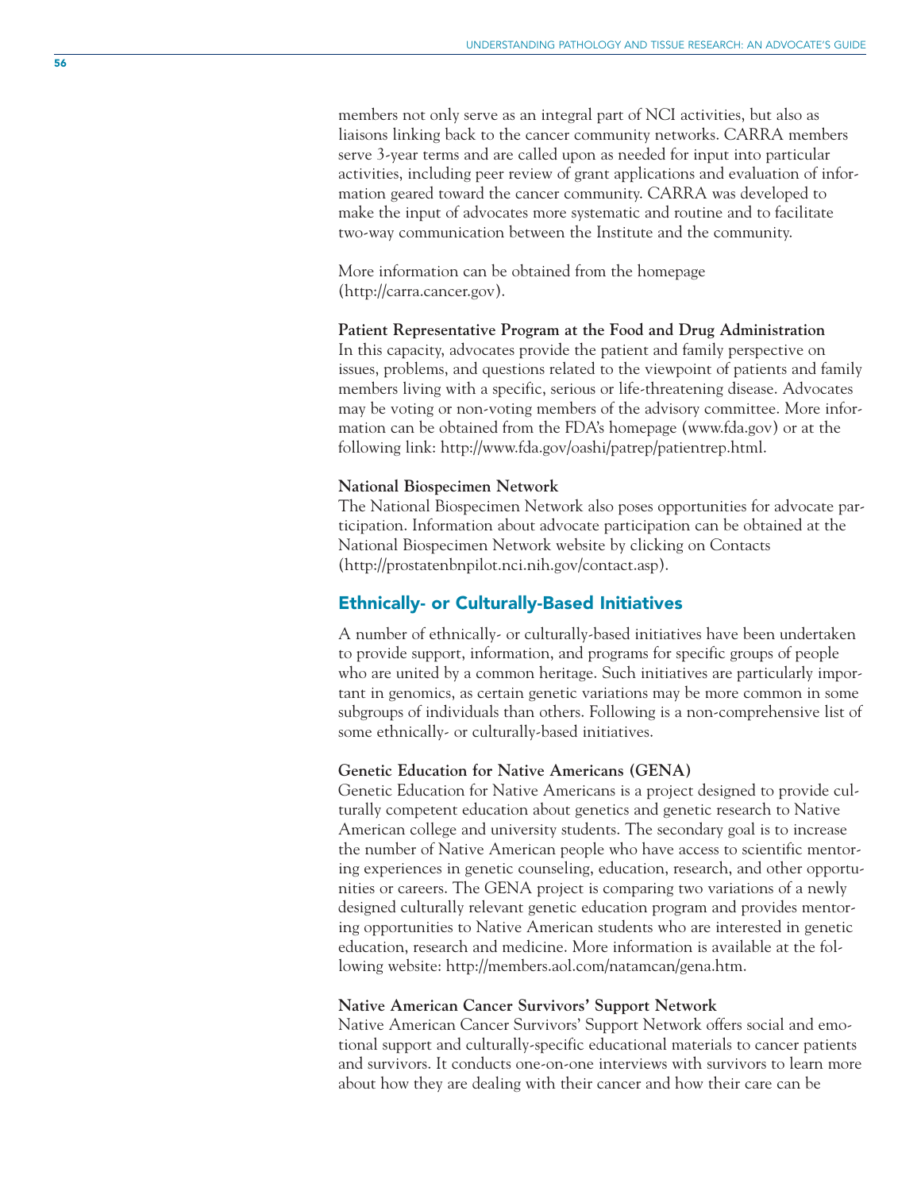members not only serve as an integral part of NCI activities, but also as liaisons linking back to the cancer community networks. CARRA members serve 3-year terms and are called upon as needed for input into particular activities, including peer review of grant applications and evaluation of information geared toward the cancer community. CARRA was developed to make the input of advocates more systematic and routine and to facilitate two-way communication between the Institute and the community.

More information can be obtained from the homepage (http://carra.cancer.gov).

**Patient Representative Program at the Food and Drug Administration**
In this capacity, advocates provide the patient and family perspective on issues, problems, and questions related to the viewpoint of patients and family members living with a specific, serious or life-threatening disease. Advocates may be voting or non-voting members of the advisory committee. More information can be obtained from the FDA's homepage (www.fda.gov) or at the following link: http://www.fda.gov/oashi/patrep/patientrep.html.

**National Biospecimen Network**
The National Biospecimen Network also poses opportunities for advocate participation. Information about advocate participation can be obtained at the National Biospecimen Network website by clicking on Contacts (http://prostatenbnpilot.nci.nih.gov/contact.asp).

## Ethnically- or Culturally-Based Initiatives

A number of ethnically- or culturally-based initiatives have been undertaken to provide support, information, and programs for specific groups of people who are united by a common heritage. Such initiatives are particularly important in genomics, as certain genetic variations may be more common in some subgroups of individuals than others. Following is a non-comprehensive list of some ethnically- or culturally-based initiatives.

**Genetic Education for Native Americans (GENA)**
Genetic Education for Native Americans is a project designed to provide culturally competent education about genetics and genetic research to Native American college and university students. The secondary goal is to increase the number of Native American people who have access to scientific mentoring experiences in genetic counseling, education, research, and other opportunities or careers. The GENA project is comparing two variations of a newly designed culturally relevant genetic education program and provides mentoring opportunities to Native American students who are interested in genetic education, research and medicine. More information is available at the following website: http://members.aol.com/natamcan/gena.htm.

**Native American Cancer Survivors' Support Network**
Native American Cancer Survivors' Support Network offers social and emotional support and culturally-specific educational materials to cancer patients and survivors. It conducts one-on-one interviews with survivors to learn more about how they are dealing with their cancer and how their care can be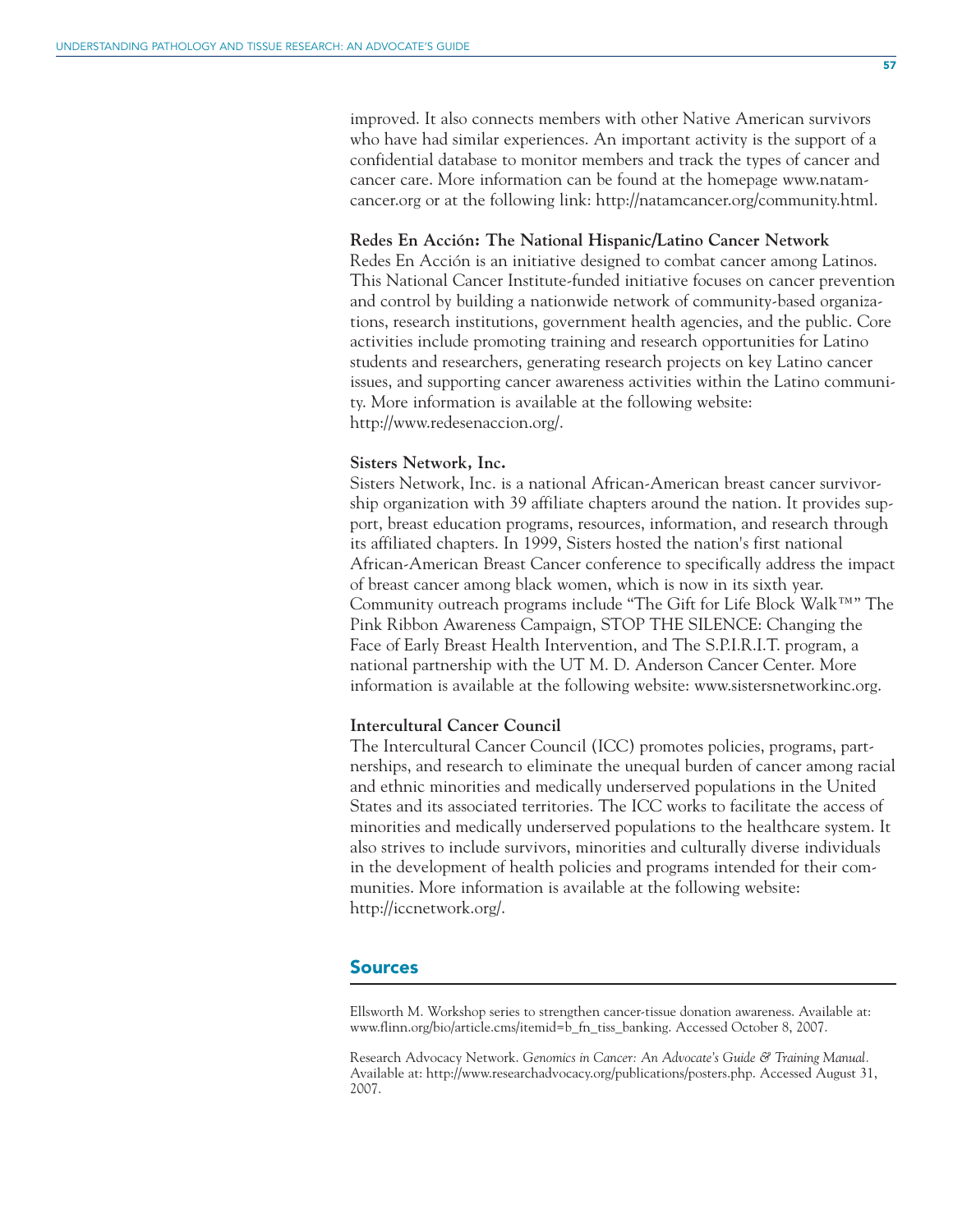improved. It also connects members with other Native American survivors who have had similar experiences. An important activity is the support of a confidential database to monitor members and track the types of cancer and cancer care. More information can be found at the homepage www.natamcancer.org or at the following link: http://natamcancer.org/community.html.

**Redes En Acción: The National Hispanic/Latino Cancer Network**

Redes En Acción is an initiative designed to combat cancer among Latinos. This National Cancer Institute-funded initiative focuses on cancer prevention and control by building a nationwide network of community-based organizations, research institutions, government health agencies, and the public. Core activities include promoting training and research opportunities for Latino students and researchers, generating research projects on key Latino cancer issues, and supporting cancer awareness activities within the Latino community. More information is available at the following website: http://www.redesenaccion.org/.

**Sisters Network, Inc.**

Sisters Network, Inc. is a national African-American breast cancer survivorship organization with 39 affiliate chapters around the nation. It provides support, breast education programs, resources, information, and research through its affiliated chapters. In 1999, Sisters hosted the nation's first national African-American Breast Cancer conference to specifically address the impact of breast cancer among black women, which is now in its sixth year. Community outreach programs include "The Gift for Life Block Walk™" The Pink Ribbon Awareness Campaign, STOP THE SILENCE: Changing the Face of Early Breast Health Intervention, and The S.P.I.R.I.T. program, a national partnership with the UT M. D. Anderson Cancer Center. More information is available at the following website: www.sistersnetworkinc.org.

**Intercultural Cancer Council**

The Intercultural Cancer Council (ICC) promotes policies, programs, partnerships, and research to eliminate the unequal burden of cancer among racial and ethnic minorities and medically underserved populations in the United States and its associated territories. The ICC works to facilitate the access of minorities and medically underserved populations to the healthcare system. It also strives to include survivors, minorities and culturally diverse individuals in the development of health policies and programs intended for their communities. More information is available at the following website: http://iccnetwork.org/.

## Sources

Ellsworth M. Workshop series to strengthen cancer-tissue donation awareness. Available at: www.flinn.org/bio/article.cms/itemid=b_fn_tiss_banking. Accessed October 8, 2007.

Research Advocacy Network. *Genomics in Cancer: An Advocate's Guide & Training Manual.* Available at: http://www.researchadvocacy.org/publications/posters.php. Accessed August 31, 2007.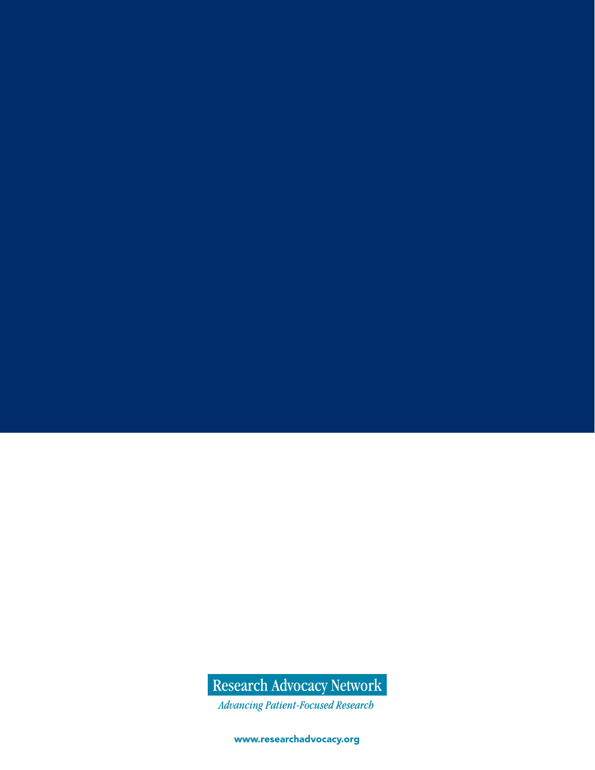Research Advocacy Network

*Advancing Patient-Focused Research*

**www.researchadvocacy.org**